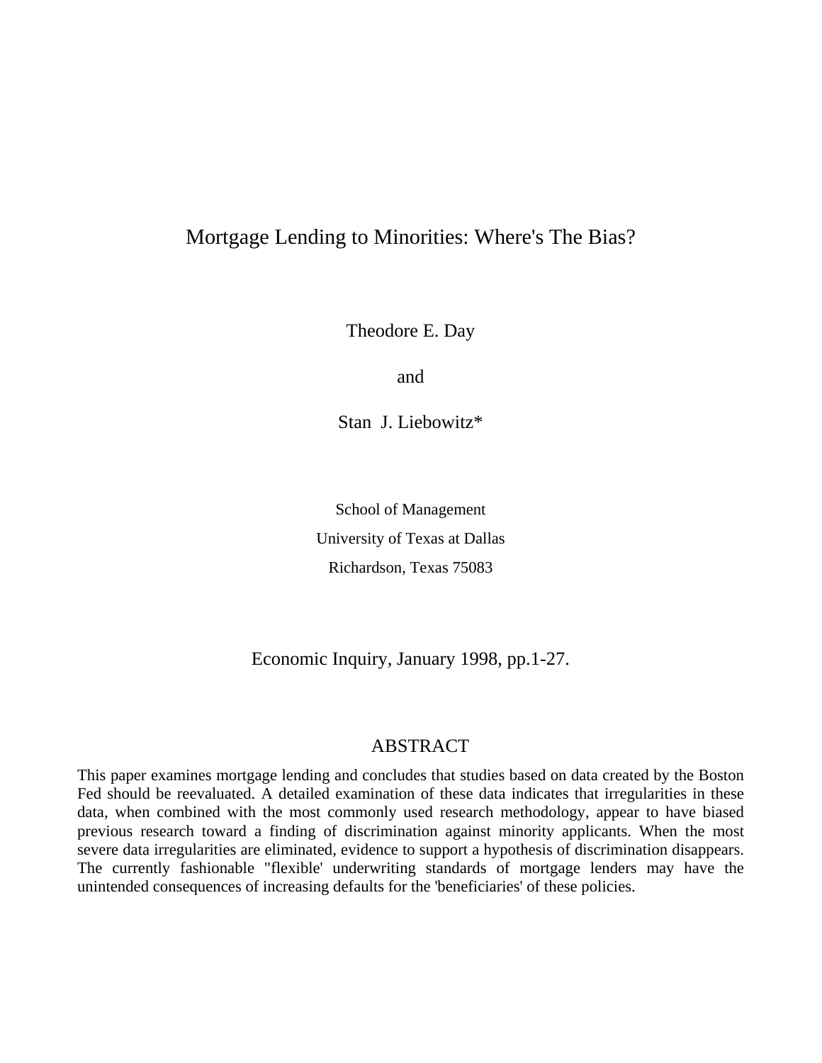# Mortgage Lending to Minorities: Where's The Bias?

Theodore E. Day

and

Stan J. Liebowitz*

School of Management
University of Texas at Dallas
Richardson, Texas 75083

Economic Inquiry, January 1998, pp.1-27.

## ABSTRACT

This paper examines mortgage lending and concludes that studies based on data created by the Boston Fed should be reevaluated. A detailed examination of these data indicates that irregularities in these data, when combined with the most commonly used research methodology, appear to have biased previous research toward a finding of discrimination against minority applicants. When the most severe data irregularities are eliminated, evidence to support a hypothesis of discrimination disappears. The currently fashionable "flexible' underwriting standards of mortgage lenders may have the unintended consequences of increasing defaults for the 'beneficiaries' of these policies.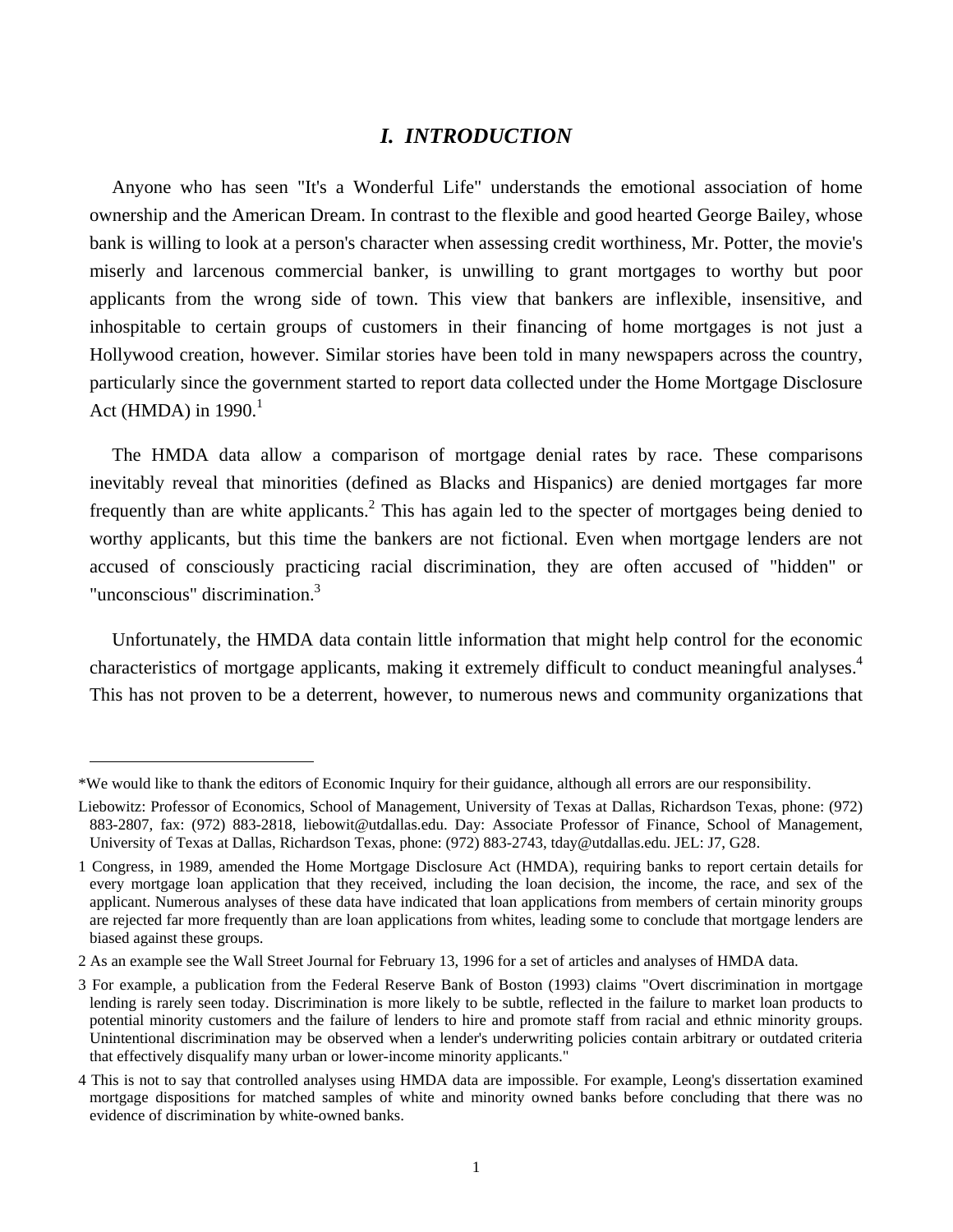## *I. INTRODUCTION*

Anyone who has seen "It's a Wonderful Life" understands the emotional association of home ownership and the American Dream. In contrast to the flexible and good hearted George Bailey, whose bank is willing to look at a person's character when assessing credit worthiness, Mr. Potter, the movie's miserly and larcenous commercial banker, is unwilling to grant mortgages to worthy but poor applicants from the wrong side of town. This view that bankers are inflexible, insensitive, and inhospitable to certain groups of customers in their financing of home mortgages is not just a Hollywood creation, however. Similar stories have been told in many newspapers across the country, particularly since the government started to report data collected under the Home Mortgage Disclosure Act (HMDA) in 1990.[1]

The HMDA data allow a comparison of mortgage denial rates by race. These comparisons inevitably reveal that minorities (defined as Blacks and Hispanics) are denied mortgages far more frequently than are white applicants.[2] This has again led to the specter of mortgages being denied to worthy applicants, but this time the bankers are not fictional. Even when mortgage lenders are not accused of consciously practicing racial discrimination, they are often accused of "hidden" or "unconscious" discrimination.[3]

Unfortunately, the HMDA data contain little information that might help control for the economic characteristics of mortgage applicants, making it extremely difficult to conduct meaningful analyses.[4] This has not proven to be a deterrent, however, to numerous news and community organizations that

---

*We would like to thank the editors of Economic Inquiry for their guidance, although all errors are our responsibility.

Liebowitz: Professor of Economics, School of Management, University of Texas at Dallas, Richardson Texas, phone: (972) 883-2807, fax: (972) 883-2818, liebowit@utdallas.edu. Day: Associate Professor of Finance, School of Management, University of Texas at Dallas, Richardson Texas, phone: (972) 883-2743, tday@utdallas.edu. JEL: J7, G28.

1 Congress, in 1989, amended the Home Mortgage Disclosure Act (HMDA), requiring banks to report certain details for every mortgage loan application that they received, including the loan decision, the income, the race, and sex of the applicant. Numerous analyses of these data have indicated that loan applications from members of certain minority groups are rejected far more frequently than are loan applications from whites, leading some to conclude that mortgage lenders are biased against these groups.

2 As an example see the Wall Street Journal for February 13, 1996 for a set of articles and analyses of HMDA data.

3 For example, a publication from the Federal Reserve Bank of Boston (1993) claims "Overt discrimination in mortgage lending is rarely seen today. Discrimination is more likely to be subtle, reflected in the failure to market loan products to potential minority customers and the failure of lenders to hire and promote staff from racial and ethnic minority groups. Unintentional discrimination may be observed when a lender's underwriting policies contain arbitrary or outdated criteria that effectively disqualify many urban or lower-income minority applicants."

4 This is not to say that controlled analyses using HMDA data are impossible. For example, Leong's dissertation examined mortgage dispositions for matched samples of white and minority owned banks before concluding that there was no evidence of discrimination by white-owned banks.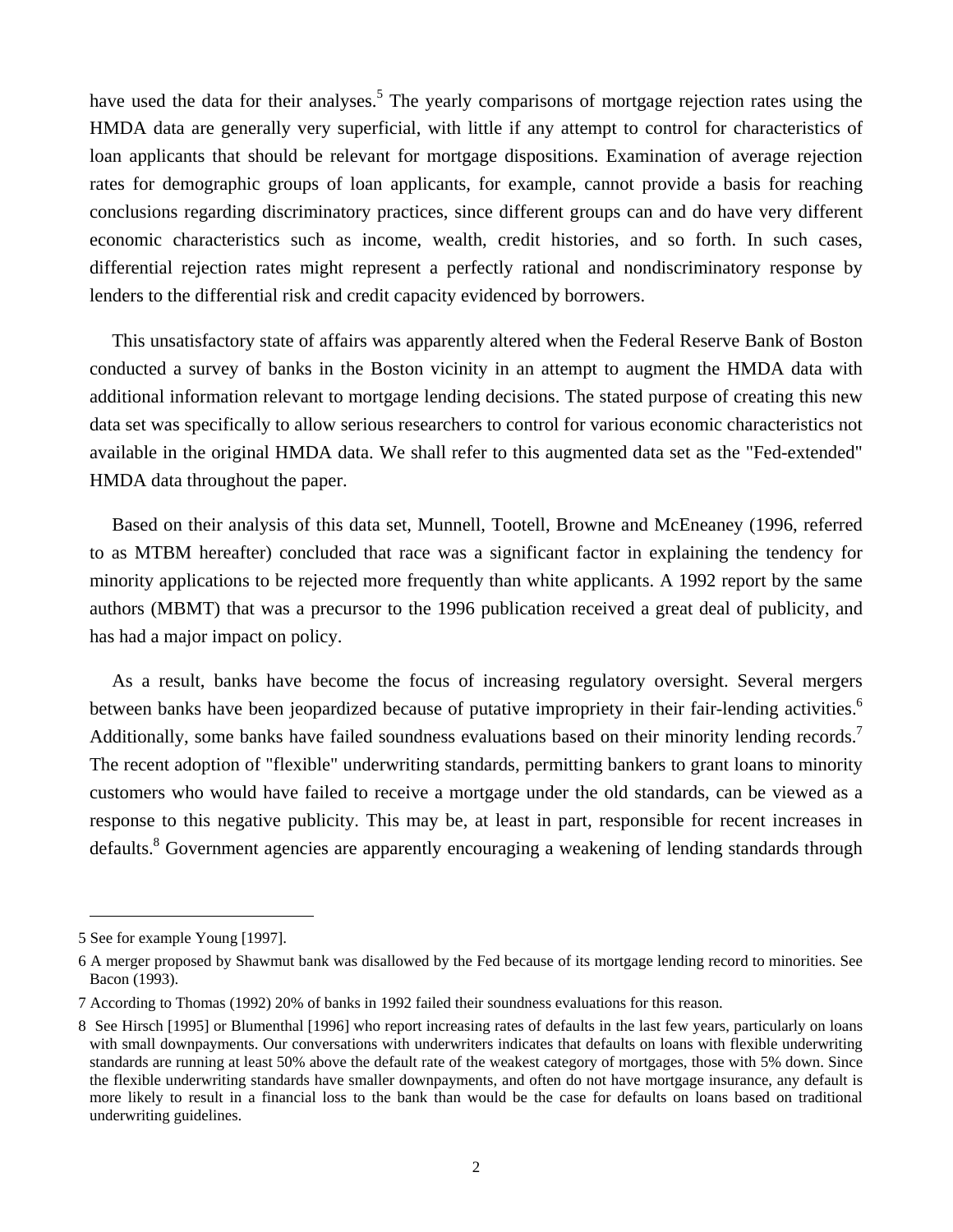have used the data for their analyses.[5] The yearly comparisons of mortgage rejection rates using the HMDA data are generally very superficial, with little if any attempt to control for characteristics of loan applicants that should be relevant for mortgage dispositions. Examination of average rejection rates for demographic groups of loan applicants, for example, cannot provide a basis for reaching conclusions regarding discriminatory practices, since different groups can and do have very different economic characteristics such as income, wealth, credit histories, and so forth. In such cases, differential rejection rates might represent a perfectly rational and nondiscriminatory response by lenders to the differential risk and credit capacity evidenced by borrowers.

This unsatisfactory state of affairs was apparently altered when the Federal Reserve Bank of Boston conducted a survey of banks in the Boston vicinity in an attempt to augment the HMDA data with additional information relevant to mortgage lending decisions. The stated purpose of creating this new data set was specifically to allow serious researchers to control for various economic characteristics not available in the original HMDA data. We shall refer to this augmented data set as the "Fed-extended" HMDA data throughout the paper.

Based on their analysis of this data set, Munnell, Tootell, Browne and McEneaney (1996, referred to as MTBM hereafter) concluded that race was a significant factor in explaining the tendency for minority applications to be rejected more frequently than white applicants. A 1992 report by the same authors (MBMT) that was a precursor to the 1996 publication received a great deal of publicity, and has had a major impact on policy.

As a result, banks have become the focus of increasing regulatory oversight. Several mergers between banks have been jeopardized because of putative impropriety in their fair-lending activities.[6] Additionally, some banks have failed soundness evaluations based on their minority lending records.[7] The recent adoption of "flexible" underwriting standards, permitting bankers to grant loans to minority customers who would have failed to receive a mortgage under the old standards, can be viewed as a response to this negative publicity. This may be, at least in part, responsible for recent increases in defaults.[8] Government agencies are apparently encouraging a weakening of lending standards through

---

5 See for example Young [1997].

6 A merger proposed by Shawmut bank was disallowed by the Fed because of its mortgage lending record to minorities. See Bacon (1993).

7 According to Thomas (1992) 20% of banks in 1992 failed their soundness evaluations for this reason.

8 See Hirsch [1995] or Blumenthal [1996] who report increasing rates of defaults in the last few years, particularly on loans with small downpayments. Our conversations with underwriters indicates that defaults on loans with flexible underwriting standards are running at least 50% above the default rate of the weakest category of mortgages, those with 5% down. Since the flexible underwriting standards have smaller downpayments, and often do not have mortgage insurance, any default is more likely to result in a financial loss to the bank than would be the case for defaults on loans based on traditional underwriting guidelines.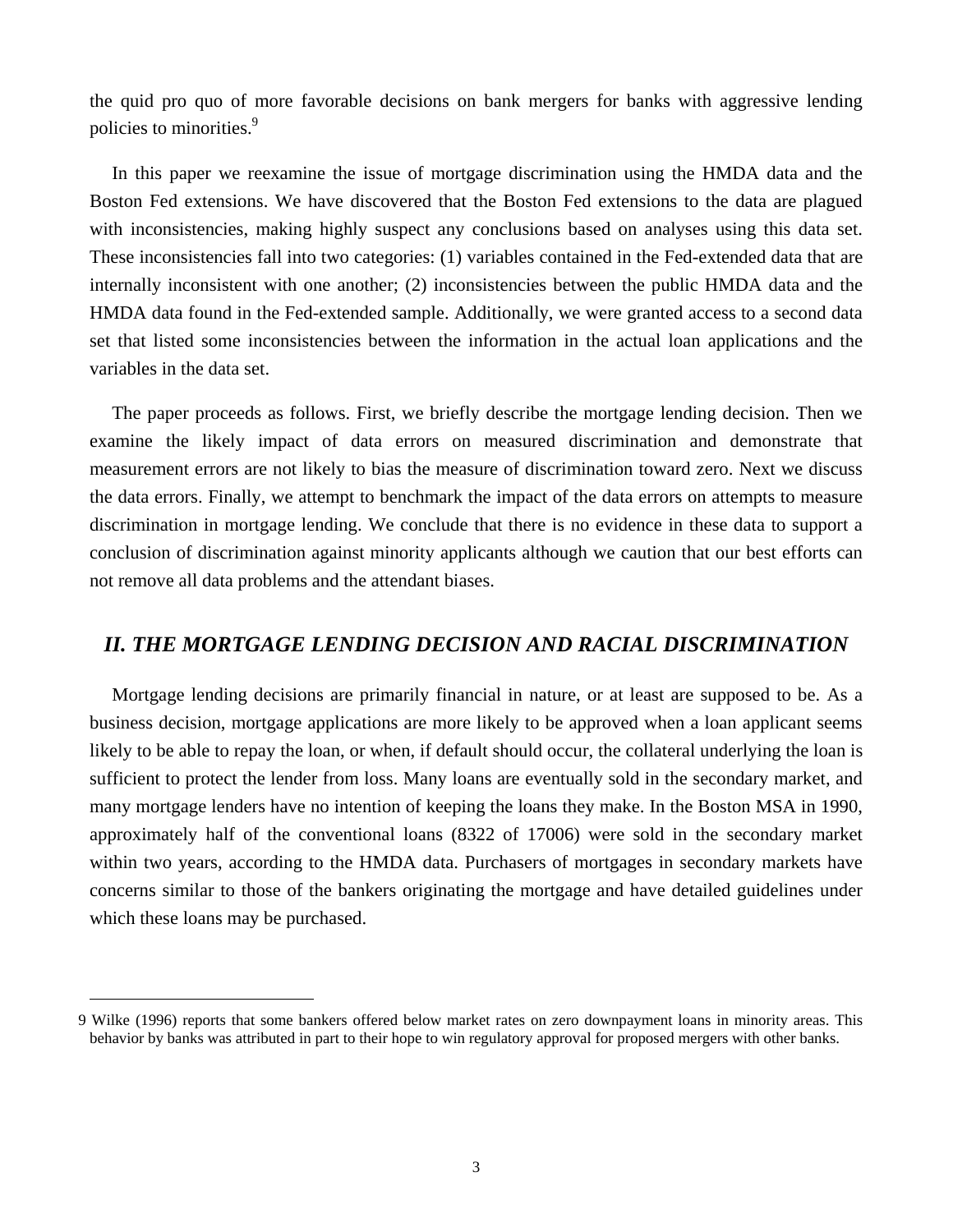the quid pro quo of more favorable decisions on bank mergers for banks with aggressive lending policies to minorities.[9]

In this paper we reexamine the issue of mortgage discrimination using the HMDA data and the Boston Fed extensions. We have discovered that the Boston Fed extensions to the data are plagued with inconsistencies, making highly suspect any conclusions based on analyses using this data set. These inconsistencies fall into two categories: (1) variables contained in the Fed-extended data that are internally inconsistent with one another; (2) inconsistencies between the public HMDA data and the HMDA data found in the Fed-extended sample. Additionally, we were granted access to a second data set that listed some inconsistencies between the information in the actual loan applications and the variables in the data set.

The paper proceeds as follows. First, we briefly describe the mortgage lending decision. Then we examine the likely impact of data errors on measured discrimination and demonstrate that measurement errors are not likely to bias the measure of discrimination toward zero. Next we discuss the data errors. Finally, we attempt to benchmark the impact of the data errors on attempts to measure discrimination in mortgage lending. We conclude that there is no evidence in these data to support a conclusion of discrimination against minority applicants although we caution that our best efforts can not remove all data problems and the attendant biases.

## *II. THE MORTGAGE LENDING DECISION AND RACIAL DISCRIMINATION*

Mortgage lending decisions are primarily financial in nature, or at least are supposed to be. As a business decision, mortgage applications are more likely to be approved when a loan applicant seems likely to be able to repay the loan, or when, if default should occur, the collateral underlying the loan is sufficient to protect the lender from loss. Many loans are eventually sold in the secondary market, and many mortgage lenders have no intention of keeping the loans they make. In the Boston MSA in 1990, approximately half of the conventional loans (8322 of 17006) were sold in the secondary market within two years, according to the HMDA data. Purchasers of mortgages in secondary markets have concerns similar to those of the bankers originating the mortgage and have detailed guidelines under which these loans may be purchased.

---

9 Wilke (1996) reports that some bankers offered below market rates on zero downpayment loans in minority areas. This behavior by banks was attributed in part to their hope to win regulatory approval for proposed mergers with other banks.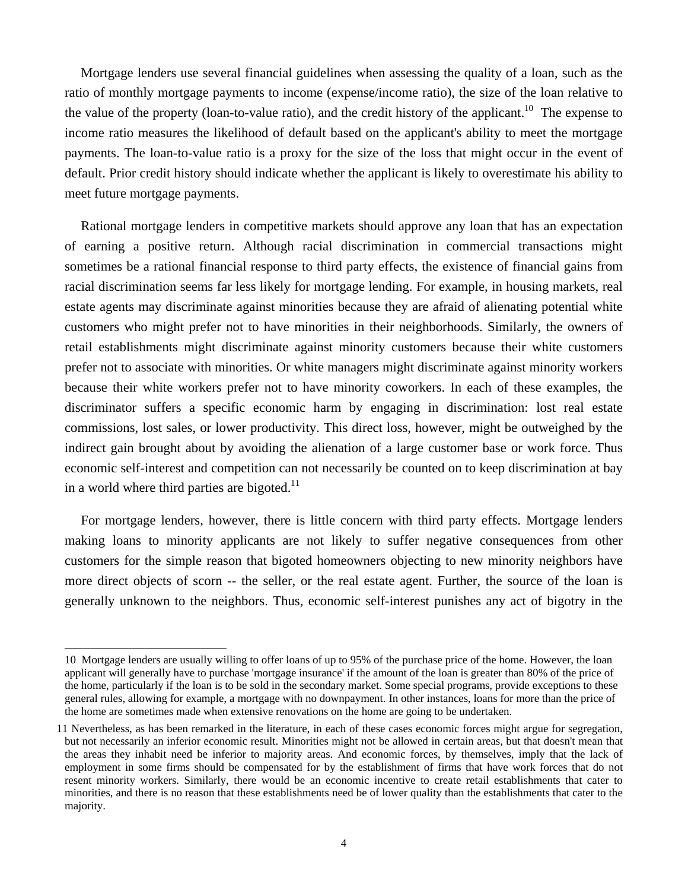Mortgage lenders use several financial guidelines when assessing the quality of a loan, such as the ratio of monthly mortgage payments to income (expense/income ratio), the size of the loan relative to the value of the property (loan-to-value ratio), and the credit history of the applicant.[10] The expense to income ratio measures the likelihood of default based on the applicant's ability to meet the mortgage payments. The loan-to-value ratio is a proxy for the size of the loss that might occur in the event of default. Prior credit history should indicate whether the applicant is likely to overestimate his ability to meet future mortgage payments.

Rational mortgage lenders in competitive markets should approve any loan that has an expectation of earning a positive return. Although racial discrimination in commercial transactions might sometimes be a rational financial response to third party effects, the existence of financial gains from racial discrimination seems far less likely for mortgage lending. For example, in housing markets, real estate agents may discriminate against minorities because they are afraid of alienating potential white customers who might prefer not to have minorities in their neighborhoods. Similarly, the owners of retail establishments might discriminate against minority customers because their white customers prefer not to associate with minorities. Or white managers might discriminate against minority workers because their white workers prefer not to have minority coworkers. In each of these examples, the discriminator suffers a specific economic harm by engaging in discrimination: lost real estate commissions, lost sales, or lower productivity. This direct loss, however, might be outweighed by the indirect gain brought about by avoiding the alienation of a large customer base or work force. Thus economic self-interest and competition can not necessarily be counted on to keep discrimination at bay in a world where third parties are bigoted.[11]

For mortgage lenders, however, there is little concern with third party effects. Mortgage lenders making loans to minority applicants are not likely to suffer negative consequences from other customers for the simple reason that bigoted homeowners objecting to new minority neighbors have more direct objects of scorn -- the seller, or the real estate agent. Further, the source of the loan is generally unknown to the neighbors. Thus, economic self-interest punishes any act of bigotry in the

---

10 Mortgage lenders are usually willing to offer loans of up to 95% of the purchase price of the home. However, the loan applicant will generally have to purchase 'mortgage insurance' if the amount of the loan is greater than 80% of the price of the home, particularly if the loan is to be sold in the secondary market. Some special programs, provide exceptions to these general rules, allowing for example, a mortgage with no downpayment. In other instances, loans for more than the price of the home are sometimes made when extensive renovations on the home are going to be undertaken.

11 Nevertheless, as has been remarked in the literature, in each of these cases economic forces might argue for segregation, but not necessarily an inferior economic result. Minorities might not be allowed in certain areas, but that doesn't mean that the areas they inhabit need be inferior to majority areas. And economic forces, by themselves, imply that the lack of employment in some firms should be compensated for by the establishment of firms that have work forces that do not resent minority workers. Similarly, there would be an economic incentive to create retail establishments that cater to minorities, and there is no reason that these establishments need be of lower quality than the establishments that cater to the majority.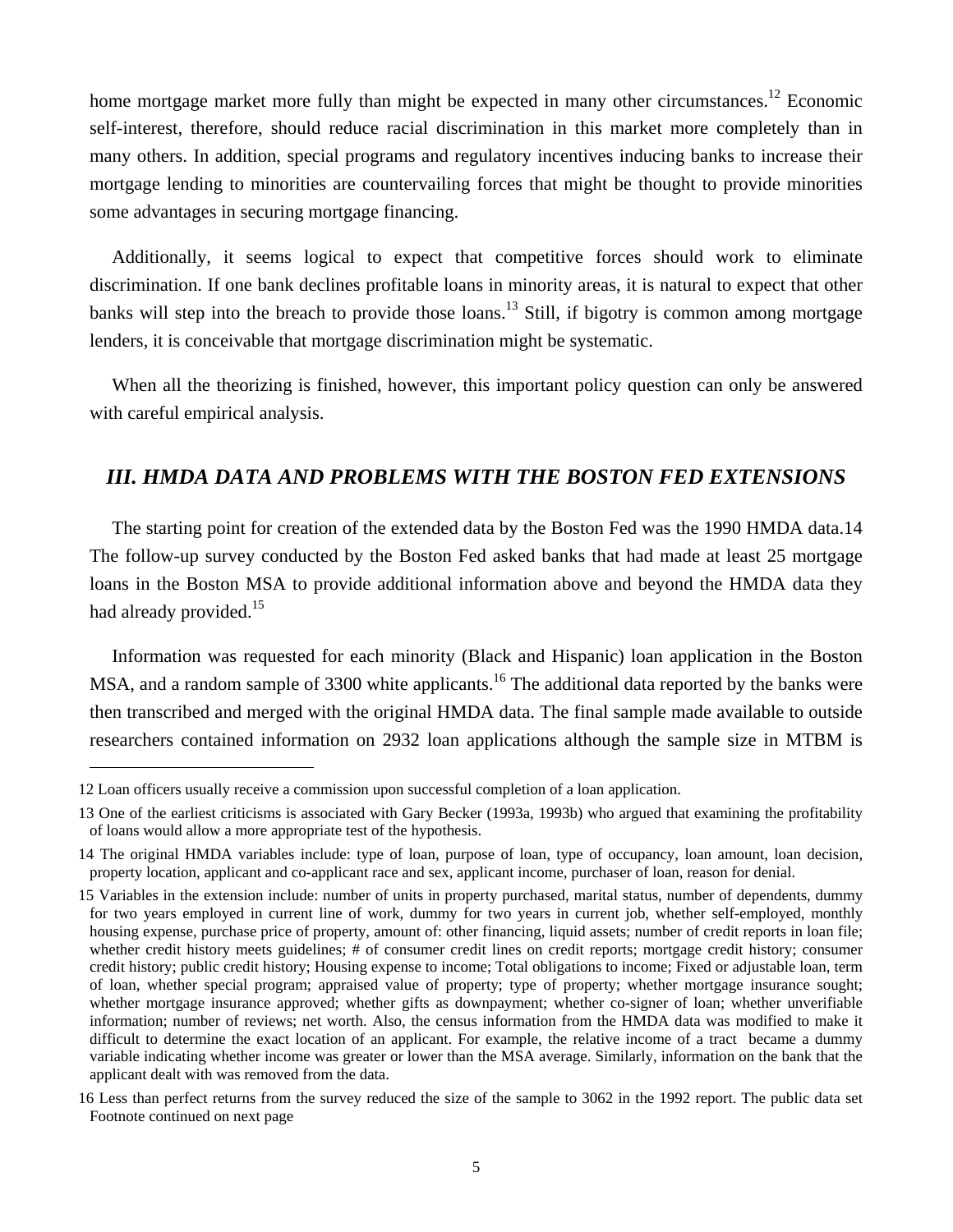home mortgage market more fully than might be expected in many other circumstances.[12] Economic self-interest, therefore, should reduce racial discrimination in this market more completely than in many others. In addition, special programs and regulatory incentives inducing banks to increase their mortgage lending to minorities are countervailing forces that might be thought to provide minorities some advantages in securing mortgage financing.

Additionally, it seems logical to expect that competitive forces should work to eliminate discrimination. If one bank declines profitable loans in minority areas, it is natural to expect that other banks will step into the breach to provide those loans.[13] Still, if bigotry is common among mortgage lenders, it is conceivable that mortgage discrimination might be systematic.

When all the theorizing is finished, however, this important policy question can only be answered with careful empirical analysis.

## *III. HMDA DATA AND PROBLEMS WITH THE BOSTON FED EXTENSIONS*

The starting point for creation of the extended data by the Boston Fed was the 1990 HMDA data.14 The follow-up survey conducted by the Boston Fed asked banks that had made at least 25 mortgage loans in the Boston MSA to provide additional information above and beyond the HMDA data they had already provided.[15]

Information was requested for each minority (Black and Hispanic) loan application in the Boston MSA, and a random sample of 3300 white applicants.[16] The additional data reported by the banks were then transcribed and merged with the original HMDA data. The final sample made available to outside researchers contained information on 2932 loan applications although the sample size in MTBM is

---

12 Loan officers usually receive a commission upon successful completion of a loan application.

13 One of the earliest criticisms is associated with Gary Becker (1993a, 1993b) who argued that examining the profitability of loans would allow a more appropriate test of the hypothesis.

14 The original HMDA variables include: type of loan, purpose of loan, type of occupancy, loan amount, loan decision, property location, applicant and co-applicant race and sex, applicant income, purchaser of loan, reason for denial.

15 Variables in the extension include: number of units in property purchased, marital status, number of dependents, dummy for two years employed in current line of work, dummy for two years in current job, whether self-employed, monthly housing expense, purchase price of property, amount of: other financing, liquid assets; number of credit reports in loan file; whether credit history meets guidelines; # of consumer credit lines on credit reports; mortgage credit history; consumer credit history; public credit history; Housing expense to income; Total obligations to income; Fixed or adjustable loan, term of loan, whether special program; appraised value of property; type of property; whether mortgage insurance sought; whether mortgage insurance approved; whether gifts as downpayment; whether co-signer of loan; whether unverifiable information; number of reviews; net worth. Also, the census information from the HMDA data was modified to make it difficult to determine the exact location of an applicant. For example, the relative income of a tract became a dummy variable indicating whether income was greater or lower than the MSA average. Similarly, information on the bank that the applicant dealt with was removed from the data.

16 Less than perfect returns from the survey reduced the size of the sample to 3062 in the 1992 report. The public data set Footnote continued on next page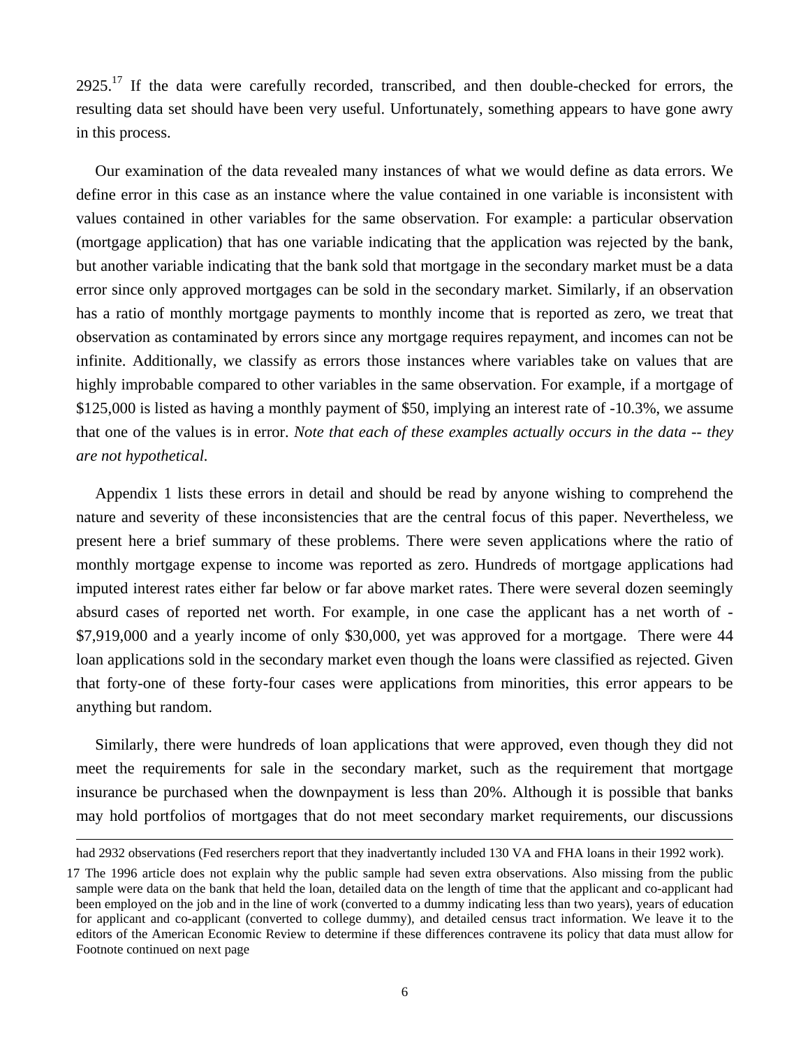2925.[17] If the data were carefully recorded, transcribed, and then double-checked for errors, the resulting data set should have been very useful. Unfortunately, something appears to have gone awry in this process.

Our examination of the data revealed many instances of what we would define as data errors. We define error in this case as an instance where the value contained in one variable is inconsistent with values contained in other variables for the same observation. For example: a particular observation (mortgage application) that has one variable indicating that the application was rejected by the bank, but another variable indicating that the bank sold that mortgage in the secondary market must be a data error since only approved mortgages can be sold in the secondary market. Similarly, if an observation has a ratio of monthly mortgage payments to monthly income that is reported as zero, we treat that observation as contaminated by errors since any mortgage requires repayment, and incomes can not be infinite. Additionally, we classify as errors those instances where variables take on values that are highly improbable compared to other variables in the same observation. For example, if a mortgage of $125,000 is listed as having a monthly payment of $50, implying an interest rate of -10.3%, we assume that one of the values is in error. *Note that each of these examples actually occurs in the data -- they are not hypothetical.*

Appendix 1 lists these errors in detail and should be read by anyone wishing to comprehend the nature and severity of these inconsistencies that are the central focus of this paper. Nevertheless, we present here a brief summary of these problems. There were seven applications where the ratio of monthly mortgage expense to income was reported as zero. Hundreds of mortgage applications had imputed interest rates either far below or far above market rates. There were several dozen seemingly absurd cases of reported net worth. For example, in one case the applicant has a net worth of -$7,919,000 and a yearly income of only $30,000, yet was approved for a mortgage. There were 44 loan applications sold in the secondary market even though the loans were classified as rejected. Given that forty-one of these forty-four cases were applications from minorities, this error appears to be anything but random.

Similarly, there were hundreds of loan applications that were approved, even though they did not meet the requirements for sale in the secondary market, such as the requirement that mortgage insurance be purchased when the downpayment is less than 20%. Although it is possible that banks may hold portfolios of mortgages that do not meet secondary market requirements, our discussions

---

had 2932 observations (Fed reserchers report that they inadvertantly included 130 VA and FHA loans in their 1992 work).

17 The 1996 article does not explain why the public sample had seven extra observations. Also missing from the public sample were data on the bank that held the loan, detailed data on the length of time that the applicant and co-applicant had been employed on the job and in the line of work (converted to a dummy indicating less than two years), years of education for applicant and co-applicant (converted to college dummy), and detailed census tract information. We leave it to the editors of the American Economic Review to determine if these differences contravene its policy that data must allow for Footnote continued on next page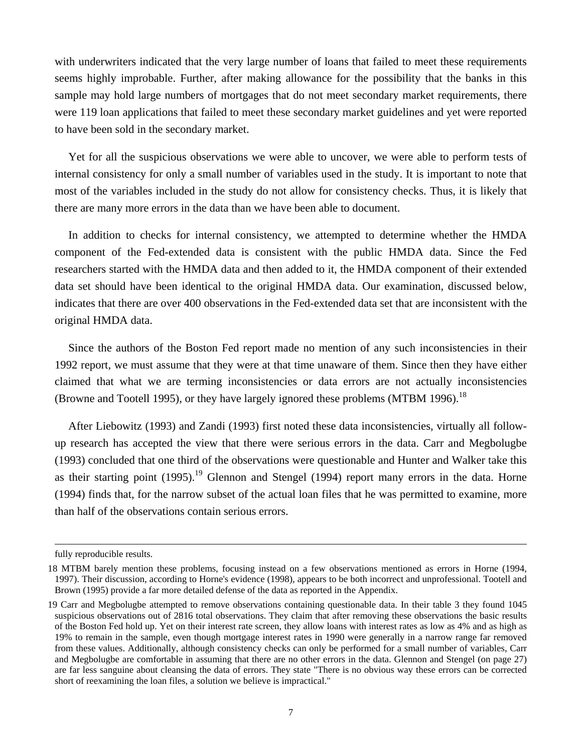with underwriters indicated that the very large number of loans that failed to meet these requirements seems highly improbable. Further, after making allowance for the possibility that the banks in this sample may hold large numbers of mortgages that do not meet secondary market requirements, there were 119 loan applications that failed to meet these secondary market guidelines and yet were reported to have been sold in the secondary market.

Yet for all the suspicious observations we were able to uncover, we were able to perform tests of internal consistency for only a small number of variables used in the study. It is important to note that most of the variables included in the study do not allow for consistency checks. Thus, it is likely that there are many more errors in the data than we have been able to document.

In addition to checks for internal consistency, we attempted to determine whether the HMDA component of the Fed-extended data is consistent with the public HMDA data. Since the Fed researchers started with the HMDA data and then added to it, the HMDA component of their extended data set should have been identical to the original HMDA data. Our examination, discussed below, indicates that there are over 400 observations in the Fed-extended data set that are inconsistent with the original HMDA data.

Since the authors of the Boston Fed report made no mention of any such inconsistencies in their 1992 report, we must assume that they were at that time unaware of them. Since then they have either claimed that what we are terming inconsistencies or data errors are not actually inconsistencies (Browne and Tootell 1995), or they have largely ignored these problems (MTBM 1996).[18]

After Liebowitz (1993) and Zandi (1993) first noted these data inconsistencies, virtually all follow-up research has accepted the view that there were serious errors in the data. Carr and Megbolugbe (1993) concluded that one third of the observations were questionable and Hunter and Walker take this as their starting point (1995).[19] Glennon and Stengel (1994) report many errors in the data. Horne (1994) finds that, for the narrow subset of the actual loan files that he was permitted to examine, more than half of the observations contain serious errors.

---

fully reproducible results.

18 MTBM barely mention these problems, focusing instead on a few observations mentioned as errors in Horne (1994, 1997). Their discussion, according to Horne's evidence (1998), appears to be both incorrect and unprofessional. Tootell and Brown (1995) provide a far more detailed defense of the data as reported in the Appendix.

19 Carr and Megbolugbe attempted to remove observations containing questionable data. In their table 3 they found 1045 suspicious observations out of 2816 total observations. They claim that after removing these observations the basic results of the Boston Fed hold up. Yet on their interest rate screen, they allow loans with interest rates as low as 4% and as high as 19% to remain in the sample, even though mortgage interest rates in 1990 were generally in a narrow range far removed from these values. Additionally, although consistency checks can only be performed for a small number of variables, Carr and Megbolugbe are comfortable in assuming that there are no other errors in the data. Glennon and Stengel (on page 27) are far less sanguine about cleansing the data of errors. They state "There is no obvious way these errors can be corrected short of reexamining the loan files, a solution we believe is impractical."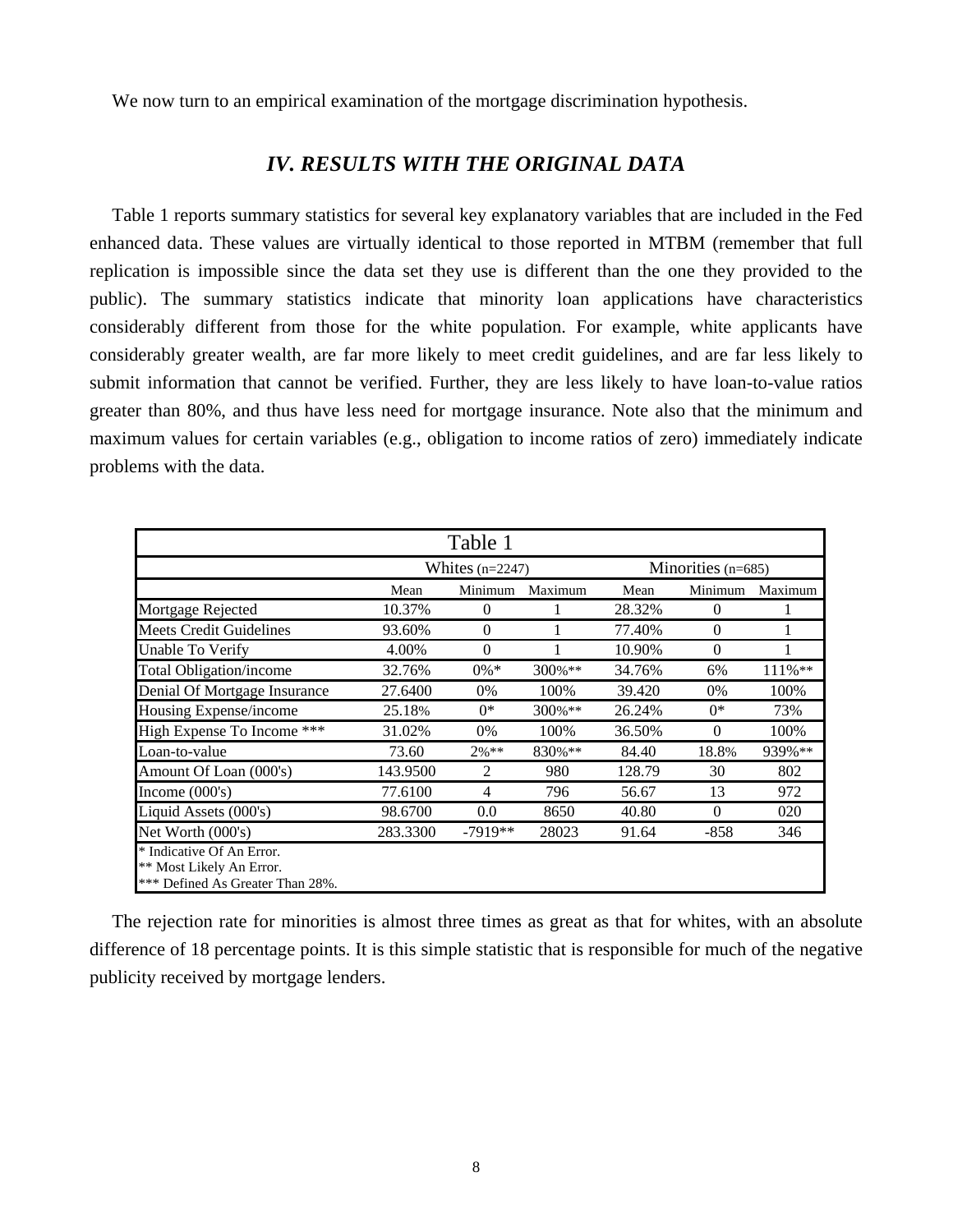We now turn to an empirical examination of the mortgage discrimination hypothesis.

## *IV. RESULTS WITH THE ORIGINAL DATA*

Table 1 reports summary statistics for several key explanatory variables that are included in the Fed enhanced data. These values are virtually identical to those reported in MTBM (remember that full replication is impossible since the data set they use is different than the one they provided to the public). The summary statistics indicate that minority loan applications have characteristics considerably different from those for the white population. For example, white applicants have considerably greater wealth, are far more likely to meet credit guidelines, and are far less likely to submit information that cannot be verified. Further, they are less likely to have loan-to-value ratios greater than 80%, and thus have less need for mortgage insurance. Note also that the minimum and maximum values for certain variables (e.g., obligation to income ratios of zero) immediately indicate problems with the data.

Table 1

| | Whites (n=2247) | | | Minorities (n=685) | | |
|---|---|---|---|---|---|---|
| | Mean | Minimum | Maximum | Mean | Minimum | Maximum |
| Mortgage Rejected | 10.37% | 0 | 1 | 28.32% | 0 | 1 |
| Meets Credit Guidelines | 93.60% | 0 | 1 | 77.40% | 0 | 1 |
| Unable To Verify | 4.00% | 0 | 1 | 10.90% | 0 | 1 |
| Total Obligation/income | 32.76% | 0%* | 300%** | 34.76% | 6% | 111%** |
| Denial Of Mortgage Insurance | 27.6400 | 0% | 100% | 39.420 | 0% | 100% |
| Housing Expense/income | 25.18% | 0* | 300%** | 26.24% | 0* | 73% |
| High Expense To Income *** | 31.02% | 0% | 100% | 36.50% | 0 | 100% |
| Loan-to-value | 73.60 | 2%** | 830%** | 84.40 | 18.8% | 939%** |
| Amount Of Loan (000's) | 143.9500 | 2 | 980 | 128.79 | 30 | 802 |
| Income (000's) | 77.6100 | 4 | 796 | 56.67 | 13 | 972 |
| Liquid Assets (000's) | 98.6700 | 0.0 | 8650 | 40.80 | 0 | 020 |
| Net Worth (000's) | 283.3300 | -7919** | 28023 | 91.64 | -858 | 346 |

* Indicative Of An Error.
** Most Likely An Error.
*** Defined As Greater Than 28%.

The rejection rate for minorities is almost three times as great as that for whites, with an absolute difference of 18 percentage points. It is this simple statistic that is responsible for much of the negative publicity received by mortgage lenders.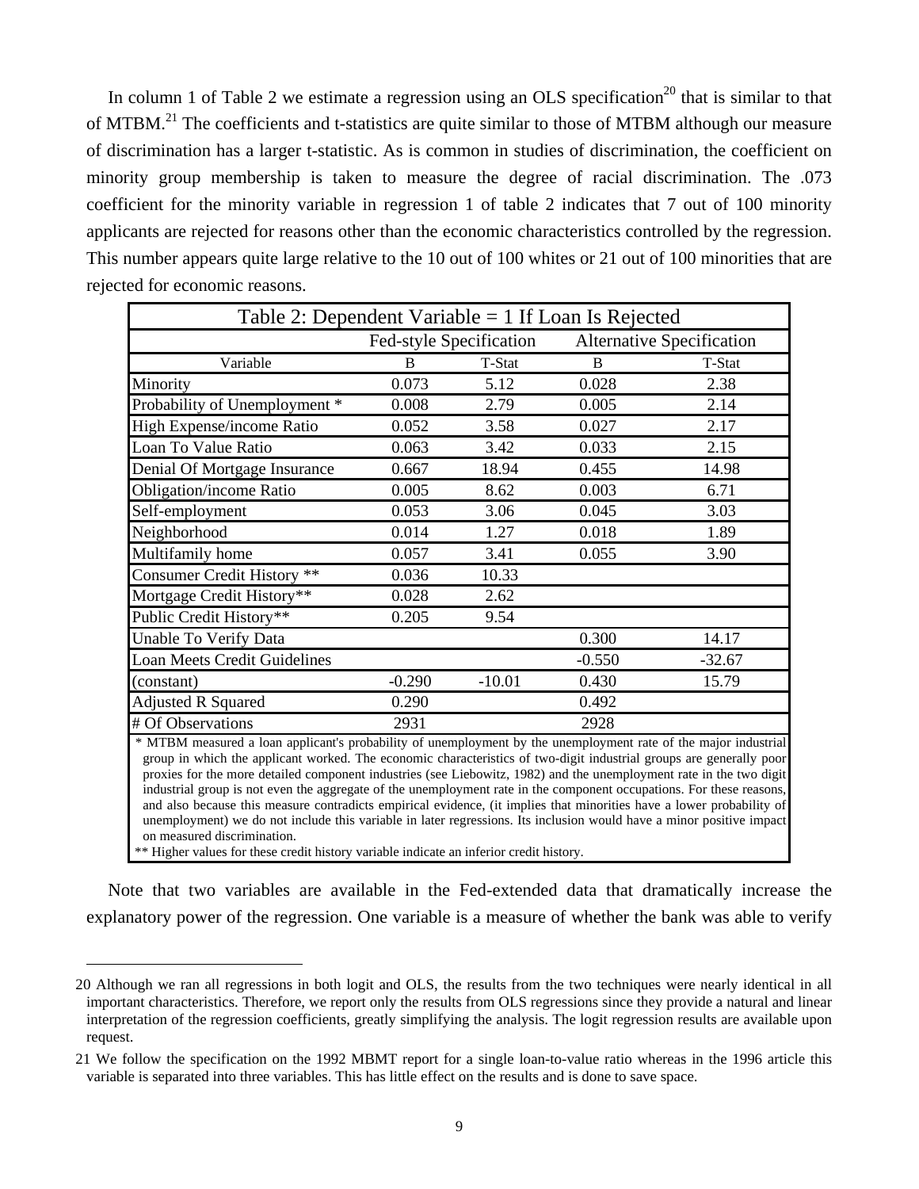In column 1 of Table 2 we estimate a regression using an OLS specification[20] that is similar to that of MTBM.[21] The coefficients and t-statistics are quite similar to those of MTBM although our measure of discrimination has a larger t-statistic. As is common in studies of discrimination, the coefficient on minority group membership is taken to measure the degree of racial discrimination. The .073 coefficient for the minority variable in regression 1 of table 2 indicates that 7 out of 100 minority applicants are rejected for reasons other than the economic characteristics controlled by the regression. This number appears quite large relative to the 10 out of 100 whites or 21 out of 100 minorities that are rejected for economic reasons.

| Table 2: Dependent Variable = 1 If Loan Is Rejected | | | | |
|---|---|---|---|---|
| | Fed-style Specification | | Alternative Specification | |
| Variable | B | T-Stat | B | T-Stat |
| Minority | 0.073 | 5.12 | 0.028 | 2.38 |
| Probability of Unemployment * | 0.008 | 2.79 | 0.005 | 2.14 |
| High Expense/income Ratio | 0.052 | 3.58 | 0.027 | 2.17 |
| Loan To Value Ratio | 0.063 | 3.42 | 0.033 | 2.15 |
| Denial Of Mortgage Insurance | 0.667 | 18.94 | 0.455 | 14.98 |
| Obligation/income Ratio | 0.005 | 8.62 | 0.003 | 6.71 |
| Self-employment | 0.053 | 3.06 | 0.045 | 3.03 |
| Neighborhood | 0.014 | 1.27 | 0.018 | 1.89 |
| Multifamily home | 0.057 | 3.41 | 0.055 | 3.90 |
| Consumer Credit History ** | 0.036 | 10.33 | | |
| Mortgage Credit History** | 0.028 | 2.62 | | |
| Public Credit History** | 0.205 | 9.54 | | |
| Unable To Verify Data | | | 0.300 | 14.17 |
| Loan Meets Credit Guidelines | | | -0.550 | -32.67 |
| (constant) | -0.290 | -10.01 | 0.430 | 15.79 |
| Adjusted R Squared | 0.290 | | 0.492 | |
| # Of Observations | 2931 | | 2928 | |

\* MTBM measured a loan applicant's probability of unemployment by the unemployment rate of the major industrial group in which the applicant worked. The economic characteristics of two-digit industrial groups are generally poor proxies for the more detailed component industries (see Liebowitz, 1982) and the unemployment rate in the two digit industrial group is not even the aggregate of the unemployment rate in the component occupations. For these reasons, and also because this measure contradicts empirical evidence, (it implies that minorities have a lower probability of unemployment) we do not include this variable in later regressions. Its inclusion would have a minor positive impact on measured discrimination.

\*\* Higher values for these credit history variable indicate an inferior credit history.

Note that two variables are available in the Fed-extended data that dramatically increase the explanatory power of the regression. One variable is a measure of whether the bank was able to verify

---

20 Although we ran all regressions in both logit and OLS, the results from the two techniques were nearly identical in all important characteristics. Therefore, we report only the results from OLS regressions since they provide a natural and linear interpretation of the regression coefficients, greatly simplifying the analysis. The logit regression results are available upon request.

21 We follow the specification on the 1992 MBMT report for a single loan-to-value ratio whereas in the 1996 article this variable is separated into three variables. This has little effect on the results and is done to save space.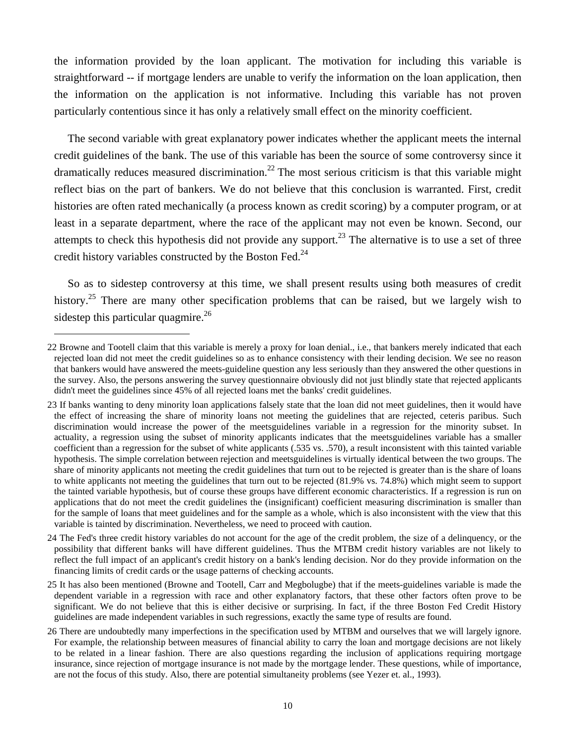the information provided by the loan applicant. The motivation for including this variable is straightforward -- if mortgage lenders are unable to verify the information on the loan application, then the information on the application is not informative. Including this variable has not proven particularly contentious since it has only a relatively small effect on the minority coefficient.

The second variable with great explanatory power indicates whether the applicant meets the internal credit guidelines of the bank. The use of this variable has been the source of some controversy since it dramatically reduces measured discrimination.[22] The most serious criticism is that this variable might reflect bias on the part of bankers. We do not believe that this conclusion is warranted. First, credit histories are often rated mechanically (a process known as credit scoring) by a computer program, or at least in a separate department, where the race of the applicant may not even be known. Second, our attempts to check this hypothesis did not provide any support.[23] The alternative is to use a set of three credit history variables constructed by the Boston Fed.[24]

So as to sidestep controversy at this time, we shall present results using both measures of credit history.[25] There are many other specification problems that can be raised, but we largely wish to sidestep this particular quagmire.[26]

---

22 Browne and Tootell claim that this variable is merely a proxy for loan denial., i.e., that bankers merely indicated that each rejected loan did not meet the credit guidelines so as to enhance consistency with their lending decision. We see no reason that bankers would have answered the meets-guideline question any less seriously than they answered the other questions in the survey. Also, the persons answering the survey questionnaire obviously did not just blindly state that rejected applicants didn't meet the guidelines since 45% of all rejected loans met the banks' credit guidelines.

23 If banks wanting to deny minority loan applications falsely state that the loan did not meet guidelines, then it would have the effect of increasing the share of minority loans not meeting the guidelines that are rejected, ceteris paribus. Such discrimination would increase the power of the meetsguidelines variable in a regression for the minority subset. In actuality, a regression using the subset of minority applicants indicates that the meetsguidelines variable has a smaller coefficient than a regression for the subset of white applicants (.535 vs. .570), a result inconsistent with this tainted variable hypothesis. The simple correlation between rejection and meetsguidelines is virtually identical between the two groups. The share of minority applicants not meeting the credit guidelines that turn out to be rejected is greater than is the share of loans to white applicants not meeting the guidelines that turn out to be rejected (81.9% vs. 74.8%) which might seem to support the tainted variable hypothesis, but of course these groups have different economic characteristics. If a regression is run on applications that do not meet the credit guidelines the (insignificant) coefficient measuring discrimination is smaller than for the sample of loans that meet guidelines and for the sample as a whole, which is also inconsistent with the view that this variable is tainted by discrimination. Nevertheless, we need to proceed with caution.

24 The Fed's three credit history variables do not account for the age of the credit problem, the size of a delinquency, or the possibility that different banks will have different guidelines. Thus the MTBM credit history variables are not likely to reflect the full impact of an applicant's credit history on a bank's lending decision. Nor do they provide information on the financing limits of credit cards or the usage patterns of checking accounts.

25 It has also been mentioned (Browne and Tootell, Carr and Megbolugbe) that if the meets-guidelines variable is made the dependent variable in a regression with race and other explanatory factors, that these other factors often prove to be significant. We do not believe that this is either decisive or surprising. In fact, if the three Boston Fed Credit History guidelines are made independent variables in such regressions, exactly the same type of results are found.

26 There are undoubtedly many imperfections in the specification used by MTBM and ourselves that we will largely ignore. For example, the relationship between measures of financial ability to carry the loan and mortgage decisions are not likely to be related in a linear fashion. There are also questions regarding the inclusion of applications requiring mortgage insurance, since rejection of mortgage insurance is not made by the mortgage lender. These questions, while of importance, are not the focus of this study. Also, there are potential simultaneity problems (see Yezer et. al., 1993).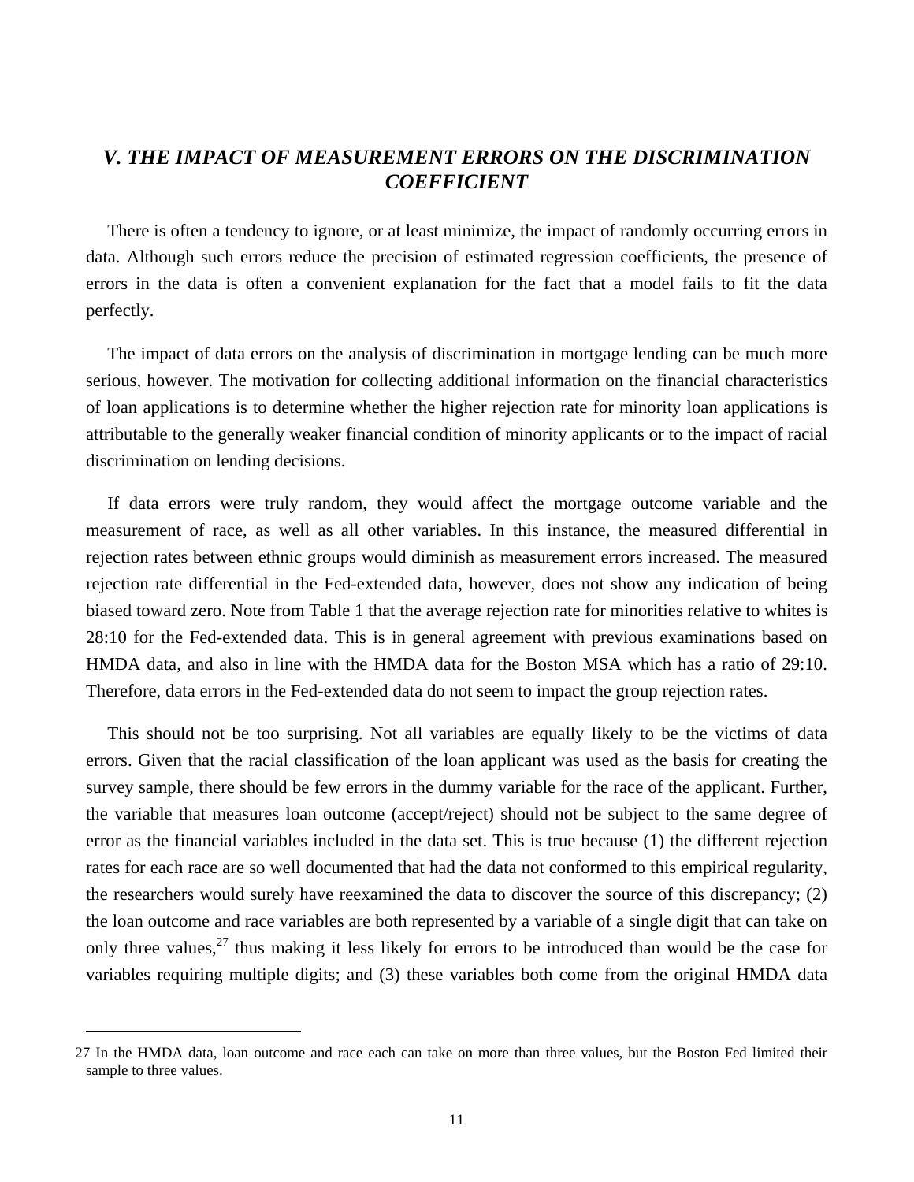## *V. THE IMPACT OF MEASUREMENT ERRORS ON THE DISCRIMINATION COEFFICIENT*

There is often a tendency to ignore, or at least minimize, the impact of randomly occurring errors in data. Although such errors reduce the precision of estimated regression coefficients, the presence of errors in the data is often a convenient explanation for the fact that a model fails to fit the data perfectly.

The impact of data errors on the analysis of discrimination in mortgage lending can be much more serious, however. The motivation for collecting additional information on the financial characteristics of loan applications is to determine whether the higher rejection rate for minority loan applications is attributable to the generally weaker financial condition of minority applicants or to the impact of racial discrimination on lending decisions.

If data errors were truly random, they would affect the mortgage outcome variable and the measurement of race, as well as all other variables. In this instance, the measured differential in rejection rates between ethnic groups would diminish as measurement errors increased. The measured rejection rate differential in the Fed-extended data, however, does not show any indication of being biased toward zero. Note from Table 1 that the average rejection rate for minorities relative to whites is 28:10 for the Fed-extended data. This is in general agreement with previous examinations based on HMDA data, and also in line with the HMDA data for the Boston MSA which has a ratio of 29:10. Therefore, data errors in the Fed-extended data do not seem to impact the group rejection rates.

This should not be too surprising. Not all variables are equally likely to be the victims of data errors. Given that the racial classification of the loan applicant was used as the basis for creating the survey sample, there should be few errors in the dummy variable for the race of the applicant. Further, the variable that measures loan outcome (accept/reject) should not be subject to the same degree of error as the financial variables included in the data set. This is true because (1) the different rejection rates for each race are so well documented that had the data not conformed to this empirical regularity, the researchers would surely have reexamined the data to discover the source of this discrepancy; (2) the loan outcome and race variables are both represented by a variable of a single digit that can take on only three values,[27] thus making it less likely for errors to be introduced than would be the case for variables requiring multiple digits; and (3) these variables both come from the original HMDA data

---

27 In the HMDA data, loan outcome and race each can take on more than three values, but the Boston Fed limited their sample to three values.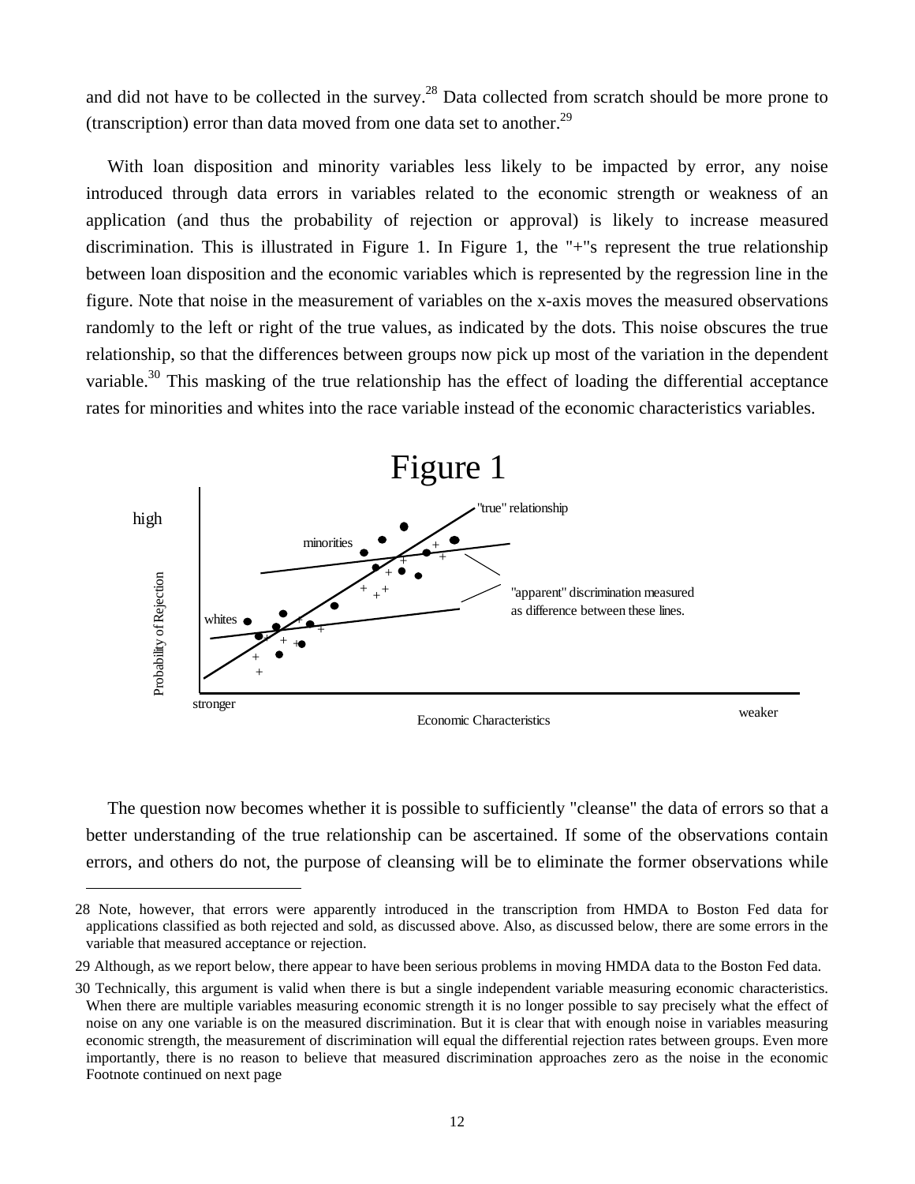and did not have to be collected in the survey.[28] Data collected from scratch should be more prone to (transcription) error than data moved from one data set to another.[29]

With loan disposition and minority variables less likely to be impacted by error, any noise introduced through data errors in variables related to the economic strength or weakness of an application (and thus the probability of rejection or approval) is likely to increase measured discrimination. This is illustrated in Figure 1. In Figure 1, the "+"s represent the true relationship between loan disposition and the economic variables which is represented by the regression line in the figure. Note that noise in the measurement of variables on the x-axis moves the measured observations randomly to the left or right of the true values, as indicated by the dots. This noise obscures the true relationship, so that the differences between groups now pick up most of the variation in the dependent variable.[30] This masking of the true relationship has the effect of loading the differential acceptance rates for minorities and whites into the race variable instead of the economic characteristics variables.

Figure 1

high

"true" relationship

minorities

"apparent" discrimination measured as difference between these lines.

whites

Probability of Rejection

stronger

Economic Characteristics

weaker

The question now becomes whether it is possible to sufficiently "cleanse" the data of errors so that a better understanding of the true relationship can be ascertained. If some of the observations contain errors, and others do not, the purpose of cleansing will be to eliminate the former observations while

---

28 Note, however, that errors were apparently introduced in the transcription from HMDA to Boston Fed data for applications classified as both rejected and sold, as discussed above. Also, as discussed below, there are some errors in the variable that measured acceptance or rejection.

29 Although, as we report below, there appear to have been serious problems in moving HMDA data to the Boston Fed data.

30 Technically, this argument is valid when there is but a single independent variable measuring economic characteristics. When there are multiple variables measuring economic strength it is no longer possible to say precisely what the effect of noise on any one variable is on the measured discrimination. But it is clear that with enough noise in variables measuring economic strength, the measurement of discrimination will equal the differential rejection rates between groups. Even more importantly, there is no reason to believe that measured discrimination approaches zero as the noise in the economic Footnote continued on next page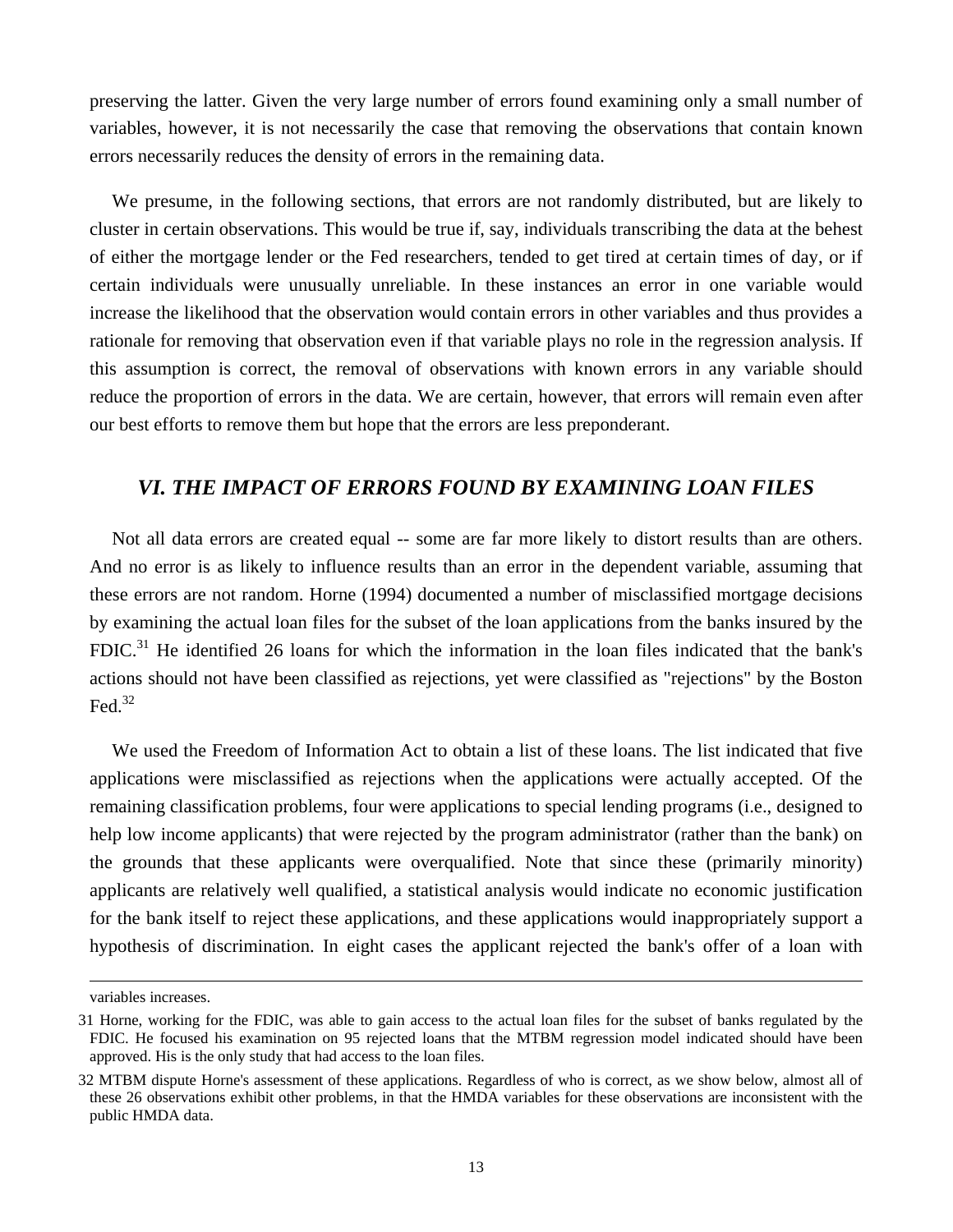preserving the latter. Given the very large number of errors found examining only a small number of variables, however, it is not necessarily the case that removing the observations that contain known errors necessarily reduces the density of errors in the remaining data.

We presume, in the following sections, that errors are not randomly distributed, but are likely to cluster in certain observations. This would be true if, say, individuals transcribing the data at the behest of either the mortgage lender or the Fed researchers, tended to get tired at certain times of day, or if certain individuals were unusually unreliable. In these instances an error in one variable would increase the likelihood that the observation would contain errors in other variables and thus provides a rationale for removing that observation even if that variable plays no role in the regression analysis. If this assumption is correct, the removal of observations with known errors in any variable should reduce the proportion of errors in the data. We are certain, however, that errors will remain even after our best efforts to remove them but hope that the errors are less preponderant.

## *VI. THE IMPACT OF ERRORS FOUND BY EXAMINING LOAN FILES*

Not all data errors are created equal -- some are far more likely to distort results than are others. And no error is as likely to influence results than an error in the dependent variable, assuming that these errors are not random. Horne (1994) documented a number of misclassified mortgage decisions by examining the actual loan files for the subset of the loan applications from the banks insured by the FDIC.[31] He identified 26 loans for which the information in the loan files indicated that the bank's actions should not have been classified as rejections, yet were classified as "rejections" by the Boston Fed.[32]

We used the Freedom of Information Act to obtain a list of these loans. The list indicated that five applications were misclassified as rejections when the applications were actually accepted. Of the remaining classification problems, four were applications to special lending programs (i.e., designed to help low income applicants) that were rejected by the program administrator (rather than the bank) on the grounds that these applicants were overqualified. Note that since these (primarily minority) applicants are relatively well qualified, a statistical analysis would indicate no economic justification for the bank itself to reject these applications, and these applications would inappropriately support a hypothesis of discrimination. In eight cases the applicant rejected the bank's offer of a loan with

---

variables increases.

31 Horne, working for the FDIC, was able to gain access to the actual loan files for the subset of banks regulated by the FDIC. He focused his examination on 95 rejected loans that the MTBM regression model indicated should have been approved. His is the only study that had access to the loan files.

32 MTBM dispute Horne's assessment of these applications. Regardless of who is correct, as we show below, almost all of these 26 observations exhibit other problems, in that the HMDA variables for these observations are inconsistent with the public HMDA data.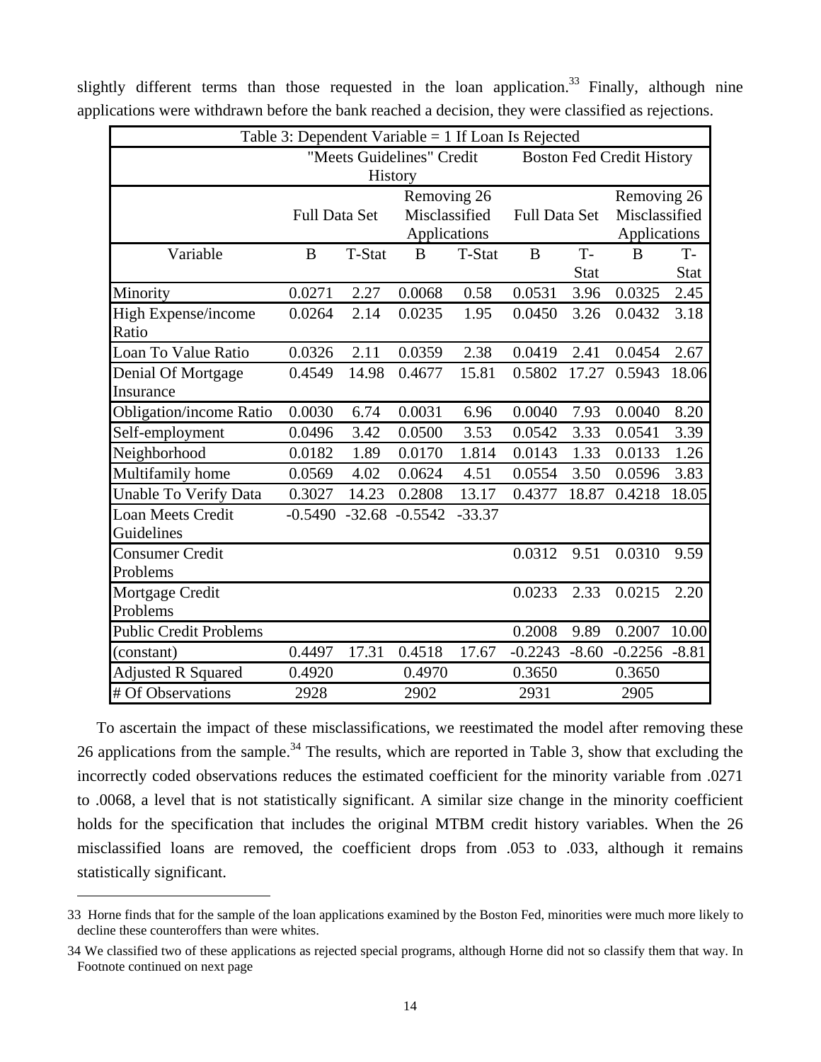slightly different terms than those requested in the loan application.[33] Finally, although nine applications were withdrawn before the bank reached a decision, they were classified as rejections.

| Table 3: Dependent Variable = 1 If Loan Is Rejected | | | | | | | | |
|---|---|---|---|---|---|---|---|---|
| | "Meets Guidelines" Credit History | | | | Boston Fed Credit History | | | |
| | Full Data Set | | Removing 26 Misclassified Applications | | Full Data Set | | Removing 26 Misclassified Applications | |
| Variable | B | T-Stat | B | T-Stat | B | T-Stat | B | T-Stat |
| Minority | 0.0271 | 2.27 | 0.0068 | 0.58 | 0.0531 | 3.96 | 0.0325 | 2.45 |
| High Expense/income Ratio | 0.0264 | 2.14 | 0.0235 | 1.95 | 0.0450 | 3.26 | 0.0432 | 3.18 |
| Loan To Value Ratio | 0.0326 | 2.11 | 0.0359 | 2.38 | 0.0419 | 2.41 | 0.0454 | 2.67 |
| Denial Of Mortgage Insurance | 0.4549 | 14.98 | 0.4677 | 15.81 | 0.5802 | 17.27 | 0.5943 | 18.06 |
| Obligation/income Ratio | 0.0030 | 6.74 | 0.0031 | 6.96 | 0.0040 | 7.93 | 0.0040 | 8.20 |
| Self-employment | 0.0496 | 3.42 | 0.0500 | 3.53 | 0.0542 | 3.33 | 0.0541 | 3.39 |
| Neighborhood | 0.0182 | 1.89 | 0.0170 | 1.814 | 0.0143 | 1.33 | 0.0133 | 1.26 |
| Multifamily home | 0.0569 | 4.02 | 0.0624 | 4.51 | 0.0554 | 3.50 | 0.0596 | 3.83 |
| Unable To Verify Data | 0.3027 | 14.23 | 0.2808 | 13.17 | 0.4377 | 18.87 | 0.4218 | 18.05 |
| Loan Meets Credit Guidelines | -0.5490 | -32.68 | -0.5542 | -33.37 | | | | |
| Consumer Credit Problems | | | | | 0.0312 | 9.51 | 0.0310 | 9.59 |
| Mortgage Credit Problems | | | | | 0.0233 | 2.33 | 0.0215 | 2.20 |
| Public Credit Problems | | | | | 0.2008 | 9.89 | 0.2007 | 10.00 |
| (constant) | 0.4497 | 17.31 | 0.4518 | 17.67 | -0.2243 | -8.60 | -0.2256 | -8.81 |
| Adjusted R Squared | 0.4920 | | 0.4970 | | 0.3650 | | 0.3650 | |
| # Of Observations | 2928 | | 2902 | | 2931 | | 2905 | |

To ascertain the impact of these misclassifications, we reestimated the model after removing these 26 applications from the sample.[34] The results, which are reported in Table 3, show that excluding the incorrectly coded observations reduces the estimated coefficient for the minority variable from .0271 to .0068, a level that is not statistically significant. A similar size change in the minority coefficient holds for the specification that includes the original MTBM credit history variables. When the 26 misclassified loans are removed, the coefficient drops from .053 to .033, although it remains statistically significant.

---

33 Horne finds that for the sample of the loan applications examined by the Boston Fed, minorities were much more likely to decline these counteroffers than were whites.

34 We classified two of these applications as rejected special programs, although Horne did not so classify them that way. In Footnote continued on next page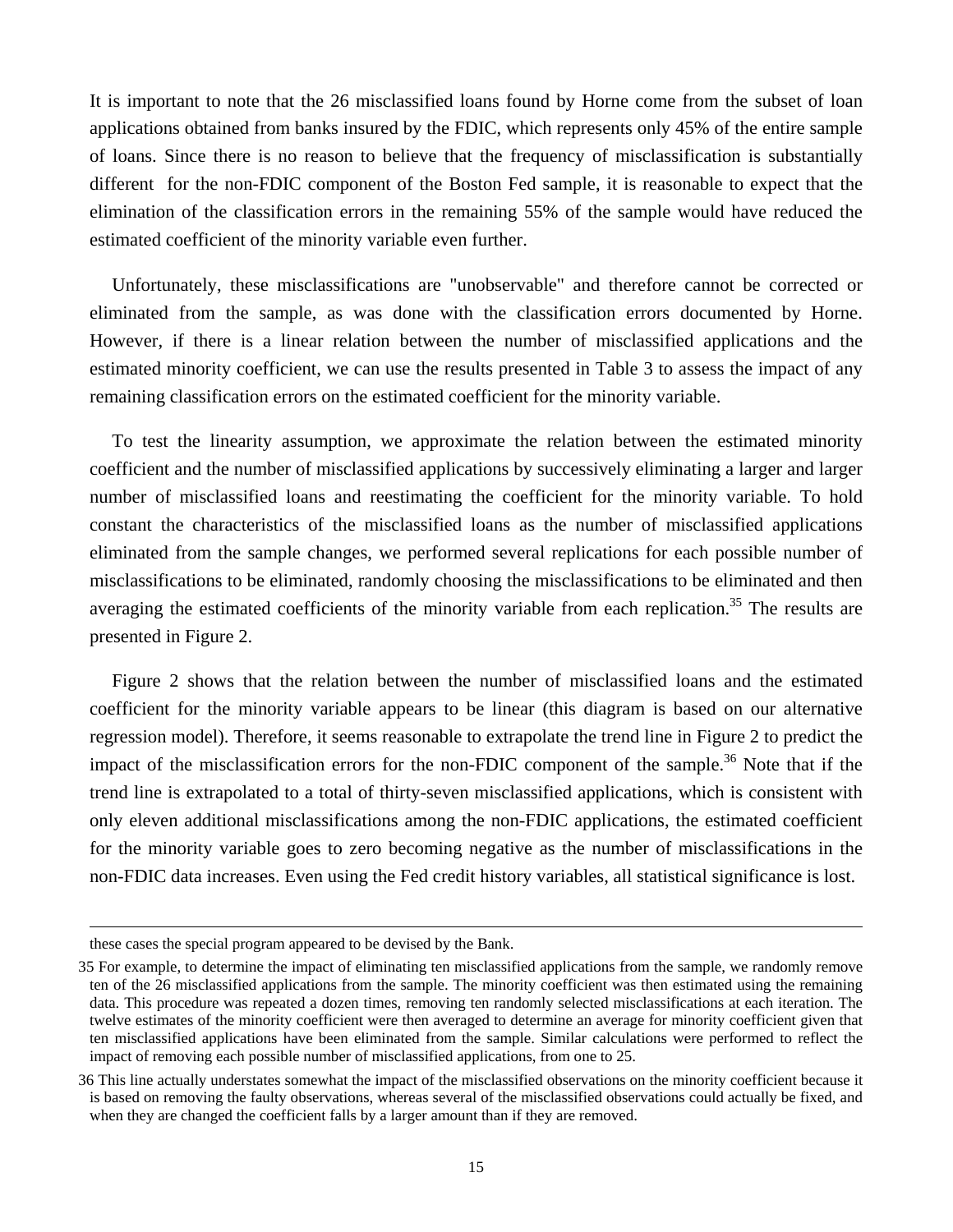It is important to note that the 26 misclassified loans found by Horne come from the subset of loan applications obtained from banks insured by the FDIC, which represents only 45% of the entire sample of loans. Since there is no reason to believe that the frequency of misclassification is substantially different for the non-FDIC component of the Boston Fed sample, it is reasonable to expect that the elimination of the classification errors in the remaining 55% of the sample would have reduced the estimated coefficient of the minority variable even further.

Unfortunately, these misclassifications are "unobservable" and therefore cannot be corrected or eliminated from the sample, as was done with the classification errors documented by Horne. However, if there is a linear relation between the number of misclassified applications and the estimated minority coefficient, we can use the results presented in Table 3 to assess the impact of any remaining classification errors on the estimated coefficient for the minority variable.

To test the linearity assumption, we approximate the relation between the estimated minority coefficient and the number of misclassified applications by successively eliminating a larger and larger number of misclassified loans and reestimating the coefficient for the minority variable. To hold constant the characteristics of the misclassified loans as the number of misclassified applications eliminated from the sample changes, we performed several replications for each possible number of misclassifications to be eliminated, randomly choosing the misclassifications to be eliminated and then averaging the estimated coefficients of the minority variable from each replication.[35] The results are presented in Figure 2.

Figure 2 shows that the relation between the number of misclassified loans and the estimated coefficient for the minority variable appears to be linear (this diagram is based on our alternative regression model). Therefore, it seems reasonable to extrapolate the trend line in Figure 2 to predict the impact of the misclassification errors for the non-FDIC component of the sample.[36] Note that if the trend line is extrapolated to a total of thirty-seven misclassified applications, which is consistent with only eleven additional misclassifications among the non-FDIC applications, the estimated coefficient for the minority variable goes to zero becoming negative as the number of misclassifications in the non-FDIC data increases. Even using the Fed credit history variables, all statistical significance is lost.

---

these cases the special program appeared to be devised by the Bank.

35 For example, to determine the impact of eliminating ten misclassified applications from the sample, we randomly remove ten of the 26 misclassified applications from the sample. The minority coefficient was then estimated using the remaining data. This procedure was repeated a dozen times, removing ten randomly selected misclassifications at each iteration. The twelve estimates of the minority coefficient were then averaged to determine an average for minority coefficient given that ten misclassified applications have been eliminated from the sample. Similar calculations were performed to reflect the impact of removing each possible number of misclassified applications, from one to 25.

36 This line actually understates somewhat the impact of the misclassified observations on the minority coefficient because it is based on removing the faulty observations, whereas several of the misclassified observations could actually be fixed, and when they are changed the coefficient falls by a larger amount than if they are removed.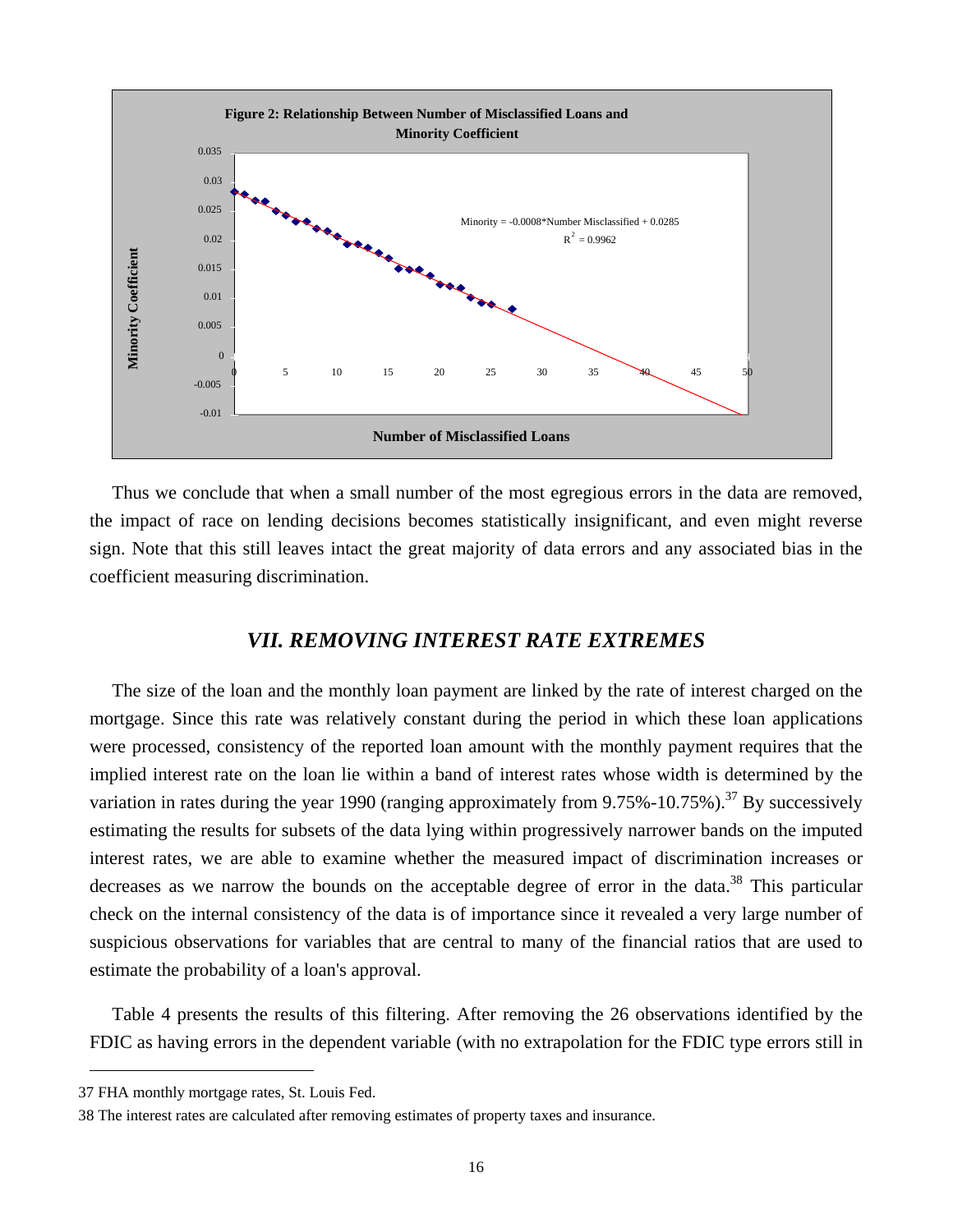**Figure 2: Relationship Between Number of Misclassified Loans and Minority Coefficient**

Minority = -0.0008*Number Misclassified + 0.0285

$R^2 = 0.9962$

Thus we conclude that when a small number of the most egregious errors in the data are removed, the impact of race on lending decisions becomes statistically insignificant, and even might reverse sign. Note that this still leaves intact the great majority of data errors and any associated bias in the coefficient measuring discrimination.

## *VII. REMOVING INTEREST RATE EXTREMES*

The size of the loan and the monthly loan payment are linked by the rate of interest charged on the mortgage. Since this rate was relatively constant during the period in which these loan applications were processed, consistency of the reported loan amount with the monthly payment requires that the implied interest rate on the loan lie within a band of interest rates whose width is determined by the variation in rates during the year 1990 (ranging approximately from 9.75%-10.75%).[37] By successively estimating the results for subsets of the data lying within progressively narrower bands on the imputed interest rates, we are able to examine whether the measured impact of discrimination increases or decreases as we narrow the bounds on the acceptable degree of error in the data.[38] This particular check on the internal consistency of the data is of importance since it revealed a very large number of suspicious observations for variables that are central to many of the financial ratios that are used to estimate the probability of a loan's approval.

Table 4 presents the results of this filtering. After removing the 26 observations identified by the FDIC as having errors in the dependent variable (with no extrapolation for the FDIC type errors still in

---

37 FHA monthly mortgage rates, St. Louis Fed.

38 The interest rates are calculated after removing estimates of property taxes and insurance.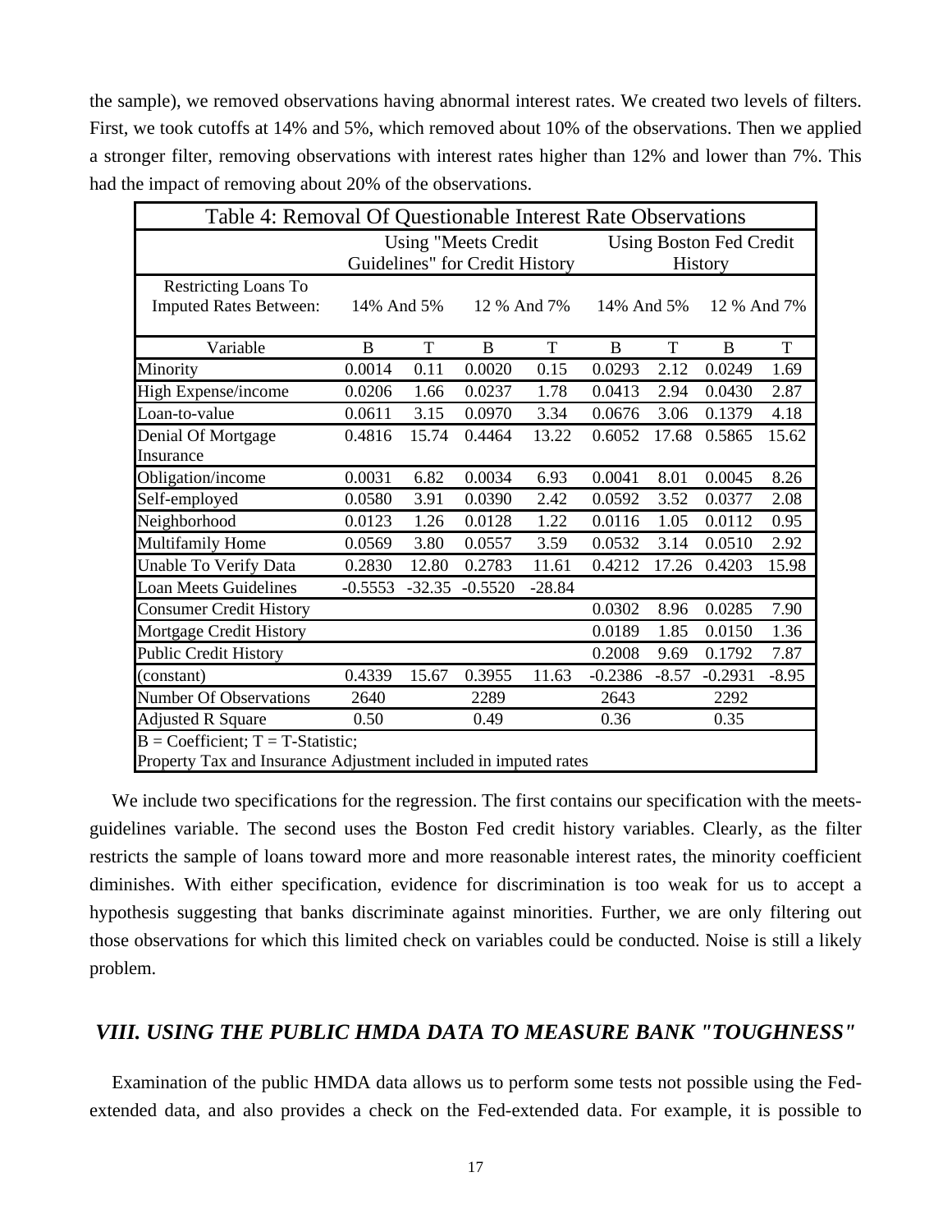the sample), we removed observations having abnormal interest rates. We created two levels of filters. First, we took cutoffs at 14% and 5%, which removed about 10% of the observations. Then we applied a stronger filter, removing observations with interest rates higher than 12% and lower than 7%. This had the impact of removing about 20% of the observations.

| Table 4: Removal Of Questionable Interest Rate Observations | | | | | | | | |
|---|---|---|---|---|---|---|---|---|
| | Using "Meets Credit Guidelines" for Credit History | | | | Using Boston Fed Credit History | | | |
| Restricting Loans To Imputed Rates Between: | 14% And 5% | | 12 % And 7% | | 14% And 5% | | 12 % And 7% | |
| Variable | B | T | B | T | B | T | B | T |
| Minority | 0.0014 | 0.11 | 0.0020 | 0.15 | 0.0293 | 2.12 | 0.0249 | 1.69 |
| High Expense/income | 0.0206 | 1.66 | 0.0237 | 1.78 | 0.0413 | 2.94 | 0.0430 | 2.87 |
| Loan-to-value | 0.0611 | 3.15 | 0.0970 | 3.34 | 0.0676 | 3.06 | 0.1379 | 4.18 |
| Denial Of Mortgage Insurance | 0.4816 | 15.74 | 0.4464 | 13.22 | 0.6052 | 17.68 | 0.5865 | 15.62 |
| Obligation/income | 0.0031 | 6.82 | 0.0034 | 6.93 | 0.0041 | 8.01 | 0.0045 | 8.26 |
| Self-employed | 0.0580 | 3.91 | 0.0390 | 2.42 | 0.0592 | 3.52 | 0.0377 | 2.08 |
| Neighborhood | 0.0123 | 1.26 | 0.0128 | 1.22 | 0.0116 | 1.05 | 0.0112 | 0.95 |
| Multifamily Home | 0.0569 | 3.80 | 0.0557 | 3.59 | 0.0532 | 3.14 | 0.0510 | 2.92 |
| Unable To Verify Data | 0.2830 | 12.80 | 0.2783 | 11.61 | 0.4212 | 17.26 | 0.4203 | 15.98 |
| Loan Meets Guidelines | -0.5553 | -32.35 | -0.5520 | -28.84 | | | | |
| Consumer Credit History | | | | | 0.0302 | 8.96 | 0.0285 | 7.90 |
| Mortgage Credit History | | | | | 0.0189 | 1.85 | 0.0150 | 1.36 |
| Public Credit History | | | | | 0.2008 | 9.69 | 0.1792 | 7.87 |
| (constant) | 0.4339 | 15.67 | 0.3955 | 11.63 | -0.2386 | -8.57 | -0.2931 | -8.95 |
| Number Of Observations | 2640 | | 2289 | | 2643 | | 2292 | |
| Adjusted R Square | 0.50 | | 0.49 | | 0.36 | | 0.35 | |
| B = Coefficient; T = T-Statistic; Property Tax and Insurance Adjustment included in imputed rates | | | | | | | | |

We include two specifications for the regression. The first contains our specification with the meets-guidelines variable. The second uses the Boston Fed credit history variables. Clearly, as the filter restricts the sample of loans toward more and more reasonable interest rates, the minority coefficient diminishes. With either specification, evidence for discrimination is too weak for us to accept a hypothesis suggesting that banks discriminate against minorities. Further, we are only filtering out those observations for which this limited check on variables could be conducted. Noise is still a likely problem.

## *VIII. USING THE PUBLIC HMDA DATA TO MEASURE BANK "TOUGHNESS"*

Examination of the public HMDA data allows us to perform some tests not possible using the Fed-extended data, and also provides a check on the Fed-extended data. For example, it is possible to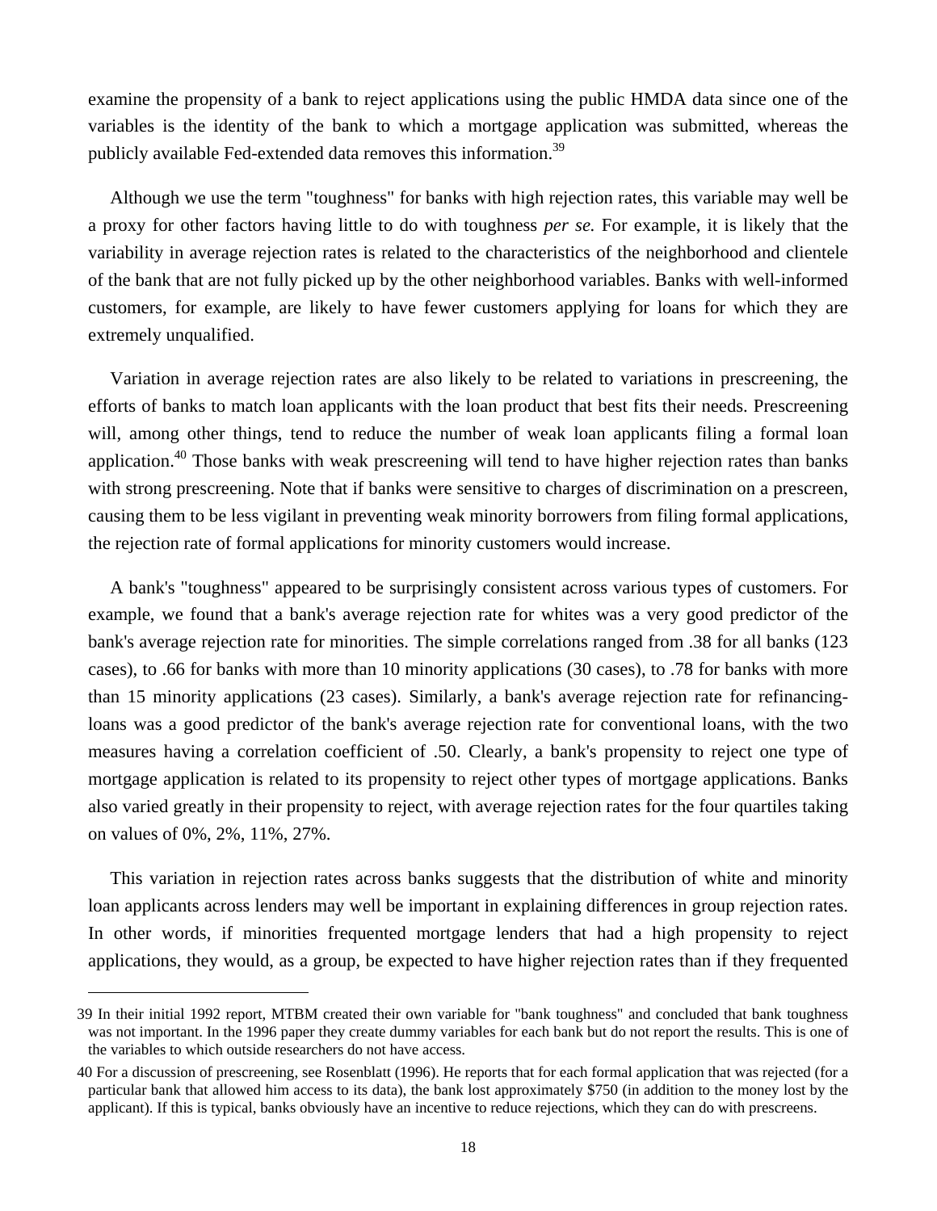examine the propensity of a bank to reject applications using the public HMDA data since one of the variables is the identity of the bank to which a mortgage application was submitted, whereas the publicly available Fed-extended data removes this information.[39]

Although we use the term "toughness" for banks with high rejection rates, this variable may well be a proxy for other factors having little to do with toughness *per se.* For example, it is likely that the variability in average rejection rates is related to the characteristics of the neighborhood and clientele of the bank that are not fully picked up by the other neighborhood variables. Banks with well-informed customers, for example, are likely to have fewer customers applying for loans for which they are extremely unqualified.

Variation in average rejection rates are also likely to be related to variations in prescreening, the efforts of banks to match loan applicants with the loan product that best fits their needs. Prescreening will, among other things, tend to reduce the number of weak loan applicants filing a formal loan application.[40] Those banks with weak prescreening will tend to have higher rejection rates than banks with strong prescreening. Note that if banks were sensitive to charges of discrimination on a prescreen, causing them to be less vigilant in preventing weak minority borrowers from filing formal applications, the rejection rate of formal applications for minority customers would increase.

A bank's "toughness" appeared to be surprisingly consistent across various types of customers. For example, we found that a bank's average rejection rate for whites was a very good predictor of the bank's average rejection rate for minorities. The simple correlations ranged from .38 for all banks (123 cases), to .66 for banks with more than 10 minority applications (30 cases), to .78 for banks with more than 15 minority applications (23 cases). Similarly, a bank's average rejection rate for refinancing-loans was a good predictor of the bank's average rejection rate for conventional loans, with the two measures having a correlation coefficient of .50. Clearly, a bank's propensity to reject one type of mortgage application is related to its propensity to reject other types of mortgage applications. Banks also varied greatly in their propensity to reject, with average rejection rates for the four quartiles taking on values of 0%, 2%, 11%, 27%.

This variation in rejection rates across banks suggests that the distribution of white and minority loan applicants across lenders may well be important in explaining differences in group rejection rates. In other words, if minorities frequented mortgage lenders that had a high propensity to reject applications, they would, as a group, be expected to have higher rejection rates than if they frequented

---

39 In their initial 1992 report, MTBM created their own variable for "bank toughness" and concluded that bank toughness was not important. In the 1996 paper they create dummy variables for each bank but do not report the results. This is one of the variables to which outside researchers do not have access.

40 For a discussion of prescreening, see Rosenblatt (1996). He reports that for each formal application that was rejected (for a particular bank that allowed him access to its data), the bank lost approximately $750 (in addition to the money lost by the applicant). If this is typical, banks obviously have an incentive to reduce rejections, which they can do with prescreens.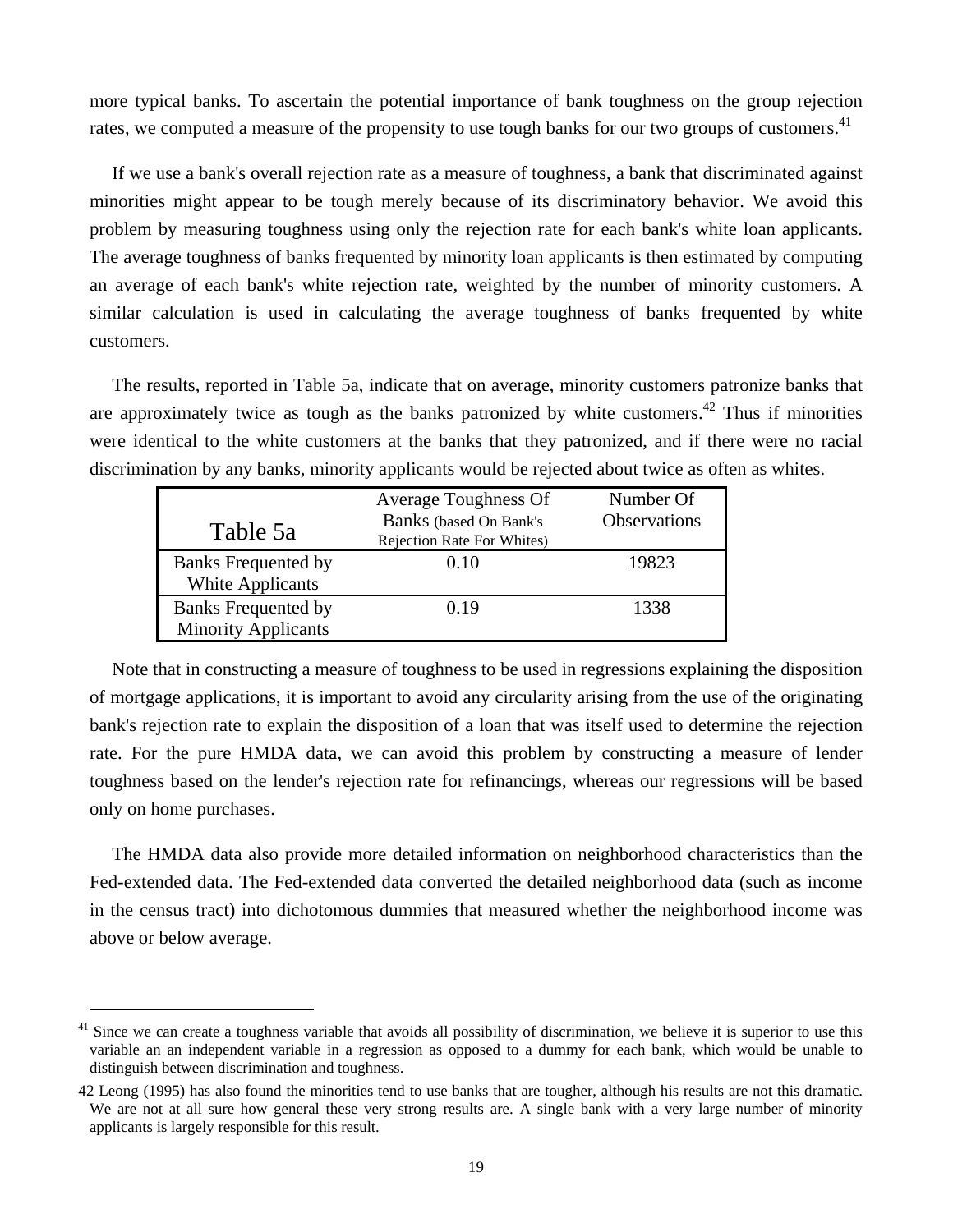more typical banks. To ascertain the potential importance of bank toughness on the group rejection rates, we computed a measure of the propensity to use tough banks for our two groups of customers.[41]

If we use a bank's overall rejection rate as a measure of toughness, a bank that discriminated against minorities might appear to be tough merely because of its discriminatory behavior. We avoid this problem by measuring toughness using only the rejection rate for each bank's white loan applicants. The average toughness of banks frequented by minority loan applicants is then estimated by computing an average of each bank's white rejection rate, weighted by the number of minority customers. A similar calculation is used in calculating the average toughness of banks frequented by white customers.

The results, reported in Table 5a, indicate that on average, minority customers patronize banks that are approximately twice as tough as the banks patronized by white customers.[42] Thus if minorities were identical to the white customers at the banks that they patronized, and if there were no racial discrimination by any banks, minority applicants would be rejected about twice as often as whites.

| Table 5a | Average Toughness Of Banks (based On Bank's Rejection Rate For Whites) | Number Of Observations |
|---|---|---|
| Banks Frequented by White Applicants | 0.10 | 19823 |
| Banks Frequented by Minority Applicants | 0.19 | 1338 |

Note that in constructing a measure of toughness to be used in regressions explaining the disposition of mortgage applications, it is important to avoid any circularity arising from the use of the originating bank's rejection rate to explain the disposition of a loan that was itself used to determine the rejection rate. For the pure HMDA data, we can avoid this problem by constructing a measure of lender toughness based on the lender's rejection rate for refinancings, whereas our regressions will be based only on home purchases.

The HMDA data also provide more detailed information on neighborhood characteristics than the Fed-extended data. The Fed-extended data converted the detailed neighborhood data (such as income in the census tract) into dichotomous dummies that measured whether the neighborhood income was above or below average.

---

[41] Since we can create a toughness variable that avoids all possibility of discrimination, we believe it is superior to use this variable an an independent variable in a regression as opposed to a dummy for each bank, which would be unable to distinguish between discrimination and toughness.

42 Leong (1995) has also found the minorities tend to use banks that are tougher, although his results are not this dramatic. We are not at all sure how general these very strong results are. A single bank with a very large number of minority applicants is largely responsible for this result.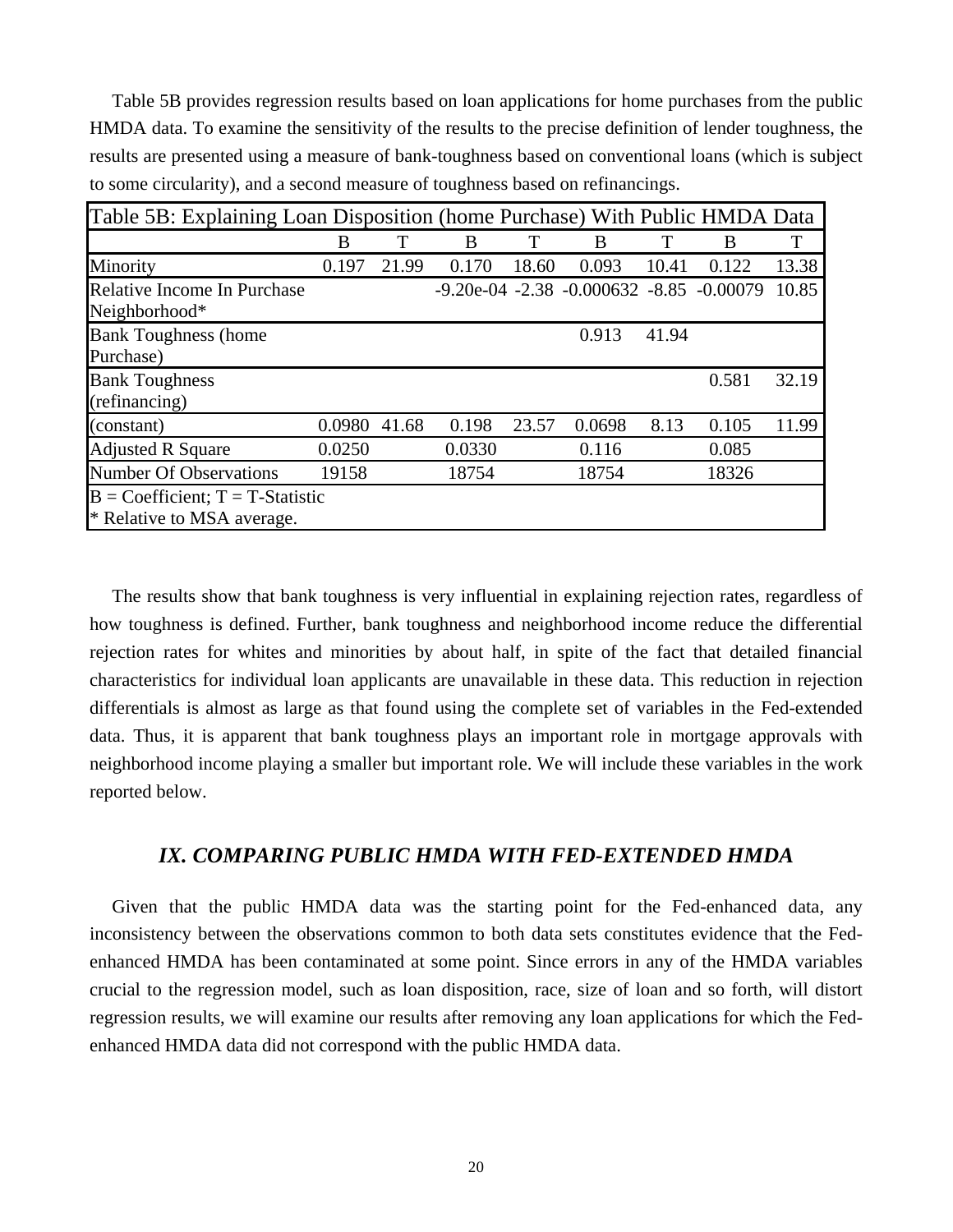Table 5B provides regression results based on loan applications for home purchases from the public HMDA data. To examine the sensitivity of the results to the precise definition of lender toughness, the results are presented using a measure of bank-toughness based on conventional loans (which is subject to some circularity), and a second measure of toughness based on refinancings.

| Table 5B: Explaining Loan Disposition (home Purchase) With Public HMDA Data | | | | | | | | |
|---|---|---|---|---|---|---|---|---|
| | B | T | B | T | B | T | B | T |
| Minority | 0.197 | 21.99 | 0.170 | 18.60 | 0.093 | 10.41 | 0.122 | 13.38 |
| Relative Income In Purchase Neighborhood* | | | -9.20e-04 | -2.38 | -0.000632 | -8.85 | -0.00079 | 10.85 |
| Bank Toughness (home Purchase) | | | | | 0.913 | 41.94 | | |
| Bank Toughness (refinancing) | | | | | | | 0.581 | 32.19 |
| (constant) | 0.0980 | 41.68 | 0.198 | 23.57 | 0.0698 | 8.13 | 0.105 | 11.99 |
| Adjusted R Square | 0.0250 | | 0.0330 | | 0.116 | | 0.085 | |
| Number Of Observations | 19158 | | 18754 | | 18754 | | 18326 | |
| B = Coefficient; T = T-Statistic<br>* Relative to MSA average. | | | | | | | | |

The results show that bank toughness is very influential in explaining rejection rates, regardless of how toughness is defined. Further, bank toughness and neighborhood income reduce the differential rejection rates for whites and minorities by about half, in spite of the fact that detailed financial characteristics for individual loan applicants are unavailable in these data. This reduction in rejection differentials is almost as large as that found using the complete set of variables in the Fed-extended data. Thus, it is apparent that bank toughness plays an important role in mortgage approvals with neighborhood income playing a smaller but important role. We will include these variables in the work reported below.

## *IX. COMPARING PUBLIC HMDA WITH FED-EXTENDED HMDA*

Given that the public HMDA data was the starting point for the Fed-enhanced data, any inconsistency between the observations common to both data sets constitutes evidence that the Fed-enhanced HMDA has been contaminated at some point. Since errors in any of the HMDA variables crucial to the regression model, such as loan disposition, race, size of loan and so forth, will distort regression results, we will examine our results after removing any loan applications for which the Fed-enhanced HMDA data did not correspond with the public HMDA data.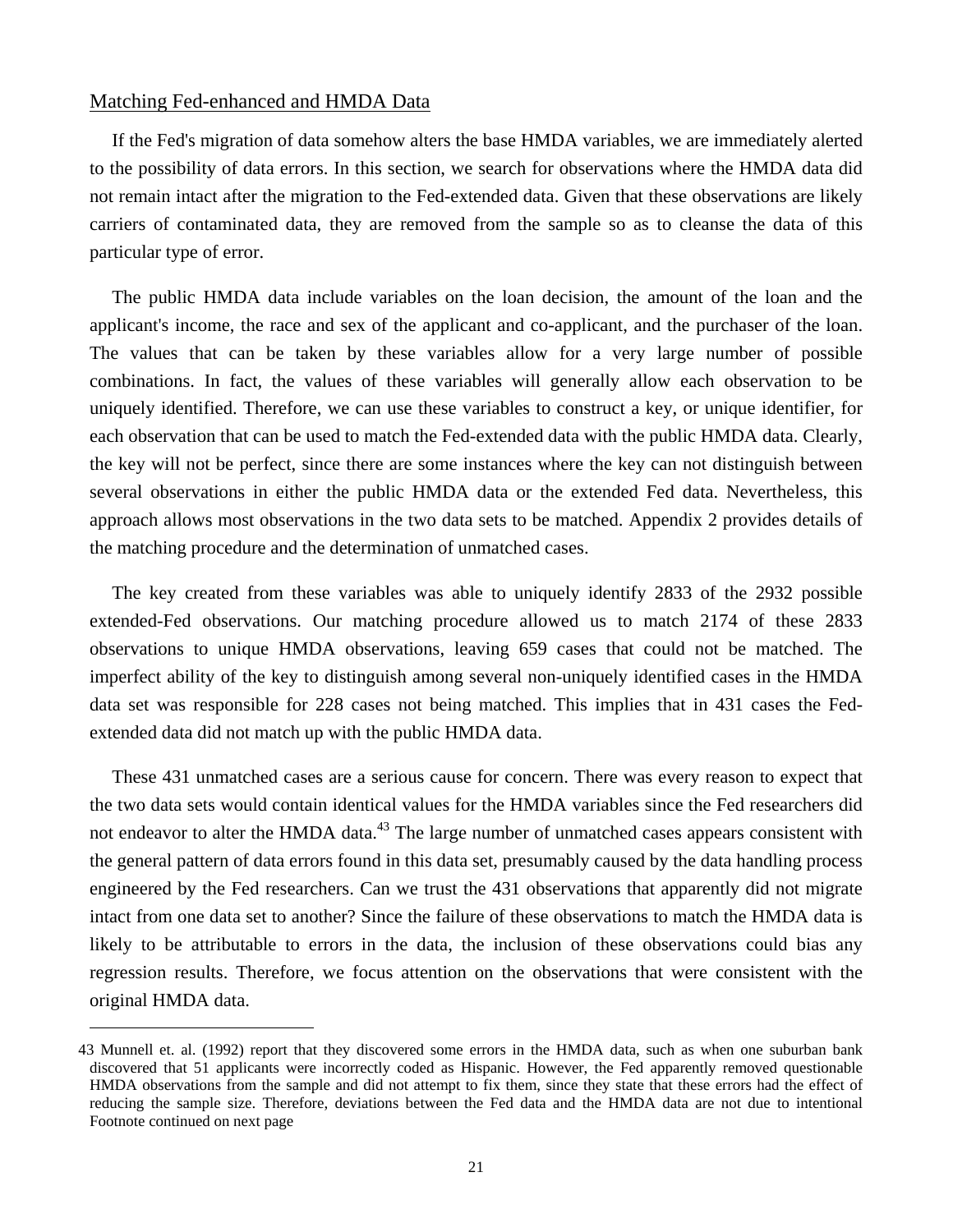Matching Fed-enhanced and HMDA Data

If the Fed's migration of data somehow alters the base HMDA variables, we are immediately alerted to the possibility of data errors. In this section, we search for observations where the HMDA data did not remain intact after the migration to the Fed-extended data. Given that these observations are likely carriers of contaminated data, they are removed from the sample so as to cleanse the data of this particular type of error.

The public HMDA data include variables on the loan decision, the amount of the loan and the applicant's income, the race and sex of the applicant and co-applicant, and the purchaser of the loan. The values that can be taken by these variables allow for a very large number of possible combinations. In fact, the values of these variables will generally allow each observation to be uniquely identified. Therefore, we can use these variables to construct a key, or unique identifier, for each observation that can be used to match the Fed-extended data with the public HMDA data. Clearly, the key will not be perfect, since there are some instances where the key can not distinguish between several observations in either the public HMDA data or the extended Fed data. Nevertheless, this approach allows most observations in the two data sets to be matched. Appendix 2 provides details of the matching procedure and the determination of unmatched cases.

The key created from these variables was able to uniquely identify 2833 of the 2932 possible extended-Fed observations. Our matching procedure allowed us to match 2174 of these 2833 observations to unique HMDA observations, leaving 659 cases that could not be matched. The imperfect ability of the key to distinguish among several non-uniquely identified cases in the HMDA data set was responsible for 228 cases not being matched. This implies that in 431 cases the Fed-extended data did not match up with the public HMDA data.

These 431 unmatched cases are a serious cause for concern. There was every reason to expect that the two data sets would contain identical values for the HMDA variables since the Fed researchers did not endeavor to alter the HMDA data.[43] The large number of unmatched cases appears consistent with the general pattern of data errors found in this data set, presumably caused by the data handling process engineered by the Fed researchers. Can we trust the 431 observations that apparently did not migrate intact from one data set to another? Since the failure of these observations to match the HMDA data is likely to be attributable to errors in the data, the inclusion of these observations could bias any regression results. Therefore, we focus attention on the observations that were consistent with the original HMDA data.

---

43 Munnell et. al. (1992) report that they discovered some errors in the HMDA data, such as when one suburban bank discovered that 51 applicants were incorrectly coded as Hispanic. However, the Fed apparently removed questionable HMDA observations from the sample and did not attempt to fix them, since they state that these errors had the effect of reducing the sample size. Therefore, deviations between the Fed data and the HMDA data are not due to intentional Footnote continued on next page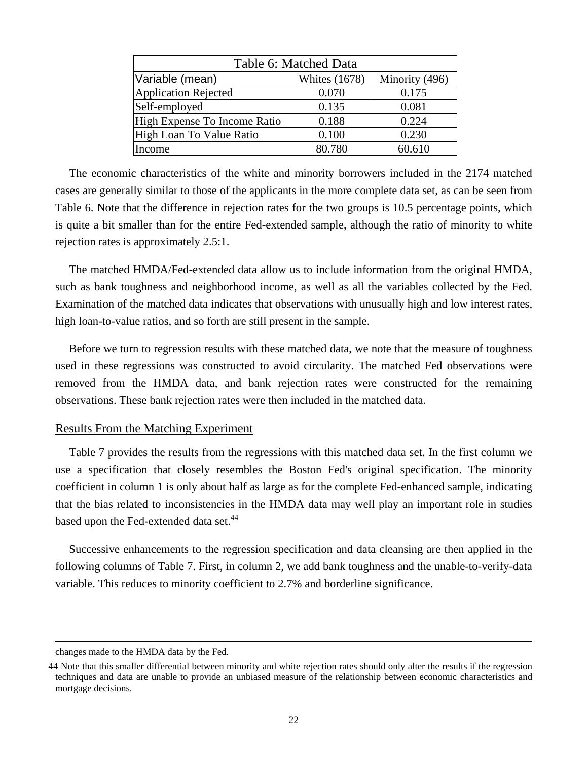| Table 6: Matched Data | | |
|---|---|---|
| Variable (mean) | Whites (1678) | Minority (496) |
| Application Rejected | 0.070 | 0.175 |
| Self-employed | 0.135 | 0.081 |
| High Expense To Income Ratio | 0.188 | 0.224 |
| High Loan To Value Ratio | 0.100 | 0.230 |
| Income | 80.780 | 60.610 |

The economic characteristics of the white and minority borrowers included in the 2174 matched cases are generally similar to those of the applicants in the more complete data set, as can be seen from Table 6. Note that the difference in rejection rates for the two groups is 10.5 percentage points, which is quite a bit smaller than for the entire Fed-extended sample, although the ratio of minority to white rejection rates is approximately 2.5:1.

The matched HMDA/Fed-extended data allow us to include information from the original HMDA, such as bank toughness and neighborhood income, as well as all the variables collected by the Fed. Examination of the matched data indicates that observations with unusually high and low interest rates, high loan-to-value ratios, and so forth are still present in the sample.

Before we turn to regression results with these matched data, we note that the measure of toughness used in these regressions was constructed to avoid circularity. The matched Fed observations were removed from the HMDA data, and bank rejection rates were constructed for the remaining observations. These bank rejection rates were then included in the matched data.

## Results From the Matching Experiment

Table 7 provides the results from the regressions with this matched data set. In the first column we use a specification that closely resembles the Boston Fed's original specification. The minority coefficient in column 1 is only about half as large as for the complete Fed-enhanced sample, indicating that the bias related to inconsistencies in the HMDA data may well play an important role in studies based upon the Fed-extended data set.[44]

Successive enhancements to the regression specification and data cleansing are then applied in the following columns of Table 7. First, in column 2, we add bank toughness and the unable-to-verify-data variable. This reduces to minority coefficient to 2.7% and borderline significance.

---

changes made to the HMDA data by the Fed.

44 Note that this smaller differential between minority and white rejection rates should only alter the results if the regression techniques and data are unable to provide an unbiased measure of the relationship between economic characteristics and mortgage decisions.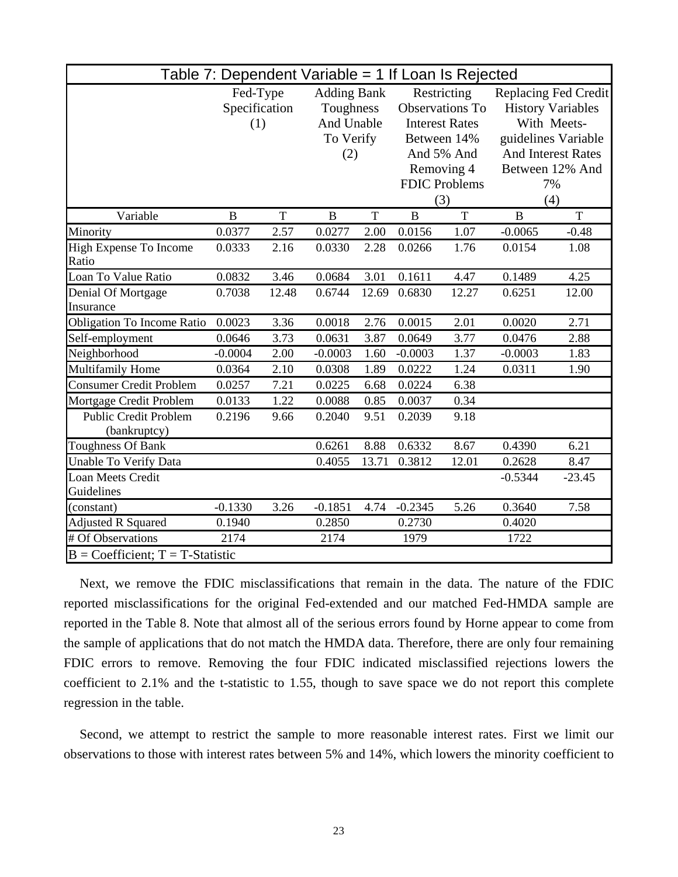**Table 7: Dependent Variable = 1 If Loan Is Rejected**

| | Fed-Type Specification (1) | | Adding Bank Toughness And Unable To Verify (2) | | Restricting Observations To Interest Rates Between 14% And 5% And Removing 4 FDIC Problems (3) | | Replacing Fed Credit History Variables With Meets-guidelines Variable And Interest Rates Between 12% And 7% (4) | |
|---|---|---|---|---|---|---|---|---|
| Variable | B | T | B | T | B | T | B | T |
| Minority | 0.0377 | 2.57 | 0.0277 | 2.00 | 0.0156 | 1.07 | -0.0065 | -0.48 |
| High Expense To Income Ratio | 0.0333 | 2.16 | 0.0330 | 2.28 | 0.0266 | 1.76 | 0.0154 | 1.08 |
| Loan To Value Ratio | 0.0832 | 3.46 | 0.0684 | 3.01 | 0.1611 | 4.47 | 0.1489 | 4.25 |
| Denial Of Mortgage Insurance | 0.7038 | 12.48 | 0.6744 | 12.69 | 0.6830 | 12.27 | 0.6251 | 12.00 |
| Obligation To Income Ratio | 0.0023 | 3.36 | 0.0018 | 2.76 | 0.0015 | 2.01 | 0.0020 | 2.71 |
| Self-employment | 0.0646 | 3.73 | 0.0631 | 3.87 | 0.0649 | 3.77 | 0.0476 | 2.88 |
| Neighborhood | -0.0004 | 2.00 | -0.0003 | 1.60 | -0.0003 | 1.37 | -0.0003 | 1.83 |
| Multifamily Home | 0.0364 | 2.10 | 0.0308 | 1.89 | 0.0222 | 1.24 | 0.0311 | 1.90 |
| Consumer Credit Problem | 0.0257 | 7.21 | 0.0225 | 6.68 | 0.0224 | 6.38 | | |
| Mortgage Credit Problem | 0.0133 | 1.22 | 0.0088 | 0.85 | 0.0037 | 0.34 | | |
| Public Credit Problem (bankruptcy) | 0.2196 | 9.66 | 0.2040 | 9.51 | 0.2039 | 9.18 | | |
| Toughness Of Bank | | | 0.6261 | 8.88 | 0.6332 | 8.67 | 0.4390 | 6.21 |
| Unable To Verify Data | | | 0.4055 | 13.71 | 0.3812 | 12.01 | 0.2628 | 8.47 |
| Loan Meets Credit Guidelines | | | | | | | -0.5344 | -23.45 |
| (constant) | -0.1330 | 3.26 | -0.1851 | 4.74 | -0.2345 | 5.26 | 0.3640 | 7.58 |
| Adjusted R Squared | 0.1940 | | 0.2850 | | 0.2730 | | 0.4020 | |
| # Of Observations | 2174 | | 2174 | | 1979 | | 1722 | |

B = Coefficient; T = T-Statistic

Next, we remove the FDIC misclassifications that remain in the data. The nature of the FDIC reported misclassifications for the original Fed-extended and our matched Fed-HMDA sample are reported in the Table 8. Note that almost all of the serious errors found by Horne appear to come from the sample of applications that do not match the HMDA data. Therefore, there are only four remaining FDIC errors to remove. Removing the four FDIC indicated misclassified rejections lowers the coefficient to 2.1% and the t-statistic to 1.55, though to save space we do not report this complete regression in the table.

Second, we attempt to restrict the sample to more reasonable interest rates. First we limit our observations to those with interest rates between 5% and 14%, which lowers the minority coefficient to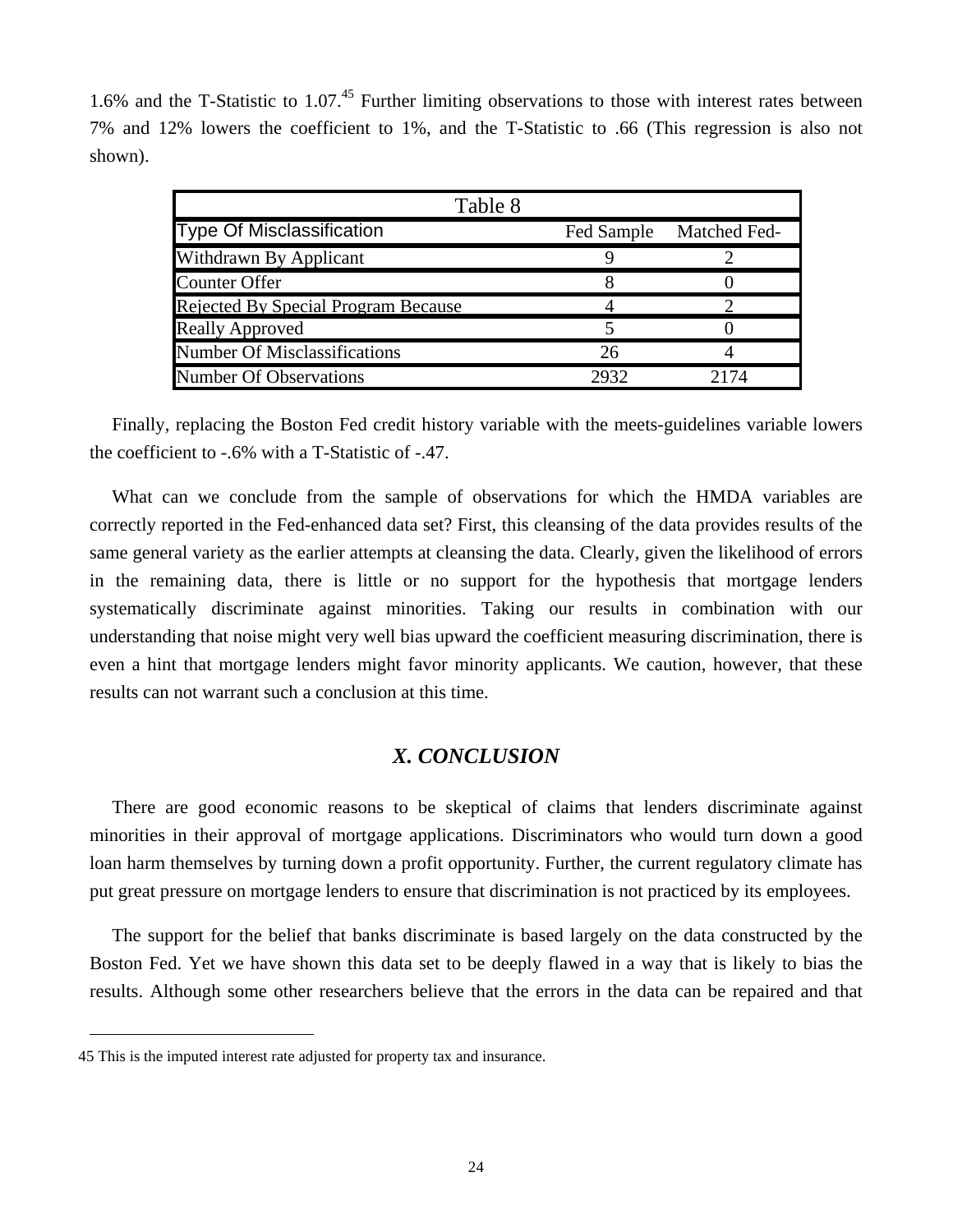1.6% and the T-Statistic to 1.07.[45] Further limiting observations to those with interest rates between 7% and 12% lowers the coefficient to 1%, and the T-Statistic to .66 (This regression is also not shown).

| Table 8 | | |
|---|---|---|
| Type Of Misclassification | Fed Sample | Matched Fed- |
| Withdrawn By Applicant | 9 | 2 |
| Counter Offer | 8 | 0 |
| Rejected By Special Program Because | 4 | 2 |
| Really Approved | 5 | 0 |
| Number Of Misclassifications | 26 | 4 |
| Number Of Observations | 2932 | 2174 |

Finally, replacing the Boston Fed credit history variable with the meets-guidelines variable lowers the coefficient to -.6% with a T-Statistic of -.47.

What can we conclude from the sample of observations for which the HMDA variables are correctly reported in the Fed-enhanced data set? First, this cleansing of the data provides results of the same general variety as the earlier attempts at cleansing the data. Clearly, given the likelihood of errors in the remaining data, there is little or no support for the hypothesis that mortgage lenders systematically discriminate against minorities. Taking our results in combination with our understanding that noise might very well bias upward the coefficient measuring discrimination, there is even a hint that mortgage lenders might favor minority applicants. We caution, however, that these results can not warrant such a conclusion at this time.

## *X. CONCLUSION*

There are good economic reasons to be skeptical of claims that lenders discriminate against minorities in their approval of mortgage applications. Discriminators who would turn down a good loan harm themselves by turning down a profit opportunity. Further, the current regulatory climate has put great pressure on mortgage lenders to ensure that discrimination is not practiced by its employees.

The support for the belief that banks discriminate is based largely on the data constructed by the Boston Fed. Yet we have shown this data set to be deeply flawed in a way that is likely to bias the results. Although some other researchers believe that the errors in the data can be repaired and that

---

45 This is the imputed interest rate adjusted for property tax and insurance.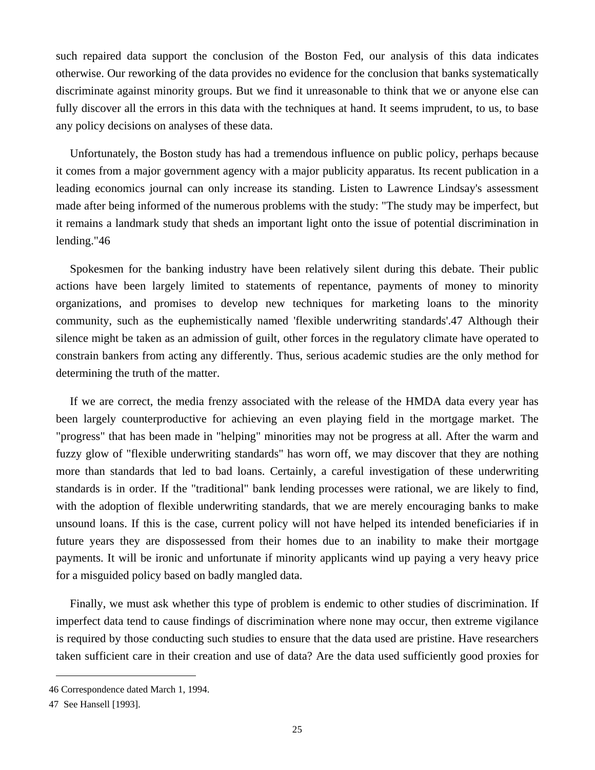such repaired data support the conclusion of the Boston Fed, our analysis of this data indicates otherwise. Our reworking of the data provides no evidence for the conclusion that banks systematically discriminate against minority groups. But we find it unreasonable to think that we or anyone else can fully discover all the errors in this data with the techniques at hand. It seems imprudent, to us, to base any policy decisions on analyses of these data.

Unfortunately, the Boston study has had a tremendous influence on public policy, perhaps because it comes from a major government agency with a major publicity apparatus. Its recent publication in a leading economics journal can only increase its standing. Listen to Lawrence Lindsay's assessment made after being informed of the numerous problems with the study: "The study may be imperfect, but it remains a landmark study that sheds an important light onto the issue of potential discrimination in lending."[46]

Spokesmen for the banking industry have been relatively silent during this debate. Their public actions have been largely limited to statements of repentance, payments of money to minority organizations, and promises to develop new techniques for marketing loans to the minority community, such as the euphemistically named 'flexible underwriting standards'.[47] Although their silence might be taken as an admission of guilt, other forces in the regulatory climate have operated to constrain bankers from acting any differently. Thus, serious academic studies are the only method for determining the truth of the matter.

If we are correct, the media frenzy associated with the release of the HMDA data every year has been largely counterproductive for achieving an even playing field in the mortgage market. The "progress" that has been made in "helping" minorities may not be progress at all. After the warm and fuzzy glow of "flexible underwriting standards" has worn off, we may discover that they are nothing more than standards that led to bad loans. Certainly, a careful investigation of these underwriting standards is in order. If the "traditional" bank lending processes were rational, we are likely to find, with the adoption of flexible underwriting standards, that we are merely encouraging banks to make unsound loans. If this is the case, current policy will not have helped its intended beneficiaries if in future years they are dispossessed from their homes due to an inability to make their mortgage payments. It will be ironic and unfortunate if minority applicants wind up paying a very heavy price for a misguided policy based on badly mangled data.

Finally, we must ask whether this type of problem is endemic to other studies of discrimination. If imperfect data tend to cause findings of discrimination where none may occur, then extreme vigilance is required by those conducting such studies to ensure that the data used are pristine. Have researchers taken sufficient care in their creation and use of data? Are the data used sufficiently good proxies for

---

46 Correspondence dated March 1, 1994.

47 See Hansell [1993].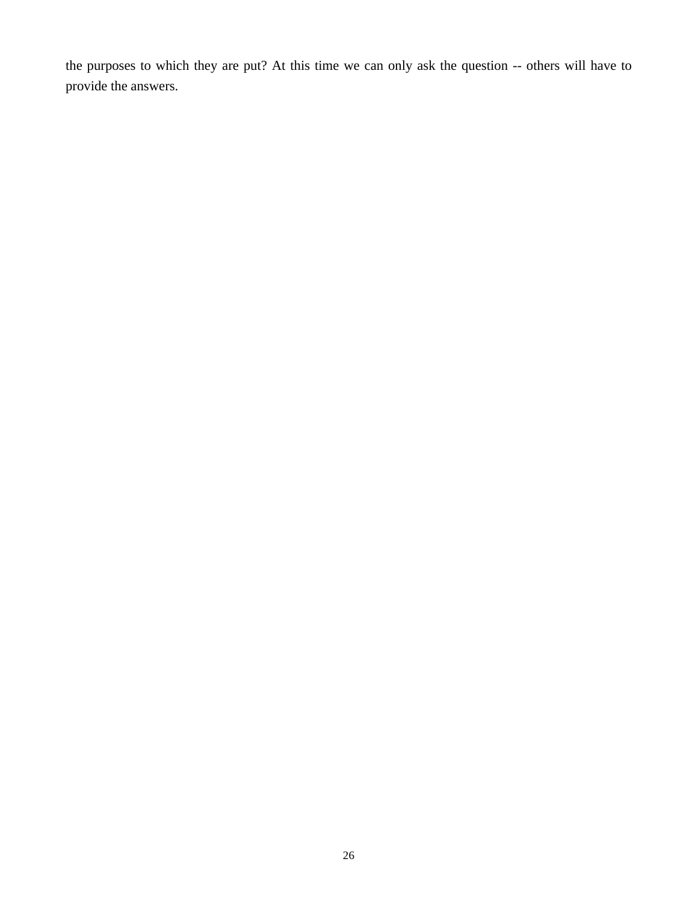the purposes to which they are put? At this time we can only ask the question -- others will have to provide the answers.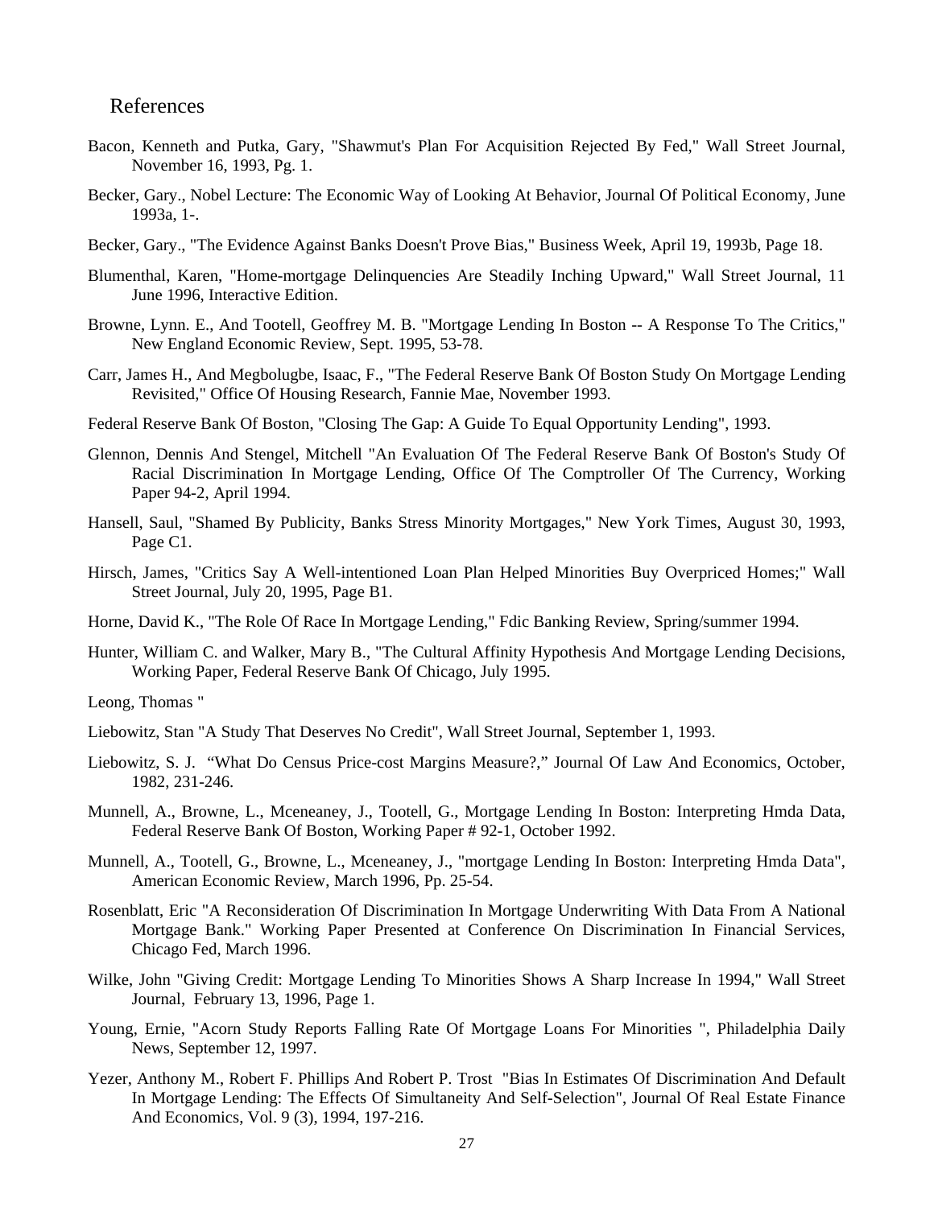## References

Bacon, Kenneth and Putka, Gary, "Shawmut's Plan For Acquisition Rejected By Fed," Wall Street Journal, November 16, 1993, Pg. 1.

Becker, Gary., Nobel Lecture: The Economic Way of Looking At Behavior, Journal Of Political Economy, June 1993a, 1-.

Becker, Gary., "The Evidence Against Banks Doesn't Prove Bias," Business Week, April 19, 1993b, Page 18.

Blumenthal, Karen, "Home-mortgage Delinquencies Are Steadily Inching Upward," Wall Street Journal, 11 June 1996, Interactive Edition.

Browne, Lynn. E., And Tootell, Geoffrey M. B. "Mortgage Lending In Boston -- A Response To The Critics," New England Economic Review, Sept. 1995, 53-78.

Carr, James H., And Megbolugbe, Isaac, F., "The Federal Reserve Bank Of Boston Study On Mortgage Lending Revisited," Office Of Housing Research, Fannie Mae, November 1993.

Federal Reserve Bank Of Boston, "Closing The Gap: A Guide To Equal Opportunity Lending", 1993.

Glennon, Dennis And Stengel, Mitchell "An Evaluation Of The Federal Reserve Bank Of Boston's Study Of Racial Discrimination In Mortgage Lending, Office Of The Comptroller Of The Currency, Working Paper 94-2, April 1994.

Hansell, Saul, "Shamed By Publicity, Banks Stress Minority Mortgages," New York Times, August 30, 1993, Page C1.

Hirsch, James, "Critics Say A Well-intentioned Loan Plan Helped Minorities Buy Overpriced Homes;" Wall Street Journal, July 20, 1995, Page B1.

Horne, David K., "The Role Of Race In Mortgage Lending," Fdic Banking Review, Spring/summer 1994.

Hunter, William C. and Walker, Mary B., "The Cultural Affinity Hypothesis And Mortgage Lending Decisions, Working Paper, Federal Reserve Bank Of Chicago, July 1995.

Leong, Thomas "

Liebowitz, Stan "A Study That Deserves No Credit", Wall Street Journal, September 1, 1993.

Liebowitz, S. J. "What Do Census Price-cost Margins Measure?," Journal Of Law And Economics, October, 1982, 231-246.

Munnell, A., Browne, L., Mceneaney, J., Tootell, G., Mortgage Lending In Boston: Interpreting Hmda Data, Federal Reserve Bank Of Boston, Working Paper # 92-1, October 1992.

Munnell, A., Tootell, G., Browne, L., Mceneaney, J., "mortgage Lending In Boston: Interpreting Hmda Data", American Economic Review, March 1996, Pp. 25-54.

Rosenblatt, Eric "A Reconsideration Of Discrimination In Mortgage Underwriting With Data From A National Mortgage Bank." Working Paper Presented at Conference On Discrimination In Financial Services, Chicago Fed, March 1996.

Wilke, John "Giving Credit: Mortgage Lending To Minorities Shows A Sharp Increase In 1994," Wall Street Journal, February 13, 1996, Page 1.

Young, Ernie, "Acorn Study Reports Falling Rate Of Mortgage Loans For Minorities ", Philadelphia Daily News, September 12, 1997.

Yezer, Anthony M., Robert F. Phillips And Robert P. Trost "Bias In Estimates Of Discrimination And Default In Mortgage Lending: The Effects Of Simultaneity And Self-Selection", Journal Of Real Estate Finance And Economics, Vol. 9 (3), 1994, 197-216.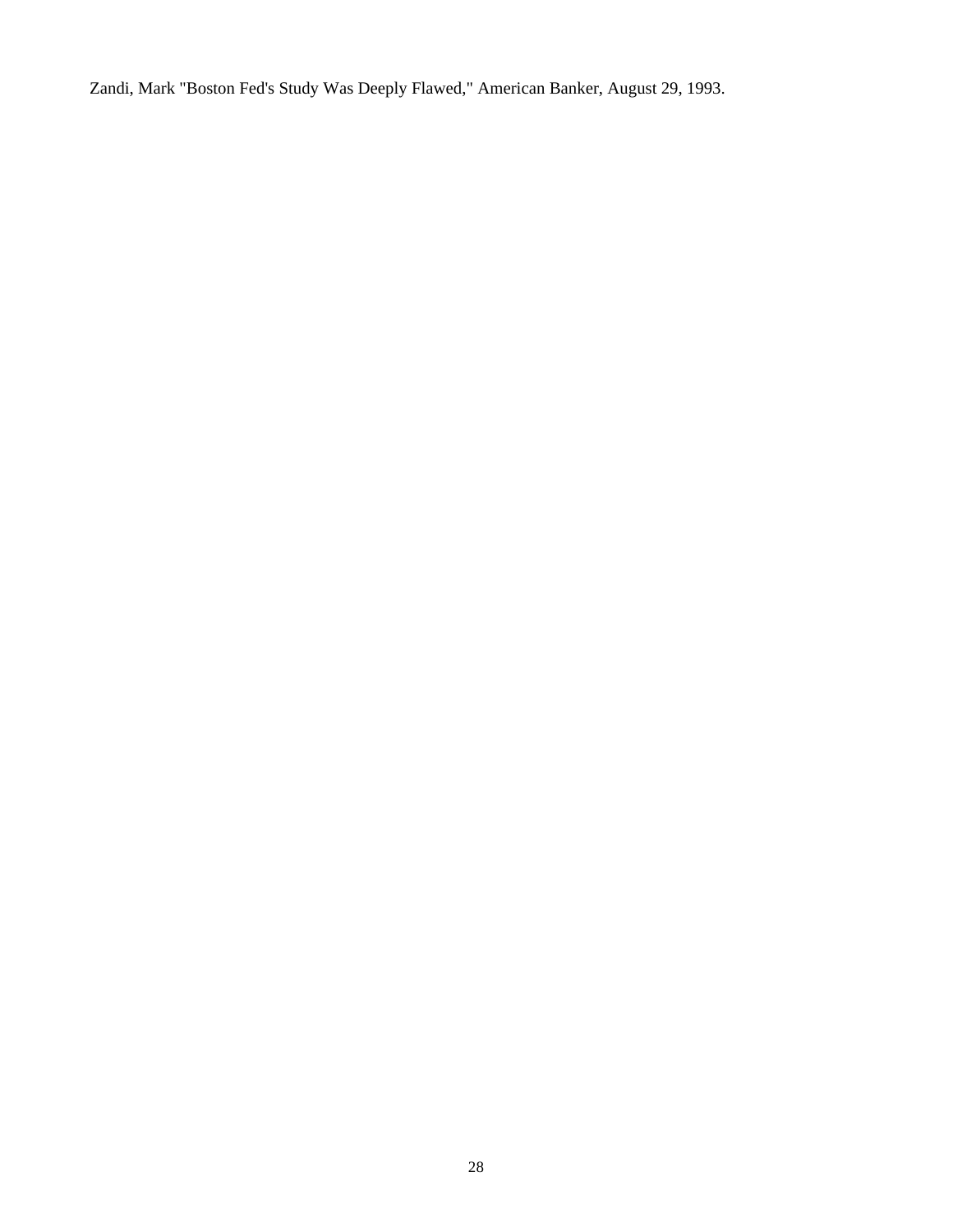Zandi, Mark "Boston Fed's Study Was Deeply Flawed," American Banker, August 29, 1993.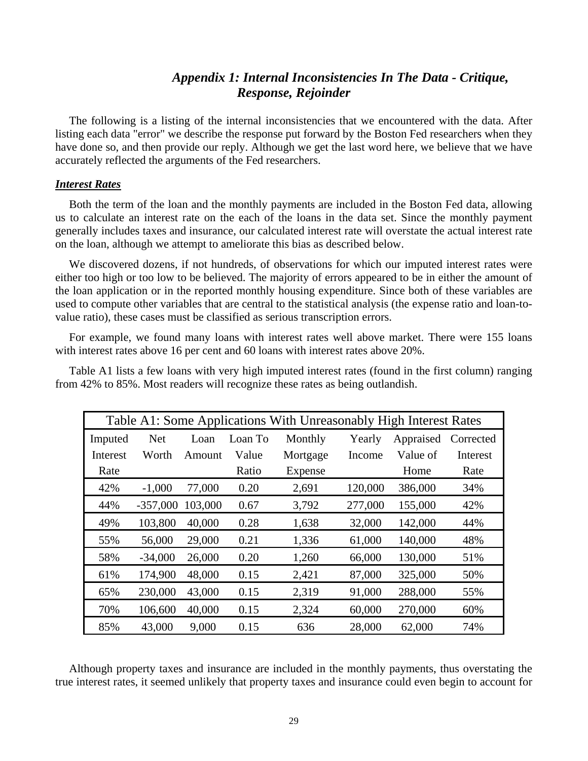### *Appendix 1: Internal Inconsistencies In The Data - Critique, Response, Rejoinder*

The following is a listing of the internal inconsistencies that we encountered with the data. After listing each data "error" we describe the response put forward by the Boston Fed researchers when they have done so, and then provide our reply. Although we get the last word here, we believe that we have accurately reflected the arguments of the Fed researchers.

***Interest Rates***

Both the term of the loan and the monthly payments are included in the Boston Fed data, allowing us to calculate an interest rate on the each of the loans in the data set. Since the monthly payment generally includes taxes and insurance, our calculated interest rate will overstate the actual interest rate on the loan, although we attempt to ameliorate this bias as described below.

We discovered dozens, if not hundreds, of observations for which our imputed interest rates were either too high or too low to be believed. The majority of errors appeared to be in either the amount of the loan application or in the reported monthly housing expenditure. Since both of these variables are used to compute other variables that are central to the statistical analysis (the expense ratio and loan-to-value ratio), these cases must be classified as serious transcription errors.

For example, we found many loans with interest rates well above market. There were 155 loans with interest rates above 16 per cent and 60 loans with interest rates above 20%.

Table A1 lists a few loans with very high imputed interest rates (found in the first column) ranging from 42% to 85%. Most readers will recognize these rates as being outlandish.

| Table A1: Some Applications With Unreasonably High Interest Rates | | | | | | | |
|---|---|---|---|---|---|---|---|
| Imputed Interest Rate | Net Worth | Loan Amount | Loan To Value Ratio | Monthly Mortgage Expense | Yearly Income | Appraised Value of Home | Corrected Interest Rate |
| 42% | -1,000 | 77,000 | 0.20 | 2,691 | 120,000 | 386,000 | 34% |
| 44% | -357,000 | 103,000 | 0.67 | 3,792 | 277,000 | 155,000 | 42% |
| 49% | 103,800 | 40,000 | 0.28 | 1,638 | 32,000 | 142,000 | 44% |
| 55% | 56,000 | 29,000 | 0.21 | 1,336 | 61,000 | 140,000 | 48% |
| 58% | -34,000 | 26,000 | 0.20 | 1,260 | 66,000 | 130,000 | 51% |
| 61% | 174,900 | 48,000 | 0.15 | 2,421 | 87,000 | 325,000 | 50% |
| 65% | 230,000 | 43,000 | 0.15 | 2,319 | 91,000 | 288,000 | 55% |
| 70% | 106,600 | 40,000 | 0.15 | 2,324 | 60,000 | 270,000 | 60% |
| 85% | 43,000 | 9,000 | 0.15 | 636 | 28,000 | 62,000 | 74% |

Although property taxes and insurance are included in the monthly payments, thus overstating the true interest rates, it seemed unlikely that property taxes and insurance could even begin to account for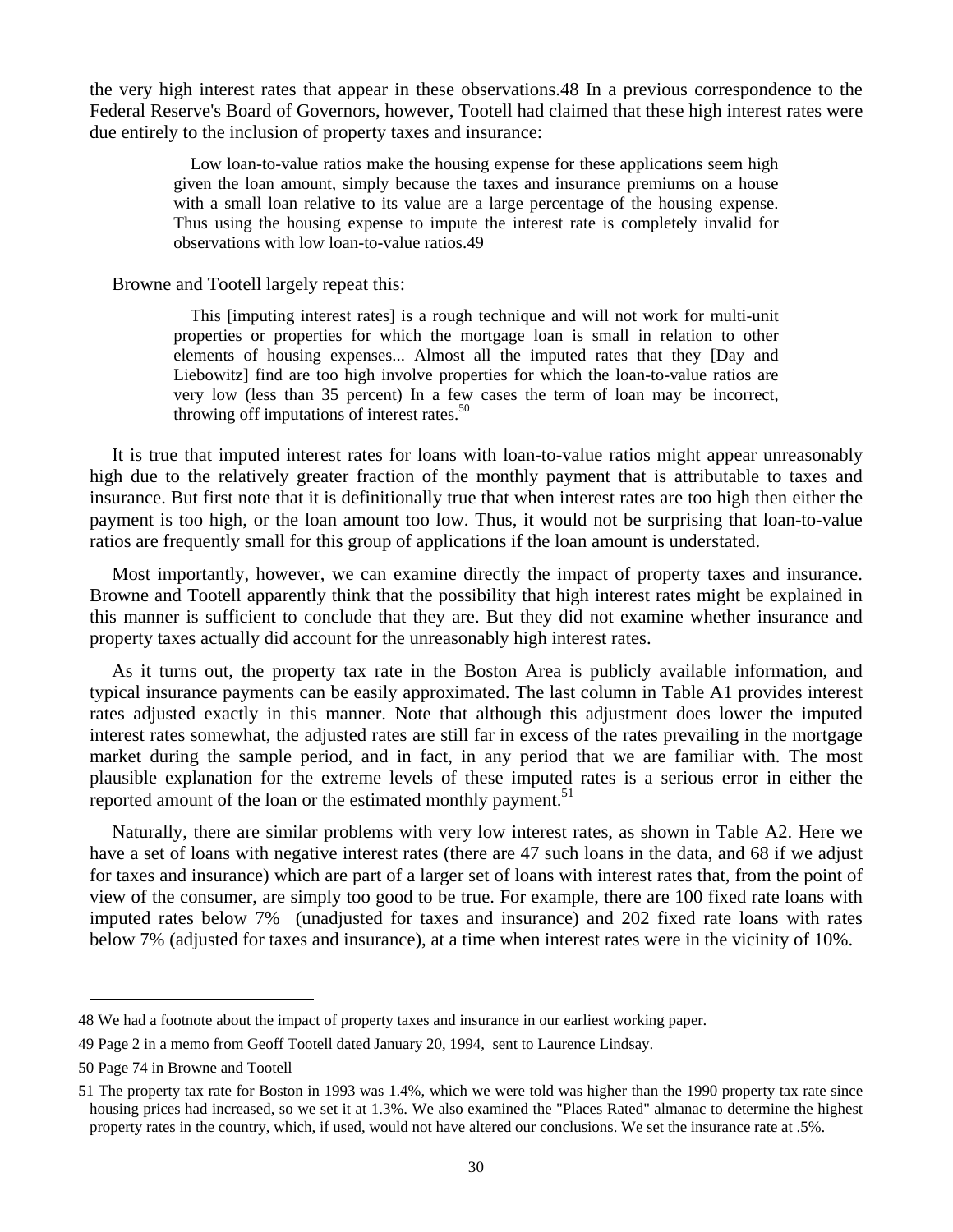the very high interest rates that appear in these observations.48 In a previous correspondence to the Federal Reserve's Board of Governors, however, Tootell had claimed that these high interest rates were due entirely to the inclusion of property taxes and insurance:

> Low loan-to-value ratios make the housing expense for these applications seem high given the loan amount, simply because the taxes and insurance premiums on a house with a small loan relative to its value are a large percentage of the housing expense. Thus using the housing expense to impute the interest rate is completely invalid for observations with low loan-to-value ratios.49

Browne and Tootell largely repeat this:

> This [imputing interest rates] is a rough technique and will not work for multi-unit properties or properties for which the mortgage loan is small in relation to other elements of housing expenses... Almost all the imputed rates that they [Day and Liebowitz] find are too high involve properties for which the loan-to-value ratios are very low (less than 35 percent) In a few cases the term of loan may be incorrect, throwing off imputations of interest rates.[50]

It is true that imputed interest rates for loans with loan-to-value ratios might appear unreasonably high due to the relatively greater fraction of the monthly payment that is attributable to taxes and insurance. But first note that it is definitionally true that when interest rates are too high then either the payment is too high, or the loan amount too low. Thus, it would not be surprising that loan-to-value ratios are frequently small for this group of applications if the loan amount is understated.

Most importantly, however, we can examine directly the impact of property taxes and insurance. Browne and Tootell apparently think that the possibility that high interest rates might be explained in this manner is sufficient to conclude that they are. But they did not examine whether insurance and property taxes actually did account for the unreasonably high interest rates.

As it turns out, the property tax rate in the Boston Area is publicly available information, and typical insurance payments can be easily approximated. The last column in Table A1 provides interest rates adjusted exactly in this manner. Note that although this adjustment does lower the imputed interest rates somewhat, the adjusted rates are still far in excess of the rates prevailing in the mortgage market during the sample period, and in fact, in any period that we are familiar with. The most plausible explanation for the extreme levels of these imputed rates is a serious error in either the reported amount of the loan or the estimated monthly payment.[51]

Naturally, there are similar problems with very low interest rates, as shown in Table A2. Here we have a set of loans with negative interest rates (there are 47 such loans in the data, and 68 if we adjust for taxes and insurance) which are part of a larger set of loans with interest rates that, from the point of view of the consumer, are simply too good to be true. For example, there are 100 fixed rate loans with imputed rates below 7% (unadjusted for taxes and insurance) and 202 fixed rate loans with rates below 7% (adjusted for taxes and insurance), at a time when interest rates were in the vicinity of 10%.

---

48 We had a footnote about the impact of property taxes and insurance in our earliest working paper.

49 Page 2 in a memo from Geoff Tootell dated January 20, 1994, sent to Laurence Lindsay.

50 Page 74 in Browne and Tootell

51 The property tax rate for Boston in 1993 was 1.4%, which we were told was higher than the 1990 property tax rate since housing prices had increased, so we set it at 1.3%. We also examined the "Places Rated" almanac to determine the highest property rates in the country, which, if used, would not have altered our conclusions. We set the insurance rate at .5%.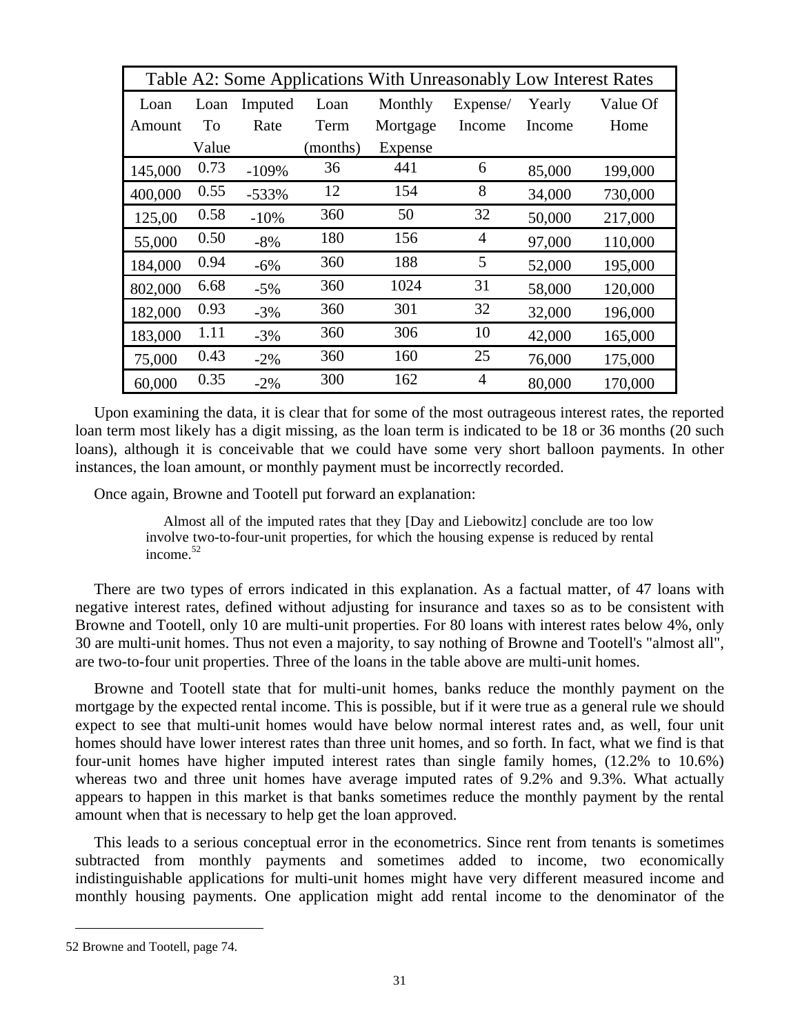| Table A2: Some Applications With Unreasonably Low Interest Rates | | | | | | | |
|---|---|---|---|---|---|---|---|
| Loan Amount | Loan To Value | Imputed Rate | Loan Term (months) | Monthly Mortgage Expense | Expense/ Income | Yearly Income | Value Of Home |
| 145,000 | 0.73 | -109% | 36 | 441 | 6 | 85,000 | 199,000 |
| 400,000 | 0.55 | -533% | 12 | 154 | 8 | 34,000 | 730,000 |
| 125,00 | 0.58 | -10% | 360 | 50 | 32 | 50,000 | 217,000 |
| 55,000 | 0.50 | -8% | 180 | 156 | 4 | 97,000 | 110,000 |
| 184,000 | 0.94 | -6% | 360 | 188 | 5 | 52,000 | 195,000 |
| 802,000 | 6.68 | -5% | 360 | 1024 | 31 | 58,000 | 120,000 |
| 182,000 | 0.93 | -3% | 360 | 301 | 32 | 32,000 | 196,000 |
| 183,000 | 1.11 | -3% | 360 | 306 | 10 | 42,000 | 165,000 |
| 75,000 | 0.43 | -2% | 360 | 160 | 25 | 76,000 | 175,000 |
| 60,000 | 0.35 | -2% | 300 | 162 | 4 | 80,000 | 170,000 |

Upon examining the data, it is clear that for some of the most outrageous interest rates, the reported loan term most likely has a digit missing, as the loan term is indicated to be 18 or 36 months (20 such loans), although it is conceivable that we could have some very short balloon payments. In other instances, the loan amount, or monthly payment must be incorrectly recorded.

Once again, Browne and Tootell put forward an explanation:

> Almost all of the imputed rates that they [Day and Liebowitz] conclude are too low involve two-to-four-unit properties, for which the housing expense is reduced by rental income.[52]

There are two types of errors indicated in this explanation. As a factual matter, of 47 loans with negative interest rates, defined without adjusting for insurance and taxes so as to be consistent with Browne and Tootell, only 10 are multi-unit properties. For 80 loans with interest rates below 4%, only 30 are multi-unit homes. Thus not even a majority, to say nothing of Browne and Tootell's "almost all", are two-to-four unit properties. Three of the loans in the table above are multi-unit homes.

Browne and Tootell state that for multi-unit homes, banks reduce the monthly payment on the mortgage by the expected rental income. This is possible, but if it were true as a general rule we should expect to see that multi-unit homes would have below normal interest rates and, as well, four unit homes should have lower interest rates than three unit homes, and so forth. In fact, what we find is that four-unit homes have higher imputed interest rates than single family homes, (12.2% to 10.6%) whereas two and three unit homes have average imputed rates of 9.2% and 9.3%. What actually appears to happen in this market is that banks sometimes reduce the monthly payment by the rental amount when that is necessary to help get the loan approved.

This leads to a serious conceptual error in the econometrics. Since rent from tenants is sometimes subtracted from monthly payments and sometimes added to income, two economically indistinguishable applications for multi-unit homes might have very different measured income and monthly housing payments. One application might add rental income to the denominator of the

---

52 Browne and Tootell, page 74.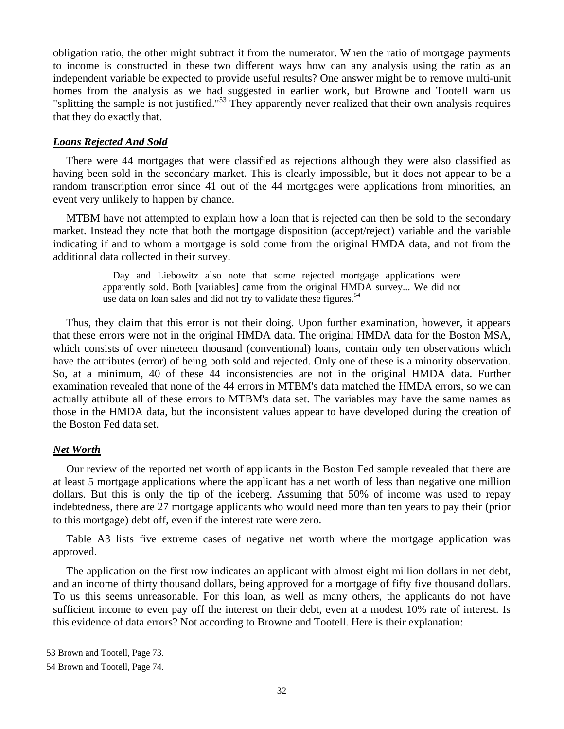obligation ratio, the other might subtract it from the numerator. When the ratio of mortgage payments to income is constructed in these two different ways how can any analysis using the ratio as an independent variable be expected to provide useful results? One answer might be to remove multi-unit homes from the analysis as we had suggested in earlier work, but Browne and Tootell warn us "splitting the sample is not justified."[53] They apparently never realized that their own analysis requires that they do exactly that.

### ***Loans Rejected And Sold***

There were 44 mortgages that were classified as rejections although they were also classified as having been sold in the secondary market. This is clearly impossible, but it does not appear to be a random transcription error since 41 out of the 44 mortgages were applications from minorities, an event very unlikely to happen by chance.

MTBM have not attempted to explain how a loan that is rejected can then be sold to the secondary market. Instead they note that both the mortgage disposition (accept/reject) variable and the variable indicating if and to whom a mortgage is sold come from the original HMDA data, and not from the additional data collected in their survey.

> Day and Liebowitz also note that some rejected mortgage applications were apparently sold. Both [variables] came from the original HMDA survey... We did not use data on loan sales and did not try to validate these figures.[54]

Thus, they claim that this error is not their doing. Upon further examination, however, it appears that these errors were not in the original HMDA data. The original HMDA data for the Boston MSA, which consists of over nineteen thousand (conventional) loans, contain only ten observations which have the attributes (error) of being both sold and rejected. Only one of these is a minority observation. So, at a minimum, 40 of these 44 inconsistencies are not in the original HMDA data. Further examination revealed that none of the 44 errors in MTBM's data matched the HMDA errors, so we can actually attribute all of these errors to MTBM's data set. The variables may have the same names as those in the HMDA data, but the inconsistent values appear to have developed during the creation of the Boston Fed data set.

### ***Net Worth***

Our review of the reported net worth of applicants in the Boston Fed sample revealed that there are at least 5 mortgage applications where the applicant has a net worth of less than negative one million dollars. But this is only the tip of the iceberg. Assuming that 50% of income was used to repay indebtedness, there are 27 mortgage applicants who would need more than ten years to pay their (prior to this mortgage) debt off, even if the interest rate were zero.

Table A3 lists five extreme cases of negative net worth where the mortgage application was approved.

The application on the first row indicates an applicant with almost eight million dollars in net debt, and an income of thirty thousand dollars, being approved for a mortgage of fifty five thousand dollars. To us this seems unreasonable. For this loan, as well as many others, the applicants do not have sufficient income to even pay off the interest on their debt, even at a modest 10% rate of interest. Is this evidence of data errors? Not according to Browne and Tootell. Here is their explanation:

---

53 Brown and Tootell, Page 73.

54 Brown and Tootell, Page 74.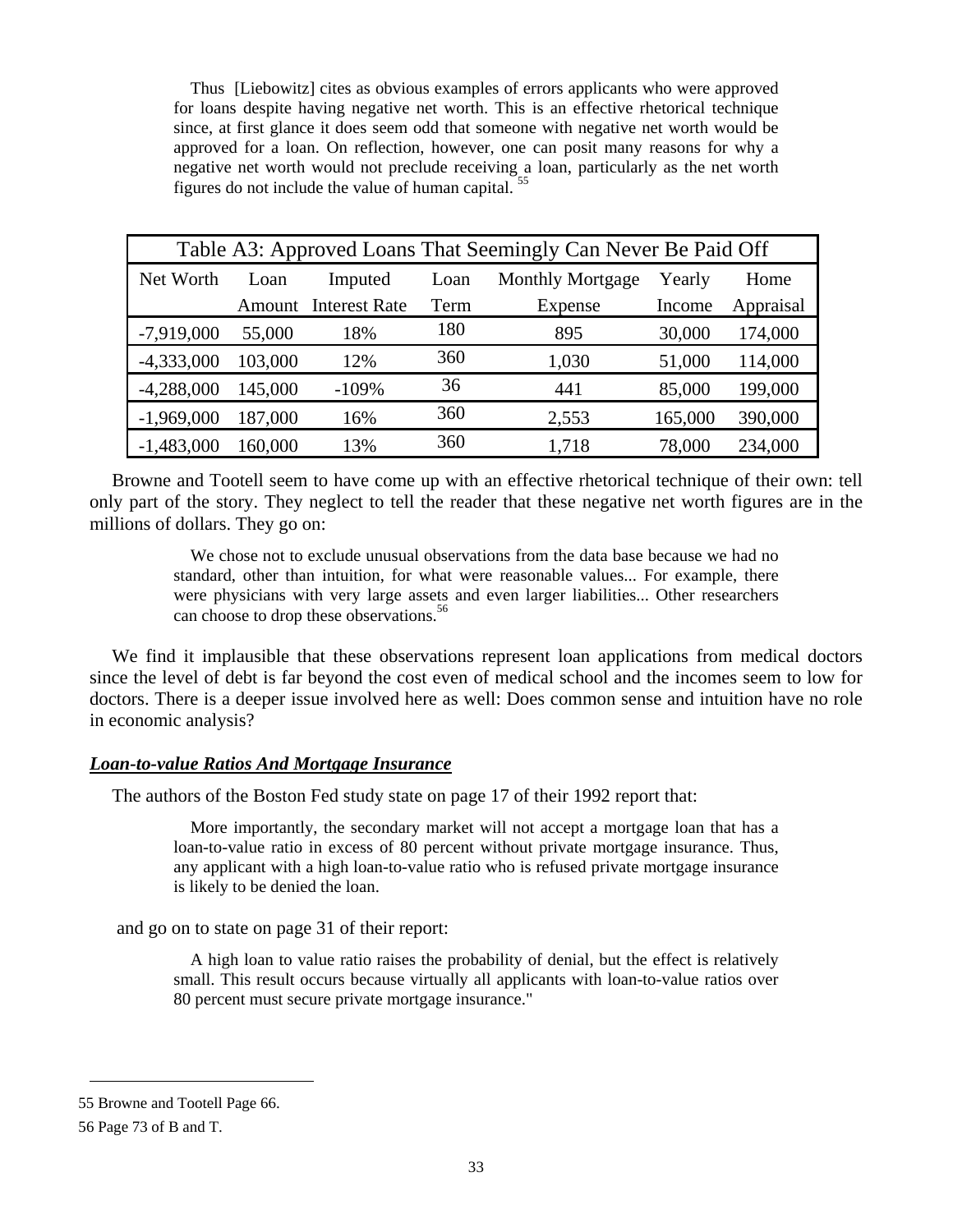> Thus [Liebowitz] cites as obvious examples of errors applicants who were approved for loans despite having negative net worth. This is an effective rhetorical technique since, at first glance it does seem odd that someone with negative net worth would be approved for a loan. On reflection, however, one can posit many reasons for why a negative net worth would not preclude receiving a loan, particularly as the net worth figures do not include the value of human capital. [55]

**Table A3: Approved Loans That Seemingly Can Never Be Paid Off**

| Net Worth | Loan Amount | Imputed Interest Rate | Loan Term | Monthly Mortgage Expense | Yearly Income | Home Appraisal |
|---|---|---|---|---|---|---|
| -7,919,000 | 55,000 | 18% | 180 | 895 | 30,000 | 174,000 |
| -4,333,000 | 103,000 | 12% | 360 | 1,030 | 51,000 | 114,000 |
| -4,288,000 | 145,000 | -109% | 36 | 441 | 85,000 | 199,000 |
| -1,969,000 | 187,000 | 16% | 360 | 2,553 | 165,000 | 390,000 |
| -1,483,000 | 160,000 | 13% | 360 | 1,718 | 78,000 | 234,000 |

Browne and Tootell seem to have come up with an effective rhetorical technique of their own: tell only part of the story. They neglect to tell the reader that these negative net worth figures are in the millions of dollars. They go on:

> We chose not to exclude unusual observations from the data base because we had no standard, other than intuition, for what were reasonable values... For example, there were physicians with very large assets and even larger liabilities... Other researchers can choose to drop these observations.[56]

We find it implausible that these observations represent loan applications from medical doctors since the level of debt is far beyond the cost even of medical school and the incomes seem to low for doctors. There is a deeper issue involved here as well: Does common sense and intuition have no role in economic analysis?

### ***Loan-to-value Ratios And Mortgage Insurance***

The authors of the Boston Fed study state on page 17 of their 1992 report that:

> More importantly, the secondary market will not accept a mortgage loan that has a loan-to-value ratio in excess of 80 percent without private mortgage insurance. Thus, any applicant with a high loan-to-value ratio who is refused private mortgage insurance is likely to be denied the loan.

and go on to state on page 31 of their report:

> A high loan to value ratio raises the probability of denial, but the effect is relatively small. This result occurs because virtually all applicants with loan-to-value ratios over 80 percent must secure private mortgage insurance."

---

55 Browne and Tootell Page 66.

56 Page 73 of B and T.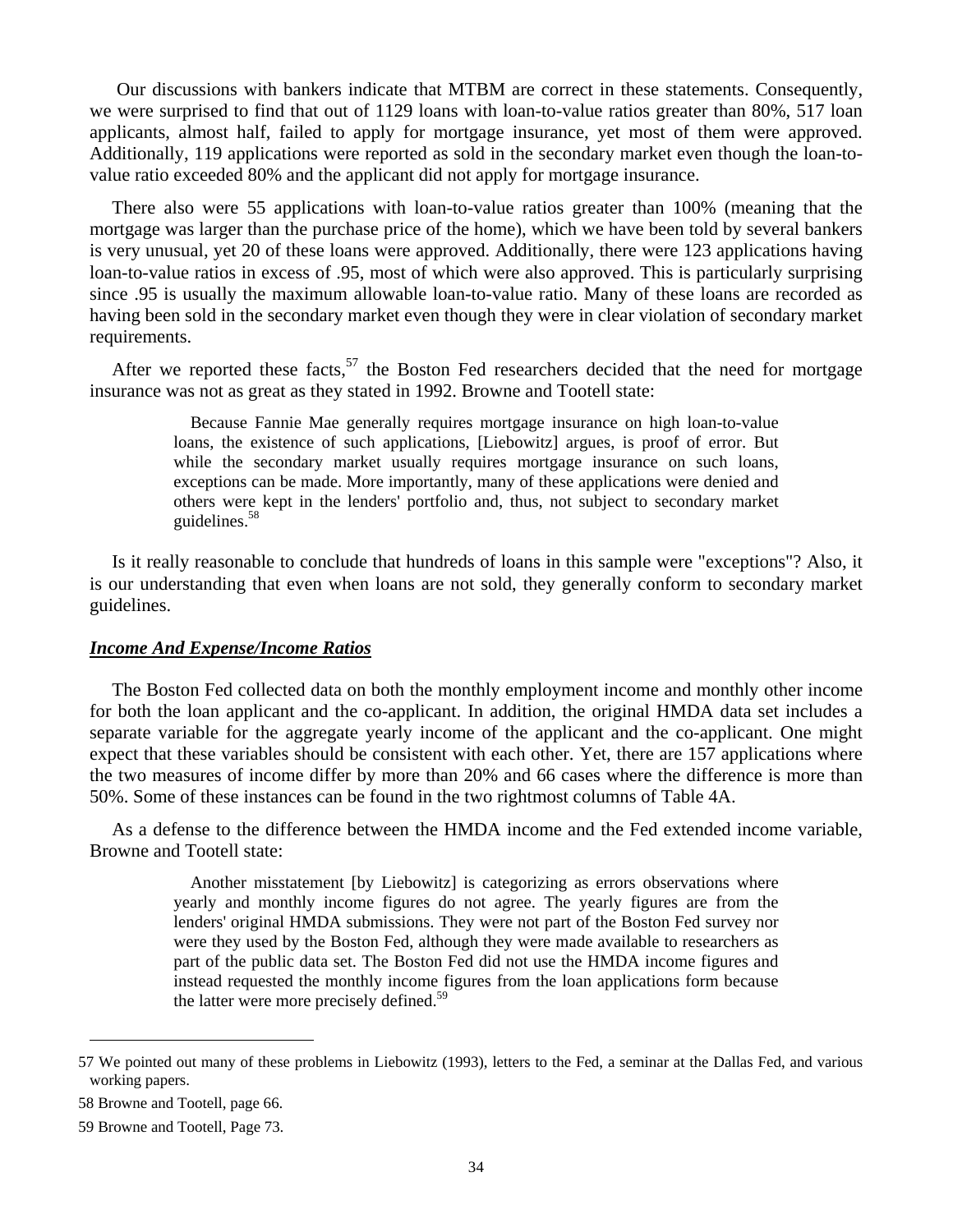Our discussions with bankers indicate that MTBM are correct in these statements. Consequently, we were surprised to find that out of 1129 loans with loan-to-value ratios greater than 80%, 517 loan applicants, almost half, failed to apply for mortgage insurance, yet most of them were approved. Additionally, 119 applications were reported as sold in the secondary market even though the loan-to-value ratio exceeded 80% and the applicant did not apply for mortgage insurance.

There also were 55 applications with loan-to-value ratios greater than 100% (meaning that the mortgage was larger than the purchase price of the home), which we have been told by several bankers is very unusual, yet 20 of these loans were approved. Additionally, there were 123 applications having loan-to-value ratios in excess of .95, most of which were also approved. This is particularly surprising since .95 is usually the maximum allowable loan-to-value ratio. Many of these loans are recorded as having been sold in the secondary market even though they were in clear violation of secondary market requirements.

After we reported these facts,[57] the Boston Fed researchers decided that the need for mortgage insurance was not as great as they stated in 1992. Browne and Tootell state:

> Because Fannie Mae generally requires mortgage insurance on high loan-to-value loans, the existence of such applications, [Liebowitz] argues, is proof of error. But while the secondary market usually requires mortgage insurance on such loans, exceptions can be made. More importantly, many of these applications were denied and others were kept in the lenders' portfolio and, thus, not subject to secondary market guidelines.[58]

Is it really reasonable to conclude that hundreds of loans in this sample were "exceptions"? Also, it is our understanding that even when loans are not sold, they generally conform to secondary market guidelines.

***Income And Expense/Income Ratios***

The Boston Fed collected data on both the monthly employment income and monthly other income for both the loan applicant and the co-applicant. In addition, the original HMDA data set includes a separate variable for the aggregate yearly income of the applicant and the co-applicant. One might expect that these variables should be consistent with each other. Yet, there are 157 applications where the two measures of income differ by more than 20% and 66 cases where the difference is more than 50%. Some of these instances can be found in the two rightmost columns of Table 4A.

As a defense to the difference between the HMDA income and the Fed extended income variable, Browne and Tootell state:

> Another misstatement [by Liebowitz] is categorizing as errors observations where yearly and monthly income figures do not agree. The yearly figures are from the lenders' original HMDA submissions. They were not part of the Boston Fed survey nor were they used by the Boston Fed, although they were made available to researchers as part of the public data set. The Boston Fed did not use the HMDA income figures and instead requested the monthly income figures from the loan applications form because the latter were more precisely defined.[59]

---

57 We pointed out many of these problems in Liebowitz (1993), letters to the Fed, a seminar at the Dallas Fed, and various working papers.

58 Browne and Tootell, page 66.

59 Browne and Tootell, Page 73.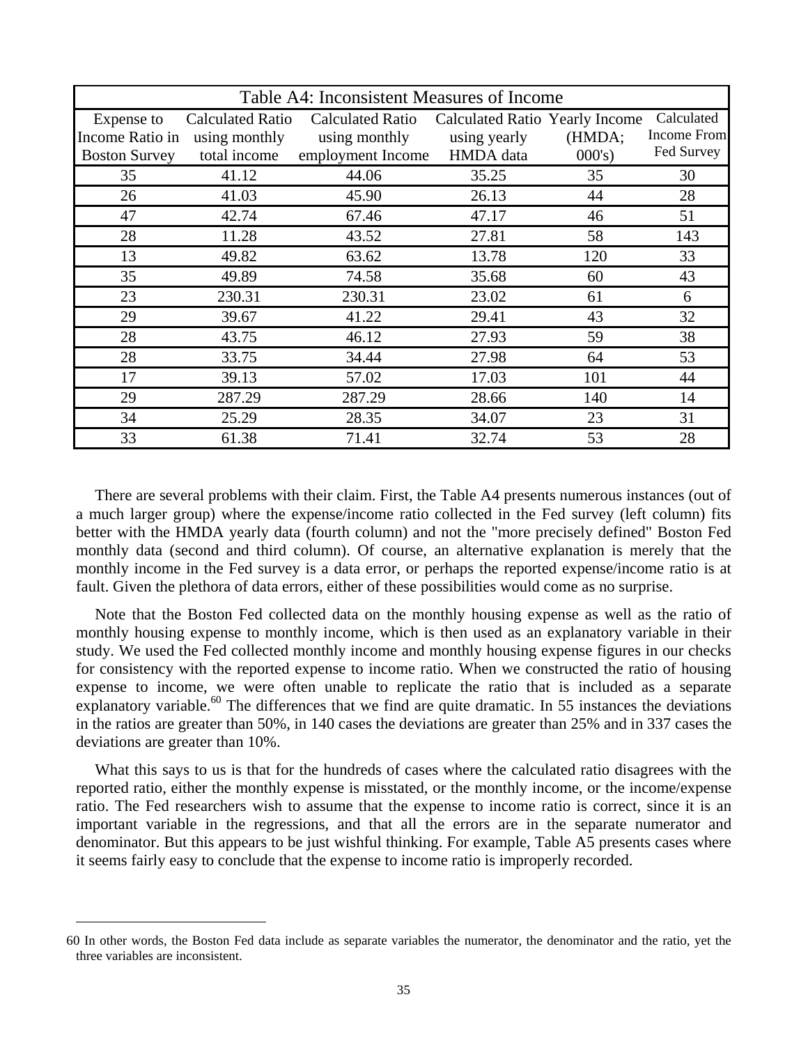| Table A4: Inconsistent Measures of Income | | | | | |
|---|---|---|---|---|---|
| Expense to Income Ratio in Boston Survey | Calculated Ratio using monthly total income | Calculated Ratio using monthly employment Income | Calculated Ratio using yearly HMDA data | Yearly Income (HMDA; 000's) | Calculated Income From Fed Survey |
| 35 | 41.12 | 44.06 | 35.25 | 35 | 30 |
| 26 | 41.03 | 45.90 | 26.13 | 44 | 28 |
| 47 | 42.74 | 67.46 | 47.17 | 46 | 51 |
| 28 | 11.28 | 43.52 | 27.81 | 58 | 143 |
| 13 | 49.82 | 63.62 | 13.78 | 120 | 33 |
| 35 | 49.89 | 74.58 | 35.68 | 60 | 43 |
| 23 | 230.31 | 230.31 | 23.02 | 61 | 6 |
| 29 | 39.67 | 41.22 | 29.41 | 43 | 32 |
| 28 | 43.75 | 46.12 | 27.93 | 59 | 38 |
| 28 | 33.75 | 34.44 | 27.98 | 64 | 53 |
| 17 | 39.13 | 57.02 | 17.03 | 101 | 44 |
| 29 | 287.29 | 287.29 | 28.66 | 140 | 14 |
| 34 | 25.29 | 28.35 | 34.07 | 23 | 31 |
| 33 | 61.38 | 71.41 | 32.74 | 53 | 28 |

There are several problems with their claim. First, the Table A4 presents numerous instances (out of a much larger group) where the expense/income ratio collected in the Fed survey (left column) fits better with the HMDA yearly data (fourth column) and not the "more precisely defined" Boston Fed monthly data (second and third column). Of course, an alternative explanation is merely that the monthly income in the Fed survey is a data error, or perhaps the reported expense/income ratio is at fault. Given the plethora of data errors, either of these possibilities would come as no surprise.

Note that the Boston Fed collected data on the monthly housing expense as well as the ratio of monthly housing expense to monthly income, which is then used as an explanatory variable in their study. We used the Fed collected monthly income and monthly housing expense figures in our checks for consistency with the reported expense to income ratio. When we constructed the ratio of housing expense to income, we were often unable to replicate the ratio that is included as a separate explanatory variable.[60] The differences that we find are quite dramatic. In 55 instances the deviations in the ratios are greater than 50%, in 140 cases the deviations are greater than 25% and in 337 cases the deviations are greater than 10%.

What this says to us is that for the hundreds of cases where the calculated ratio disagrees with the reported ratio, either the monthly expense is misstated, or the monthly income, or the income/expense ratio. The Fed researchers wish to assume that the expense to income ratio is correct, since it is an important variable in the regressions, and that all the errors are in the separate numerator and denominator. But this appears to be just wishful thinking. For example, Table A5 presents cases where it seems fairly easy to conclude that the expense to income ratio is improperly recorded.

---

60 In other words, the Boston Fed data include as separate variables the numerator, the denominator and the ratio, yet the three variables are inconsistent.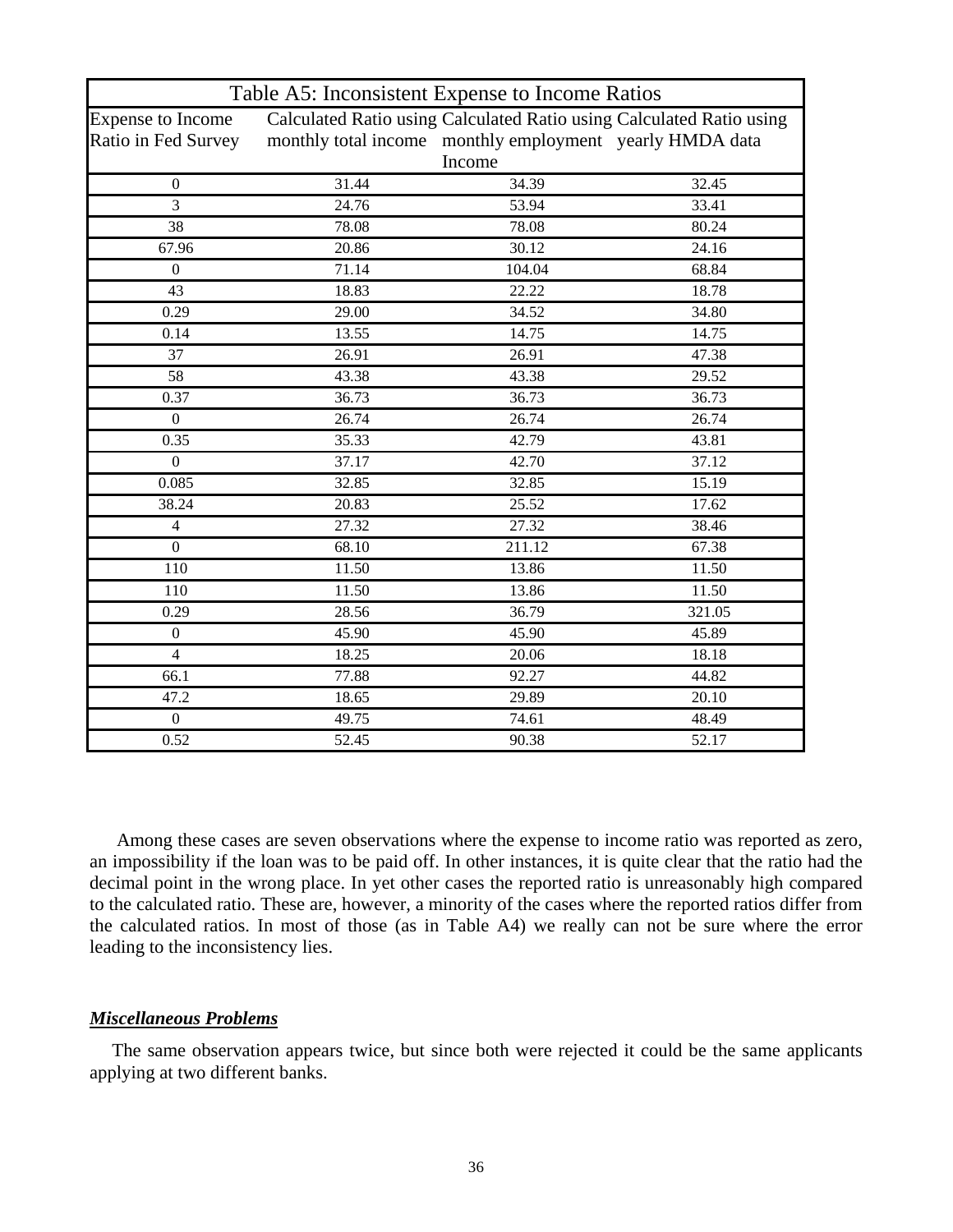| Table A5: Inconsistent Expense to Income Ratios | | | |
|---|---|---|---|
| Expense to Income Ratio in Fed Survey | Calculated Ratio using monthly total income | Calculated Ratio using monthly employment Income | Calculated Ratio using yearly HMDA data |
| 0 | 31.44 | 34.39 | 32.45 |
| 3 | 24.76 | 53.94 | 33.41 |
| 38 | 78.08 | 78.08 | 80.24 |
| 67.96 | 20.86 | 30.12 | 24.16 |
| 0 | 71.14 | 104.04 | 68.84 |
| 43 | 18.83 | 22.22 | 18.78 |
| 0.29 | 29.00 | 34.52 | 34.80 |
| 0.14 | 13.55 | 14.75 | 14.75 |
| 37 | 26.91 | 26.91 | 47.38 |
| 58 | 43.38 | 43.38 | 29.52 |
| 0.37 | 36.73 | 36.73 | 36.73 |
| 0 | 26.74 | 26.74 | 26.74 |
| 0.35 | 35.33 | 42.79 | 43.81 |
| 0 | 37.17 | 42.70 | 37.12 |
| 0.085 | 32.85 | 32.85 | 15.19 |
| 38.24 | 20.83 | 25.52 | 17.62 |
| 4 | 27.32 | 27.32 | 38.46 |
| 0 | 68.10 | 211.12 | 67.38 |
| 110 | 11.50 | 13.86 | 11.50 |
| 110 | 11.50 | 13.86 | 11.50 |
| 0.29 | 28.56 | 36.79 | 321.05 |
| 0 | 45.90 | 45.90 | 45.89 |
| 4 | 18.25 | 20.06 | 18.18 |
| 66.1 | 77.88 | 92.27 | 44.82 |
| 47.2 | 18.65 | 29.89 | 20.10 |
| 0 | 49.75 | 74.61 | 48.49 |
| 0.52 | 52.45 | 90.38 | 52.17 |

Among these cases are seven observations where the expense to income ratio was reported as zero, an impossibility if the loan was to be paid off. In other instances, it is quite clear that the ratio had the decimal point in the wrong place. In yet other cases the reported ratio is unreasonably high compared to the calculated ratio. These are, however, a minority of the cases where the reported ratios differ from the calculated ratios. In most of those (as in Table A4) we really can not be sure where the error leading to the inconsistency lies.

***Miscellaneous Problems***

The same observation appears twice, but since both were rejected it could be the same applicants applying at two different banks.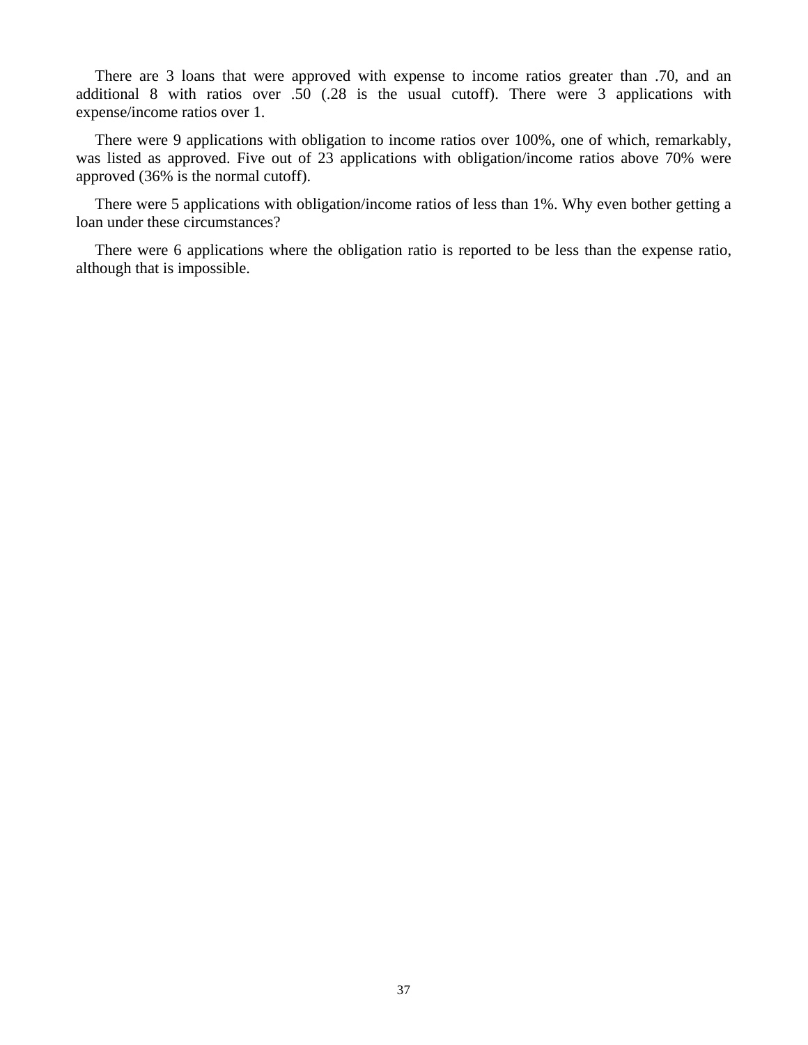There are 3 loans that were approved with expense to income ratios greater than .70, and an additional 8 with ratios over .50 (.28 is the usual cutoff). There were 3 applications with expense/income ratios over 1.

There were 9 applications with obligation to income ratios over 100%, one of which, remarkably, was listed as approved. Five out of 23 applications with obligation/income ratios above 70% were approved (36% is the normal cutoff).

There were 5 applications with obligation/income ratios of less than 1%. Why even bother getting a loan under these circumstances?

There were 6 applications where the obligation ratio is reported to be less than the expense ratio, although that is impossible.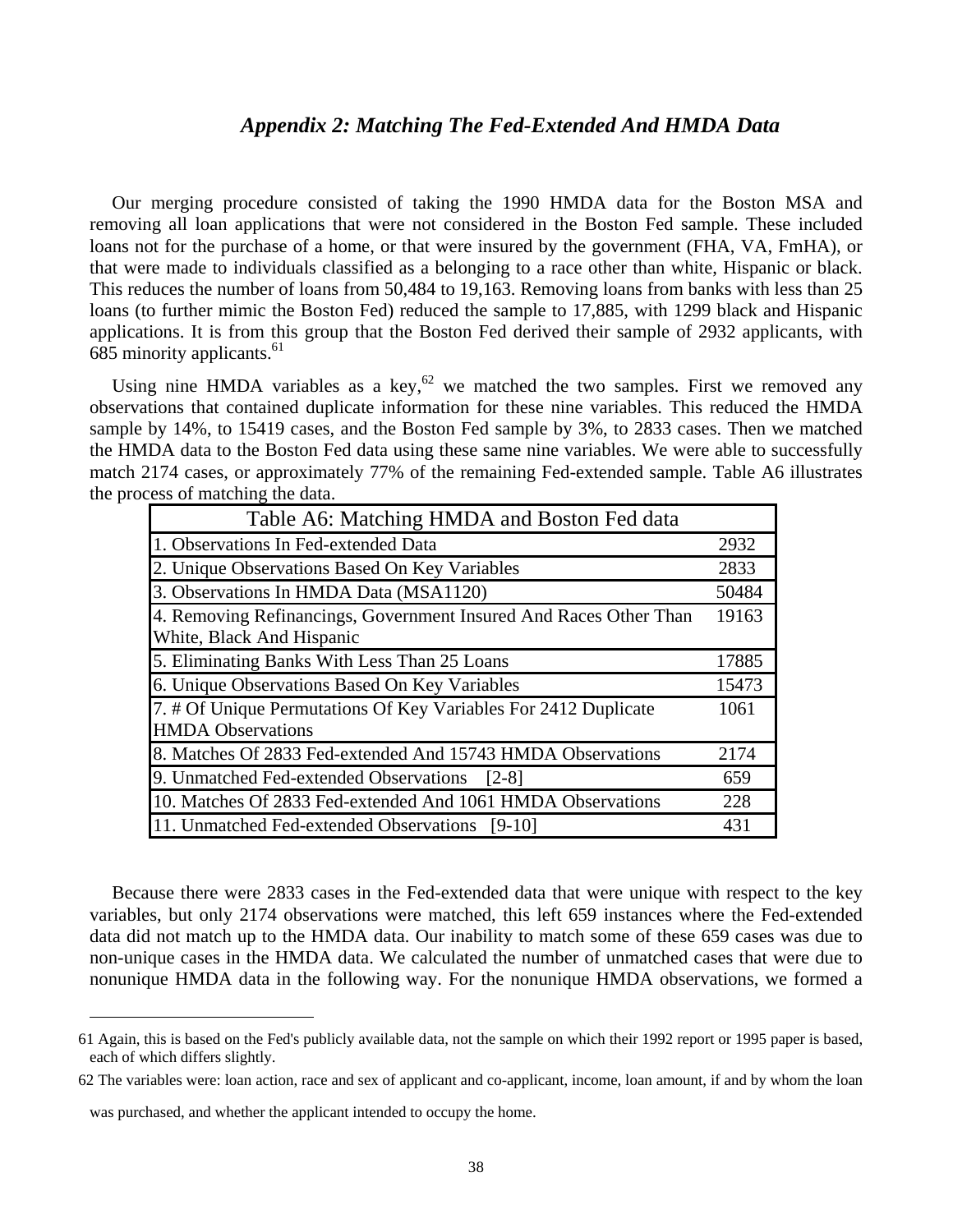## *Appendix 2: Matching The Fed-Extended And HMDA Data*

Our merging procedure consisted of taking the 1990 HMDA data for the Boston MSA and removing all loan applications that were not considered in the Boston Fed sample. These included loans not for the purchase of a home, or that were insured by the government (FHA, VA, FmHA), or that were made to individuals classified as a belonging to a race other than white, Hispanic or black. This reduces the number of loans from 50,484 to 19,163. Removing loans from banks with less than 25 loans (to further mimic the Boston Fed) reduced the sample to 17,885, with 1299 black and Hispanic applications. It is from this group that the Boston Fed derived their sample of 2932 applicants, with 685 minority applicants.[61]

Using nine HMDA variables as a key,[62] we matched the two samples. First we removed any observations that contained duplicate information for these nine variables. This reduced the HMDA sample by 14%, to 15419 cases, and the Boston Fed sample by 3%, to 2833 cases. Then we matched the HMDA data to the Boston Fed data using these same nine variables. We were able to successfully match 2174 cases, or approximately 77% of the remaining Fed-extended sample. Table A6 illustrates the process of matching the data.

| Table A6: Matching HMDA and Boston Fed data | |
|---|---|
| 1. Observations In Fed-extended Data | 2932 |
| 2. Unique Observations Based On Key Variables | 2833 |
| 3. Observations In HMDA Data (MSA1120) | 50484 |
| 4. Removing Refinancings, Government Insured And Races Other Than White, Black And Hispanic | 19163 |
| 5. Eliminating Banks With Less Than 25 Loans | 17885 |
| 6. Unique Observations Based On Key Variables | 15473 |
| 7. # Of Unique Permutations Of Key Variables For 2412 Duplicate HMDA Observations | 1061 |
| 8. Matches Of 2833 Fed-extended And 15743 HMDA Observations | 2174 |
| 9. Unmatched Fed-extended Observations [2-8] | 659 |
| 10. Matches Of 2833 Fed-extended And 1061 HMDA Observations | 228 |
| 11. Unmatched Fed-extended Observations [9-10] | 431 |

Because there were 2833 cases in the Fed-extended data that were unique with respect to the key variables, but only 2174 observations were matched, this left 659 instances where the Fed-extended data did not match up to the HMDA data. Our inability to match some of these 659 cases was due to non-unique cases in the HMDA data. We calculated the number of unmatched cases that were due to nonunique HMDA data in the following way. For the nonunique HMDA observations, we formed a

---

61 Again, this is based on the Fed's publicly available data, not the sample on which their 1992 report or 1995 paper is based, each of which differs slightly.

62 The variables were: loan action, race and sex of applicant and co-applicant, income, loan amount, if and by whom the loan was purchased, and whether the applicant intended to occupy the home.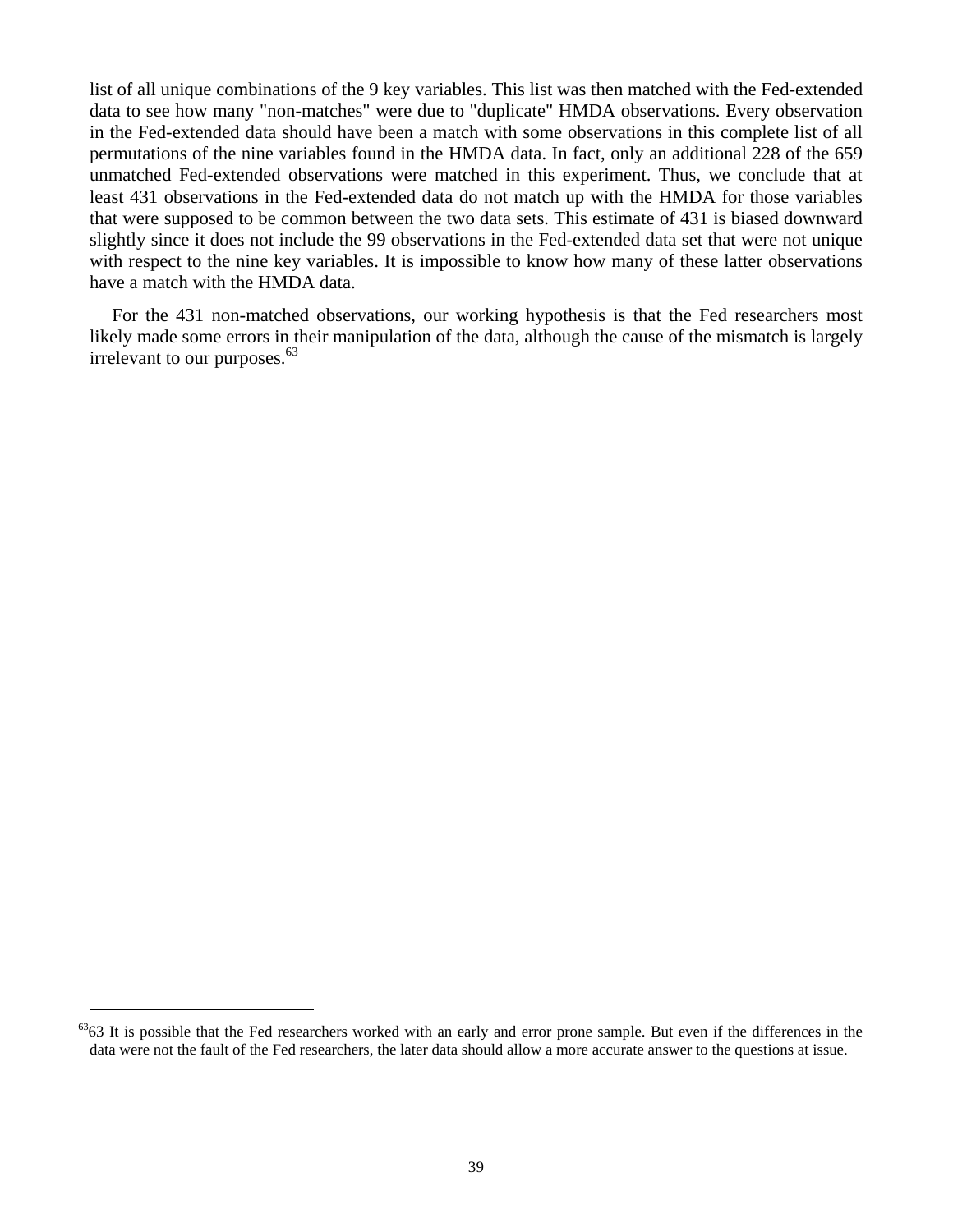list of all unique combinations of the 9 key variables. This list was then matched with the Fed-extended data to see how many "non-matches" were due to "duplicate" HMDA observations. Every observation in the Fed-extended data should have been a match with some observations in this complete list of all permutations of the nine variables found in the HMDA data. In fact, only an additional 228 of the 659 unmatched Fed-extended observations were matched in this experiment. Thus, we conclude that at least 431 observations in the Fed-extended data do not match up with the HMDA for those variables that were supposed to be common between the two data sets. This estimate of 431 is biased downward slightly since it does not include the 99 observations in the Fed-extended data set that were not unique with respect to the nine key variables. It is impossible to know how many of these latter observations have a match with the HMDA data.

For the 431 non-matched observations, our working hypothesis is that the Fed researchers most likely made some errors in their manipulation of the data, although the cause of the mismatch is largely irrelevant to our purposes.[63]

---

[63]63 It is possible that the Fed researchers worked with an early and error prone sample. But even if the differences in the data were not the fault of the Fed researchers, the later data should allow a more accurate answer to the questions at issue.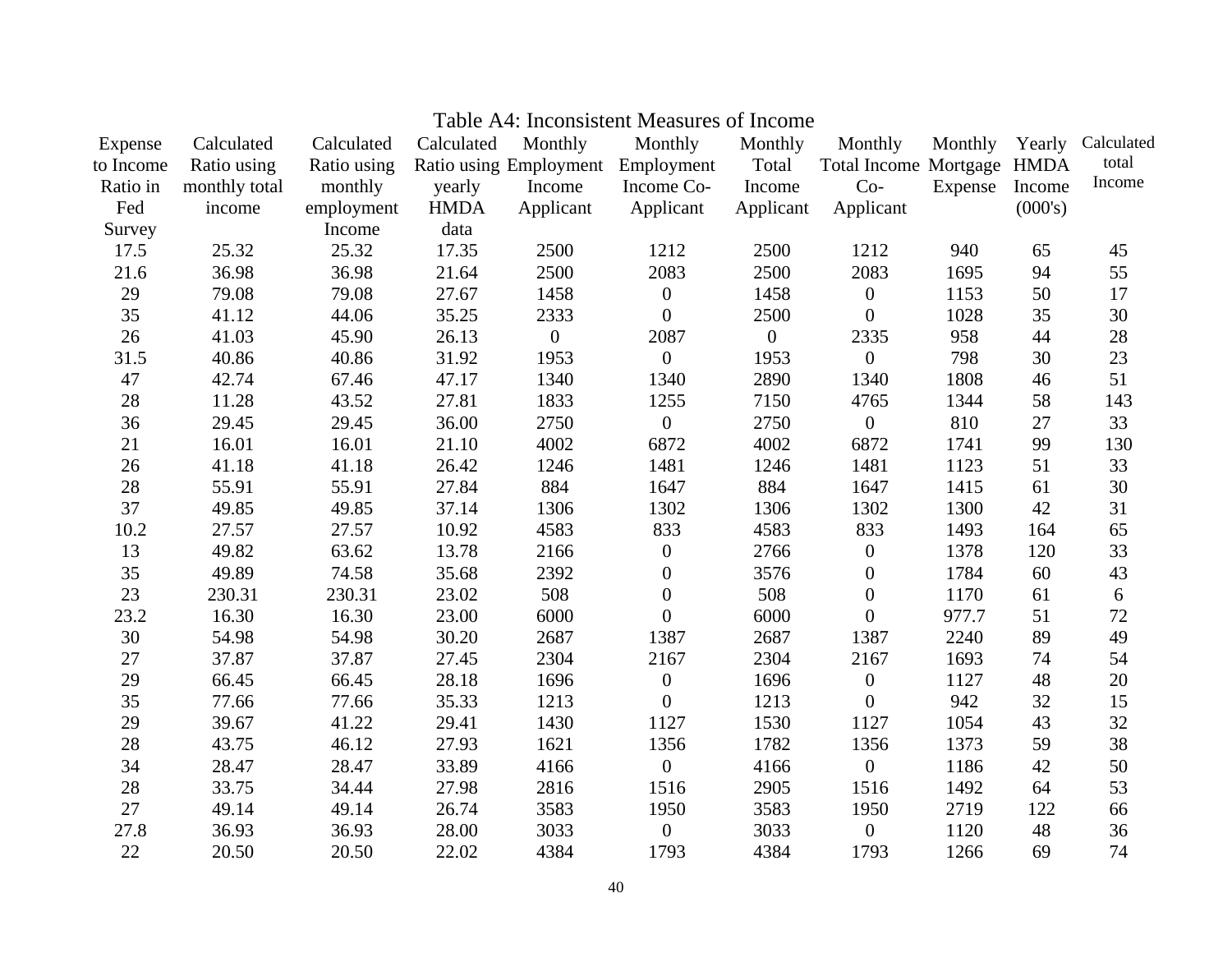# Table A4: Inconsistent Measures of Income

| Expense to Income Ratio in Fed Survey | Calculated Ratio using monthly total income | Calculated Ratio using monthly employment Income | Calculated Ratio using yearly HMDA data | Monthly Employment Income Applicant | Monthly Employment Income Co-Applicant | Monthly Total Income Applicant | Monthly Total Income Co-Applicant | Monthly Mortgage Expense | Yearly HMDA Income (000's) | Calculated total Income |
|---|---|---|---|---|---|---|---|---|---|---|
| 17.5 | 25.32 | 25.32 | 17.35 | 2500 | 1212 | 2500 | 1212 | 940 | 65 | 45 |
| 21.6 | 36.98 | 36.98 | 21.64 | 2500 | 2083 | 2500 | 2083 | 1695 | 94 | 55 |
| 29 | 79.08 | 79.08 | 27.67 | 1458 | 0 | 1458 | 0 | 1153 | 50 | 17 |
| 35 | 41.12 | 44.06 | 35.25 | 2333 | 0 | 2500 | 0 | 1028 | 35 | 30 |
| 26 | 41.03 | 45.90 | 26.13 | 0 | 2087 | 0 | 2335 | 958 | 44 | 28 |
| 31.5 | 40.86 | 40.86 | 31.92 | 1953 | 0 | 1953 | 0 | 798 | 30 | 23 |
| 47 | 42.74 | 67.46 | 47.17 | 1340 | 1340 | 2890 | 1340 | 1808 | 46 | 51 |
| 28 | 11.28 | 43.52 | 27.81 | 1833 | 1255 | 7150 | 4765 | 1344 | 58 | 143 |
| 36 | 29.45 | 29.45 | 36.00 | 2750 | 0 | 2750 | 0 | 810 | 27 | 33 |
| 21 | 16.01 | 16.01 | 21.10 | 4002 | 6872 | 4002 | 6872 | 1741 | 99 | 130 |
| 26 | 41.18 | 41.18 | 26.42 | 1246 | 1481 | 1246 | 1481 | 1123 | 51 | 33 |
| 28 | 55.91 | 55.91 | 27.84 | 884 | 1647 | 884 | 1647 | 1415 | 61 | 30 |
| 37 | 49.85 | 49.85 | 37.14 | 1306 | 1302 | 1306 | 1302 | 1300 | 42 | 31 |
| 10.2 | 27.57 | 27.57 | 10.92 | 4583 | 833 | 4583 | 833 | 1493 | 164 | 65 |
| 13 | 49.82 | 63.62 | 13.78 | 2166 | 0 | 2766 | 0 | 1378 | 120 | 33 |
| 35 | 49.89 | 74.58 | 35.68 | 2392 | 0 | 3576 | 0 | 1784 | 60 | 43 |
| 23 | 230.31 | 230.31 | 23.02 | 508 | 0 | 508 | 0 | 1170 | 61 | 6 |
| 23.2 | 16.30 | 16.30 | 23.00 | 6000 | 0 | 6000 | 0 | 977.7 | 51 | 72 |
| 30 | 54.98 | 54.98 | 30.20 | 2687 | 1387 | 2687 | 1387 | 2240 | 89 | 49 |
| 27 | 37.87 | 37.87 | 27.45 | 2304 | 2167 | 2304 | 2167 | 1693 | 74 | 54 |
| 29 | 66.45 | 66.45 | 28.18 | 1696 | 0 | 1696 | 0 | 1127 | 48 | 20 |
| 35 | 77.66 | 77.66 | 35.33 | 1213 | 0 | 1213 | 0 | 942 | 32 | 15 |
| 29 | 39.67 | 41.22 | 29.41 | 1430 | 1127 | 1530 | 1127 | 1054 | 43 | 32 |
| 28 | 43.75 | 46.12 | 27.93 | 1621 | 1356 | 1782 | 1356 | 1373 | 59 | 38 |
| 34 | 28.47 | 28.47 | 33.89 | 4166 | 0 | 4166 | 0 | 1186 | 42 | 50 |
| 28 | 33.75 | 34.44 | 27.98 | 2816 | 1516 | 2905 | 1516 | 1492 | 64 | 53 |
| 27 | 49.14 | 49.14 | 26.74 | 3583 | 1950 | 3583 | 1950 | 2719 | 122 | 66 |
| 27.8 | 36.93 | 36.93 | 28.00 | 3033 | 0 | 3033 | 0 | 1120 | 48 | 36 |
| 22 | 20.50 | 20.50 | 22.02 | 4384 | 1793 | 4384 | 1793 | 1266 | 69 | 74 |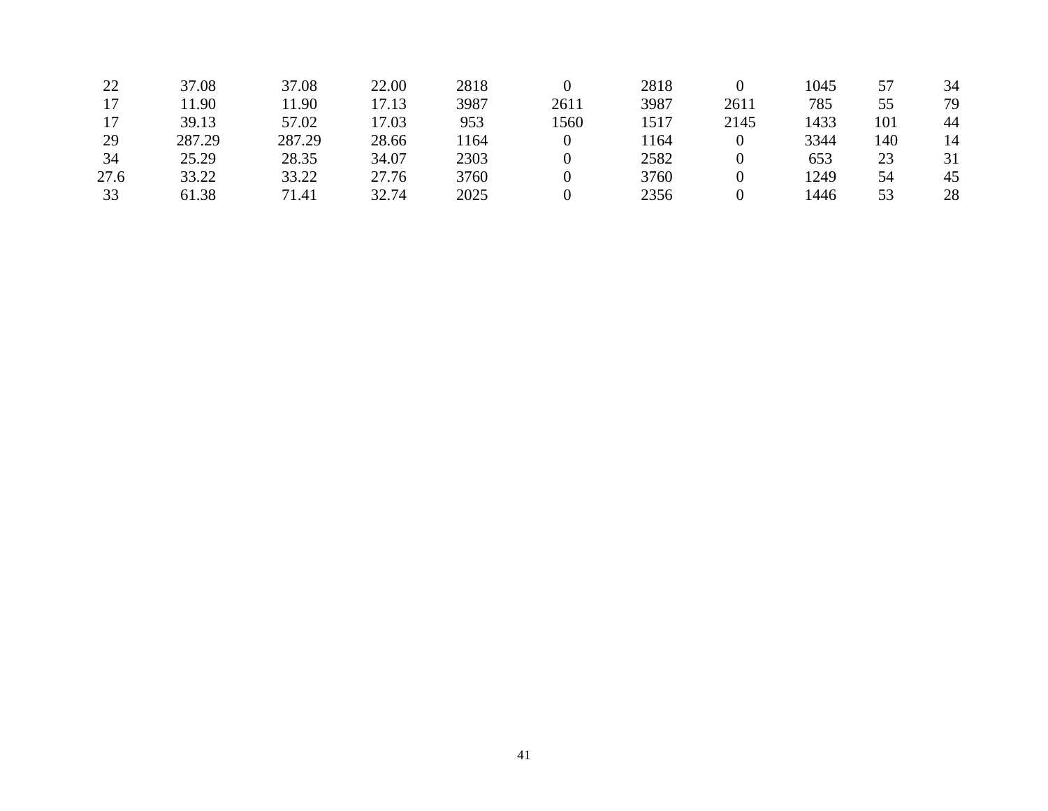| | | | | | | | | | | |
|---|---|---|---|---|---|---|---|---|---|---|
| 22 | 37.08 | 37.08 | 22.00 | 2818 | 0 | 2818 | 0 | 1045 | 57 | 34 |
| 17 | 11.90 | 11.90 | 17.13 | 3987 | 2611 | 3987 | 2611 | 785 | 55 | 79 |
| 17 | 39.13 | 57.02 | 17.03 | 953 | 1560 | 1517 | 2145 | 1433 | 101 | 44 |
| 29 | 287.29 | 287.29 | 28.66 | 1164 | 0 | 1164 | 0 | 3344 | 140 | 14 |
| 34 | 25.29 | 28.35 | 34.07 | 2303 | 0 | 2582 | 0 | 653 | 23 | 31 |
| 27.6 | 33.22 | 33.22 | 27.76 | 3760 | 0 | 3760 | 0 | 1249 | 54 | 45 |
| 33 | 61.38 | 71.41 | 32.74 | 2025 | 0 | 2356 | 0 | 1446 | 53 | 28 |